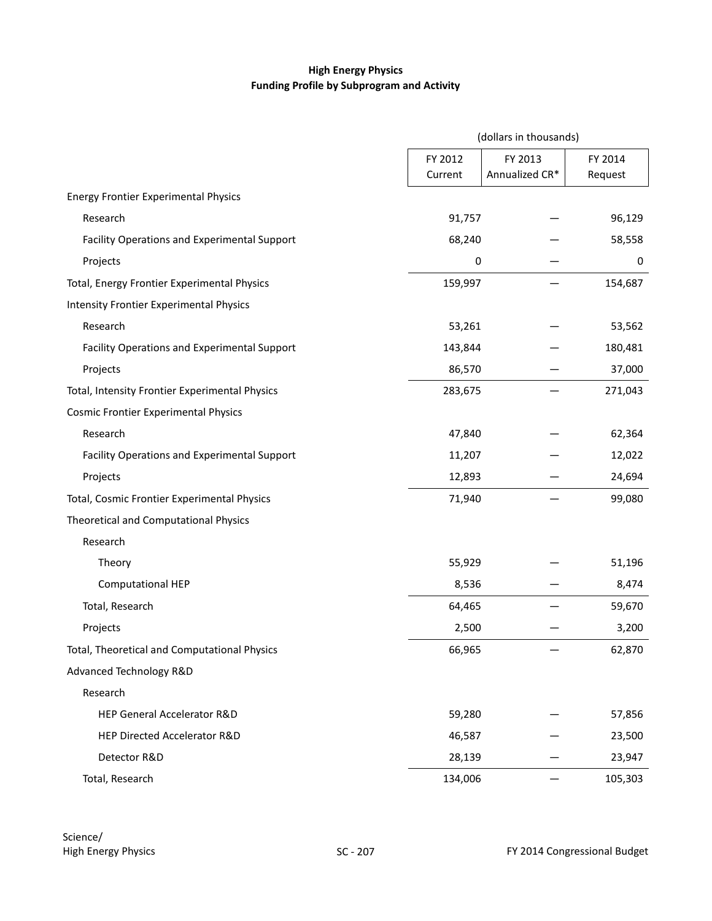**High Energy Physics**
**Funding Profile by Subprogram and Activity**

| | (dollars in thousands) | | |
|---|---|---|---|
| | FY 2012 Current | FY 2013 Annualized CR* | FY 2014 Request |
| Energy Frontier Experimental Physics | | | |
| Research | 91,757 | — | 96,129 |
| Facility Operations and Experimental Support | 68,240 | — | 58,558 |
| Projects | 0 | — | 0 |
| Total, Energy Frontier Experimental Physics | 159,997 | — | 154,687 |
| Intensity Frontier Experimental Physics | | | |
| Research | 53,261 | — | 53,562 |
| Facility Operations and Experimental Support | 143,844 | — | 180,481 |
| Projects | 86,570 | — | 37,000 |
| Total, Intensity Frontier Experimental Physics | 283,675 | — | 271,043 |
| Cosmic Frontier Experimental Physics | | | |
| Research | 47,840 | — | 62,364 |
| Facility Operations and Experimental Support | 11,207 | — | 12,022 |
| Projects | 12,893 | — | 24,694 |
| Total, Cosmic Frontier Experimental Physics | 71,940 | — | 99,080 |
| Theoretical and Computational Physics | | | |
| Research | | | |
| Theory | 55,929 | — | 51,196 |
| Computational HEP | 8,536 | — | 8,474 |
| Total, Research | 64,465 | — | 59,670 |
| Projects | 2,500 | — | 3,200 |
| Total, Theoretical and Computational Physics | 66,965 | — | 62,870 |
| Advanced Technology R&D | | | |
| Research | | | |
| HEP General Accelerator R&D | 59,280 | — | 57,856 |
| HEP Directed Accelerator R&D | 46,587 | — | 23,500 |
| Detector R&D | 28,139 | — | 23,947 |
| Total, Research | 134,006 | — | 105,303 |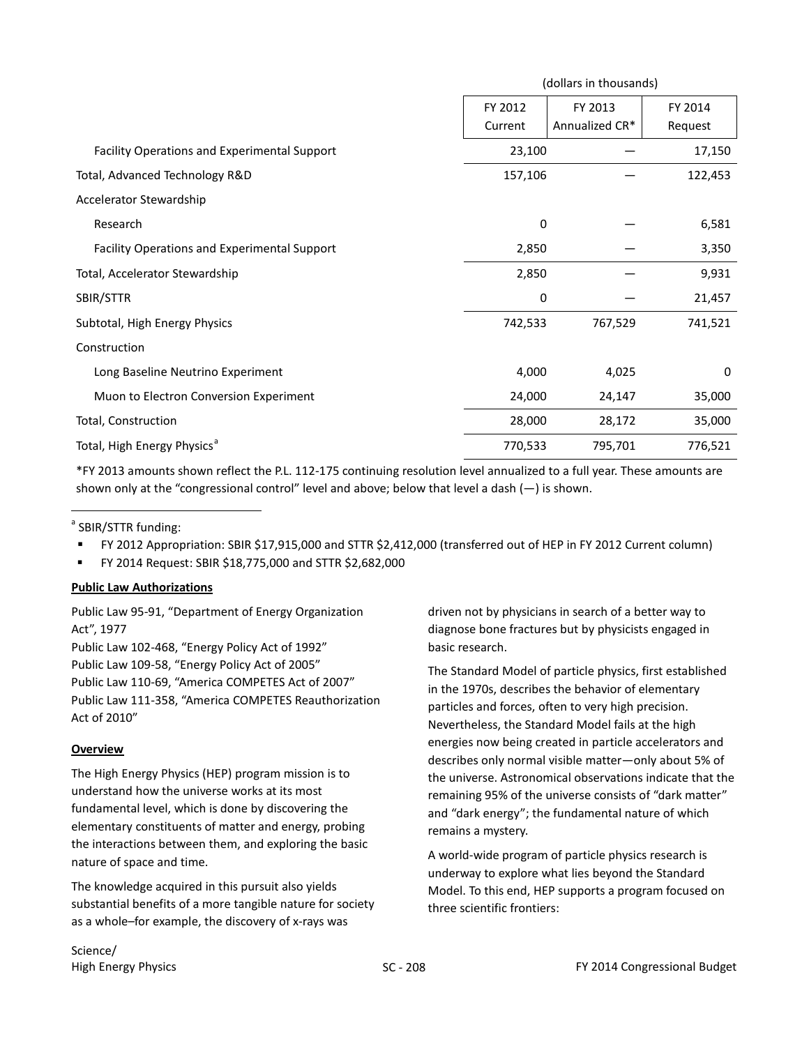| | (dollars in thousands) | | |
|---|---|---|---|
| | FY 2012 Current | FY 2013 Annualized CR* | FY 2014 Request |
| Facility Operations and Experimental Support | 23,100 | — | 17,150 |
| Total, Advanced Technology R&D | 157,106 | — | 122,453 |
| Accelerator Stewardship | | | |
| Research | 0 | — | 6,581 |
| Facility Operations and Experimental Support | 2,850 | — | 3,350 |
| Total, Accelerator Stewardship | 2,850 | — | 9,931 |
| SBIR/STTR | 0 | — | 21,457 |
| Subtotal, High Energy Physics | 742,533 | 767,529 | 741,521 |
| Construction | | | |
| Long Baseline Neutrino Experiment | 4,000 | 4,025 | 0 |
| Muon to Electron Conversion Experiment | 24,000 | 24,147 | 35,000 |
| Total, Construction | 28,000 | 28,172 | 35,000 |
| Total, High Energy Physics[a] | 770,533 | 795,701 | 776,521 |

*FY 2013 amounts shown reflect the P.L. 112-175 continuing resolution level annualized to a full year. These amounts are shown only at the "congressional control" level and above; below that level a dash (—) is shown.

[a] SBIR/STTR funding:

- FY 2012 Appropriation: SBIR $17,915,000 and STTR $2,412,000 (transferred out of HEP in FY 2012 Current column)
- FY 2014 Request: SBIR $18,775,000 and STTR $2,682,000

**Public Law Authorizations**

Public Law 95-91, "Department of Energy Organization Act", 1977
Public Law 102-468, "Energy Policy Act of 1992"
Public Law 109-58, "Energy Policy Act of 2005"
Public Law 110-69, "America COMPETES Act of 2007"
Public Law 111-358, "America COMPETES Reauthorization Act of 2010"

**Overview**

The High Energy Physics (HEP) program mission is to understand how the universe works at its most fundamental level, which is done by discovering the elementary constituents of matter and energy, probing the interactions between them, and exploring the basic nature of space and time.

The knowledge acquired in this pursuit also yields substantial benefits of a more tangible nature for society as a whole–for example, the discovery of x-rays was driven not by physicians in search of a better way to diagnose bone fractures but by physicists engaged in basic research.

The Standard Model of particle physics, first established in the 1970s, describes the behavior of elementary particles and forces, often to very high precision. Nevertheless, the Standard Model fails at the high energies now being created in particle accelerators and describes only normal visible matter—only about 5% of the universe. Astronomical observations indicate that the remaining 95% of the universe consists of "dark matter" and "dark energy"; the fundamental nature of which remains a mystery.

A world-wide program of particle physics research is underway to explore what lies beyond the Standard Model. To this end, HEP supports a program focused on three scientific frontiers: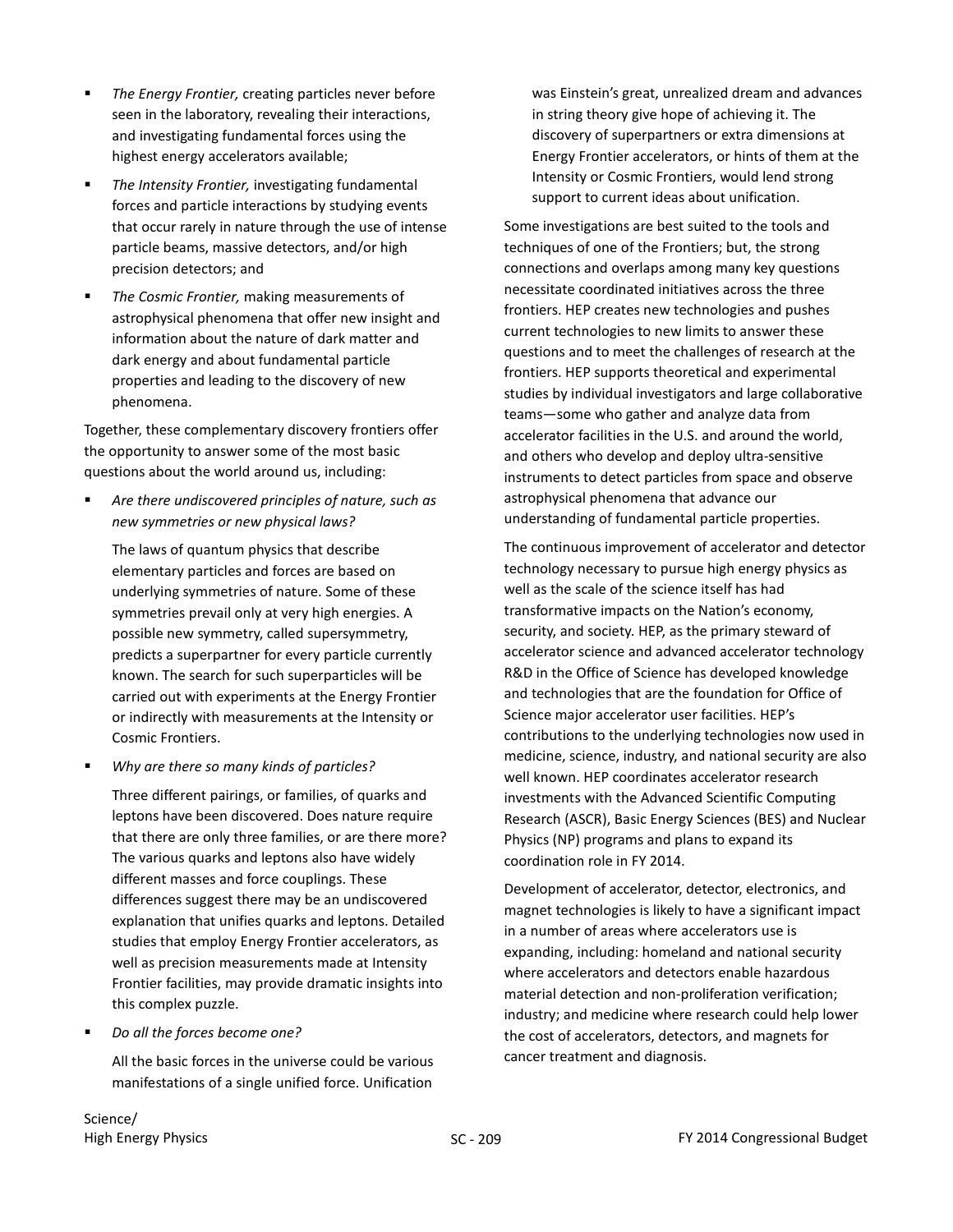- *The Energy Frontier,* creating particles never before seen in the laboratory, revealing their interactions, and investigating fundamental forces using the highest energy accelerators available;
- *The Intensity Frontier,* investigating fundamental forces and particle interactions by studying events that occur rarely in nature through the use of intense particle beams, massive detectors, and/or high precision detectors; and
- *The Cosmic Frontier,* making measurements of astrophysical phenomena that offer new insight and information about the nature of dark matter and dark energy and about fundamental particle properties and leading to the discovery of new phenomena.

Together, these complementary discovery frontiers offer the opportunity to answer some of the most basic questions about the world around us, including:

- *Are there undiscovered principles of nature, such as new symmetries or new physical laws?*

  The laws of quantum physics that describe elementary particles and forces are based on underlying symmetries of nature. Some of these symmetries prevail only at very high energies. A possible new symmetry, called supersymmetry, predicts a superpartner for every particle currently known. The search for such superparticles will be carried out with experiments at the Energy Frontier or indirectly with measurements at the Intensity or Cosmic Frontiers.

- *Why are there so many kinds of particles?*

  Three different pairings, or families, of quarks and leptons have been discovered. Does nature require that there are only three families, or are there more? The various quarks and leptons also have widely different masses and force couplings. These differences suggest there may be an undiscovered explanation that unifies quarks and leptons. Detailed studies that employ Energy Frontier accelerators, as well as precision measurements made at Intensity Frontier facilities, may provide dramatic insights into this complex puzzle.

- *Do all the forces become one?*

  All the basic forces in the universe could be various manifestations of a single unified force. Unification was Einstein's great, unrealized dream and advances in string theory give hope of achieving it. The discovery of superpartners or extra dimensions at Energy Frontier accelerators, or hints of them at the Intensity or Cosmic Frontiers, would lend strong support to current ideas about unification.

Some investigations are best suited to the tools and techniques of one of the Frontiers; but, the strong connections and overlaps among many key questions necessitate coordinated initiatives across the three frontiers. HEP creates new technologies and pushes current technologies to new limits to answer these questions and to meet the challenges of research at the frontiers. HEP supports theoretical and experimental studies by individual investigators and large collaborative teams—some who gather and analyze data from accelerator facilities in the U.S. and around the world, and others who develop and deploy ultra-sensitive instruments to detect particles from space and observe astrophysical phenomena that advance our understanding of fundamental particle properties.

The continuous improvement of accelerator and detector technology necessary to pursue high energy physics as well as the scale of the science itself has had transformative impacts on the Nation's economy, security, and society. HEP, as the primary steward of accelerator science and advanced accelerator technology R&D in the Office of Science has developed knowledge and technologies that are the foundation for Office of Science major accelerator user facilities. HEP's contributions to the underlying technologies now used in medicine, science, industry, and national security are also well known. HEP coordinates accelerator research investments with the Advanced Scientific Computing Research (ASCR), Basic Energy Sciences (BES) and Nuclear Physics (NP) programs and plans to expand its coordination role in FY 2014.

Development of accelerator, detector, electronics, and magnet technologies is likely to have a significant impact in a number of areas where accelerators use is expanding, including: homeland and national security where accelerators and detectors enable hazardous material detection and non-proliferation verification; industry; and medicine where research could help lower the cost of accelerators, detectors, and magnets for cancer treatment and diagnosis.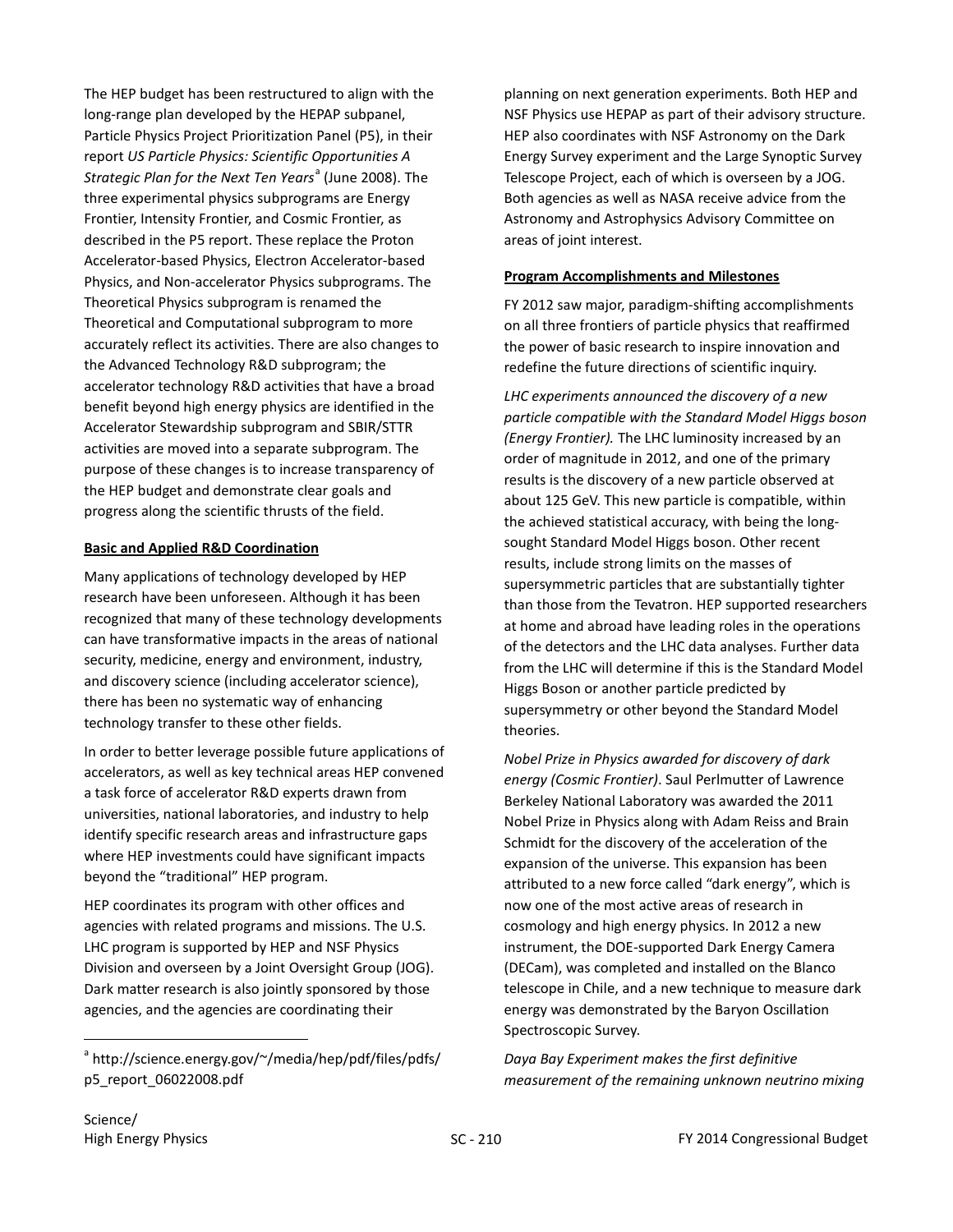The HEP budget has been restructured to align with the long-range plan developed by the HEPAP subpanel, Particle Physics Project Prioritization Panel (P5), in their report *US Particle Physics: Scientific Opportunities A Strategic Plan for the Next Ten Years*[a] (June 2008). The three experimental physics subprograms are Energy Frontier, Intensity Frontier, and Cosmic Frontier, as described in the P5 report. These replace the Proton Accelerator-based Physics, Electron Accelerator-based Physics, and Non-accelerator Physics subprograms. The Theoretical Physics subprogram is renamed the Theoretical and Computational subprogram to more accurately reflect its activities. There are also changes to the Advanced Technology R&D subprogram; the accelerator technology R&D activities that have a broad benefit beyond high energy physics are identified in the Accelerator Stewardship subprogram and SBIR/STTR activities are moved into a separate subprogram. The purpose of these changes is to increase transparency of the HEP budget and demonstrate clear goals and progress along the scientific thrusts of the field.

**Basic and Applied R&D Coordination**

Many applications of technology developed by HEP research have been unforeseen. Although it has been recognized that many of these technology developments can have transformative impacts in the areas of national security, medicine, energy and environment, industry, and discovery science (including accelerator science), there has been no systematic way of enhancing technology transfer to these other fields.

In order to better leverage possible future applications of accelerators, as well as key technical areas HEP convened a task force of accelerator R&D experts drawn from universities, national laboratories, and industry to help identify specific research areas and infrastructure gaps where HEP investments could have significant impacts beyond the "traditional" HEP program.

HEP coordinates its program with other offices and agencies with related programs and missions. The U.S. LHC program is supported by HEP and NSF Physics Division and overseen by a Joint Oversight Group (JOG). Dark matter research is also jointly sponsored by those agencies, and the agencies are coordinating their planning on next generation experiments. Both HEP and NSF Physics use HEPAP as part of their advisory structure. HEP also coordinates with NSF Astronomy on the Dark Energy Survey experiment and the Large Synoptic Survey Telescope Project, each of which is overseen by a JOG. Both agencies as well as NASA receive advice from the Astronomy and Astrophysics Advisory Committee on areas of joint interest.

**Program Accomplishments and Milestones**

FY 2012 saw major, paradigm-shifting accomplishments on all three frontiers of particle physics that reaffirmed the power of basic research to inspire innovation and redefine the future directions of scientific inquiry.

*LHC experiments announced the discovery of a new particle compatible with the Standard Model Higgs boson (Energy Frontier).* The LHC luminosity increased by an order of magnitude in 2012, and one of the primary results is the discovery of a new particle observed at about 125 GeV. This new particle is compatible, within the achieved statistical accuracy, with being the long-sought Standard Model Higgs boson. Other recent results, include strong limits on the masses of supersymmetric particles that are substantially tighter than those from the Tevatron. HEP supported researchers at home and abroad have leading roles in the operations of the detectors and the LHC data analyses. Further data from the LHC will determine if this is the Standard Model Higgs Boson or another particle predicted by supersymmetry or other beyond the Standard Model theories.

*Nobel Prize in Physics awarded for discovery of dark energy (Cosmic Frontier)*. Saul Perlmutter of Lawrence Berkeley National Laboratory was awarded the 2011 Nobel Prize in Physics along with Adam Reiss and Brain Schmidt for the discovery of the acceleration of the expansion of the universe. This expansion has been attributed to a new force called "dark energy", which is now one of the most active areas of research in cosmology and high energy physics. In 2012 a new instrument, the DOE-supported Dark Energy Camera (DECam), was completed and installed on the Blanco telescope in Chile, and a new technique to measure dark energy was demonstrated by the Baryon Oscillation Spectroscopic Survey.

*Daya Bay Experiment makes the first definitive measurement of the remaining unknown neutrino mixing*

[a] http://science.energy.gov/~/media/hep/pdf/files/pdfs/p5_report_06022008.pdf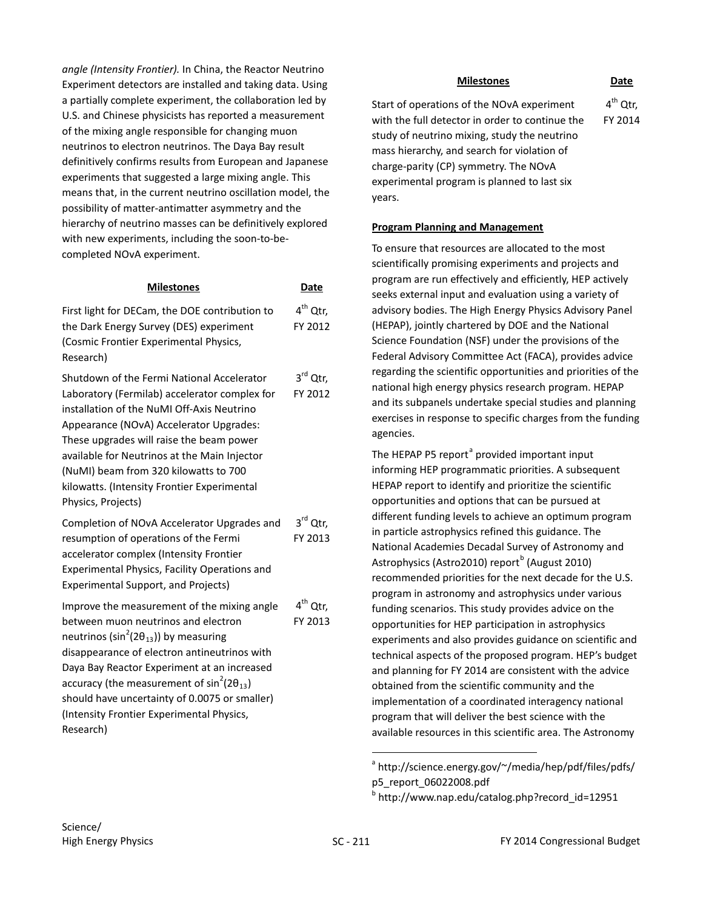*angle (Intensity Frontier).* In China, the Reactor Neutrino Experiment detectors are installed and taking data. Using a partially complete experiment, the collaboration led by U.S. and Chinese physicists has reported a measurement of the mixing angle responsible for changing muon neutrinos to electron neutrinos. The Daya Bay result definitively confirms results from European and Japanese experiments that suggested a large mixing angle. This means that, in the current neutrino oscillation model, the possibility of matter-antimatter asymmetry and the hierarchy of neutrino masses can be definitively explored with new experiments, including the soon-to-be-completed NOvA experiment.

| **Milestones** | **Date** |
|---|---|
| First light for DECam, the DOE contribution to the Dark Energy Survey (DES) experiment (Cosmic Frontier Experimental Physics, Research) | 4th Qtr, FY 2012 |
| Shutdown of the Fermi National Accelerator Laboratory (Fermilab) accelerator complex for installation of the NuMI Off-Axis Neutrino Appearance (NOvA) Accelerator Upgrades: These upgrades will raise the beam power available for Neutrinos at the Main Injector (NuMI) beam from 320 kilowatts to 700 kilowatts. (Intensity Frontier Experimental Physics, Projects) | 3rd Qtr, FY 2012 |
| Completion of NOvA Accelerator Upgrades and resumption of operations of the Fermi accelerator complex (Intensity Frontier Experimental Physics, Facility Operations and Experimental Support, and Projects) | 3rd Qtr, FY 2013 |
| Improve the measurement of the mixing angle between muon neutrinos and electron neutrinos ($\sin^2(2\theta_{13})$) by measuring disappearance of electron antineutrinos with Daya Bay Reactor Experiment at an increased accuracy (the measurement of $\sin^2(2\theta_{13})$ should have uncertainty of 0.0075 or smaller) (Intensity Frontier Experimental Physics, Research) | 4th Qtr, FY 2013 |
| Start of operations of the NOvA experiment with the full detector in order to continue the study of neutrino mixing, study the neutrino mass hierarchy, and search for violation of charge-parity (CP) symmetry. The NOvA experimental program is planned to last six years. | 4th Qtr, FY 2014 |

**Program Planning and Management**

To ensure that resources are allocated to the most scientifically promising experiments and projects and program are run effectively and efficiently, HEP actively seeks external input and evaluation using a variety of advisory bodies. The High Energy Physics Advisory Panel (HEPAP), jointly chartered by DOE and the National Science Foundation (NSF) under the provisions of the Federal Advisory Committee Act (FACA), provides advice regarding the scientific opportunities and priorities of the national high energy physics research program. HEPAP and its subpanels undertake special studies and planning exercises in response to specific charges from the funding agencies.

The HEPAP P5 report[a] provided important input informing HEP programmatic priorities. A subsequent HEPAP report to identify and prioritize the scientific opportunities and options that can be pursued at different funding levels to achieve an optimum program in particle astrophysics refined this guidance. The National Academies Decadal Survey of Astronomy and Astrophysics (Astro2010) report[b] (August 2010) recommended priorities for the next decade for the U.S. program in astronomy and astrophysics under various funding scenarios. This study provides advice on the opportunities for HEP participation in astrophysics experiments and also provides guidance on scientific and technical aspects of the proposed program. HEP's budget and planning for FY 2014 are consistent with the advice obtained from the scientific community and the implementation of a coordinated interagency national program that will deliver the best science with the available resources in this scientific area. The Astronomy

[a] http://science.energy.gov/~/media/hep/pdf/files/pdfs/p5_report_06022008.pdf

[b] http://www.nap.edu/catalog.php?record_id=12951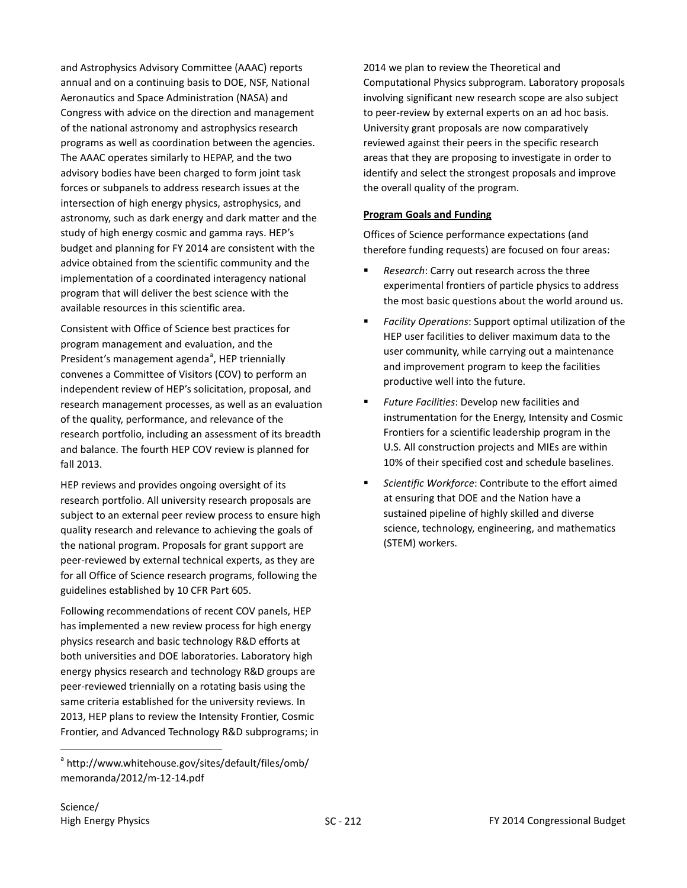and Astrophysics Advisory Committee (AAAC) reports annual and on a continuing basis to DOE, NSF, National Aeronautics and Space Administration (NASA) and Congress with advice on the direction and management of the national astronomy and astrophysics research programs as well as coordination between the agencies. The AAAC operates similarly to HEPAP, and the two advisory bodies have been charged to form joint task forces or subpanels to address research issues at the intersection of high energy physics, astrophysics, and astronomy, such as dark energy and dark matter and the study of high energy cosmic and gamma rays. HEP's budget and planning for FY 2014 are consistent with the advice obtained from the scientific community and the implementation of a coordinated interagency national program that will deliver the best science with the available resources in this scientific area.

Consistent with Office of Science best practices for program management and evaluation, and the President's management agenda[a], HEP triennially convenes a Committee of Visitors (COV) to perform an independent review of HEP's solicitation, proposal, and research management processes, as well as an evaluation of the quality, performance, and relevance of the research portfolio, including an assessment of its breadth and balance. The fourth HEP COV review is planned for fall 2013.

HEP reviews and provides ongoing oversight of its research portfolio. All university research proposals are subject to an external peer review process to ensure high quality research and relevance to achieving the goals of the national program. Proposals for grant support are peer-reviewed by external technical experts, as they are for all Office of Science research programs, following the guidelines established by 10 CFR Part 605.

Following recommendations of recent COV panels, HEP has implemented a new review process for high energy physics research and basic technology R&D efforts at both universities and DOE laboratories. Laboratory high energy physics research and technology R&D groups are peer-reviewed triennially on a rotating basis using the same criteria established for the university reviews. In 2013, HEP plans to review the Intensity Frontier, Cosmic Frontier, and Advanced Technology R&D subprograms; in 2014 we plan to review the Theoretical and Computational Physics subprogram. Laboratory proposals involving significant new research scope are also subject to peer-review by external experts on an ad hoc basis. University grant proposals are now comparatively reviewed against their peers in the specific research areas that they are proposing to investigate in order to identify and select the strongest proposals and improve the overall quality of the program.

**Program Goals and Funding**

Offices of Science performance expectations (and therefore funding requests) are focused on four areas:

- *Research*: Carry out research across the three experimental frontiers of particle physics to address the most basic questions about the world around us.
- *Facility Operations*: Support optimal utilization of the HEP user facilities to deliver maximum data to the user community, while carrying out a maintenance and improvement program to keep the facilities productive well into the future.
- *Future Facilities*: Develop new facilities and instrumentation for the Energy, Intensity and Cosmic Frontiers for a scientific leadership program in the U.S. All construction projects and MIEs are within 10% of their specified cost and schedule baselines.
- *Scientific Workforce*: Contribute to the effort aimed at ensuring that DOE and the Nation have a sustained pipeline of highly skilled and diverse science, technology, engineering, and mathematics (STEM) workers.

[a] http://www.whitehouse.gov/sites/default/files/omb/memoranda/2012/m-12-14.pdf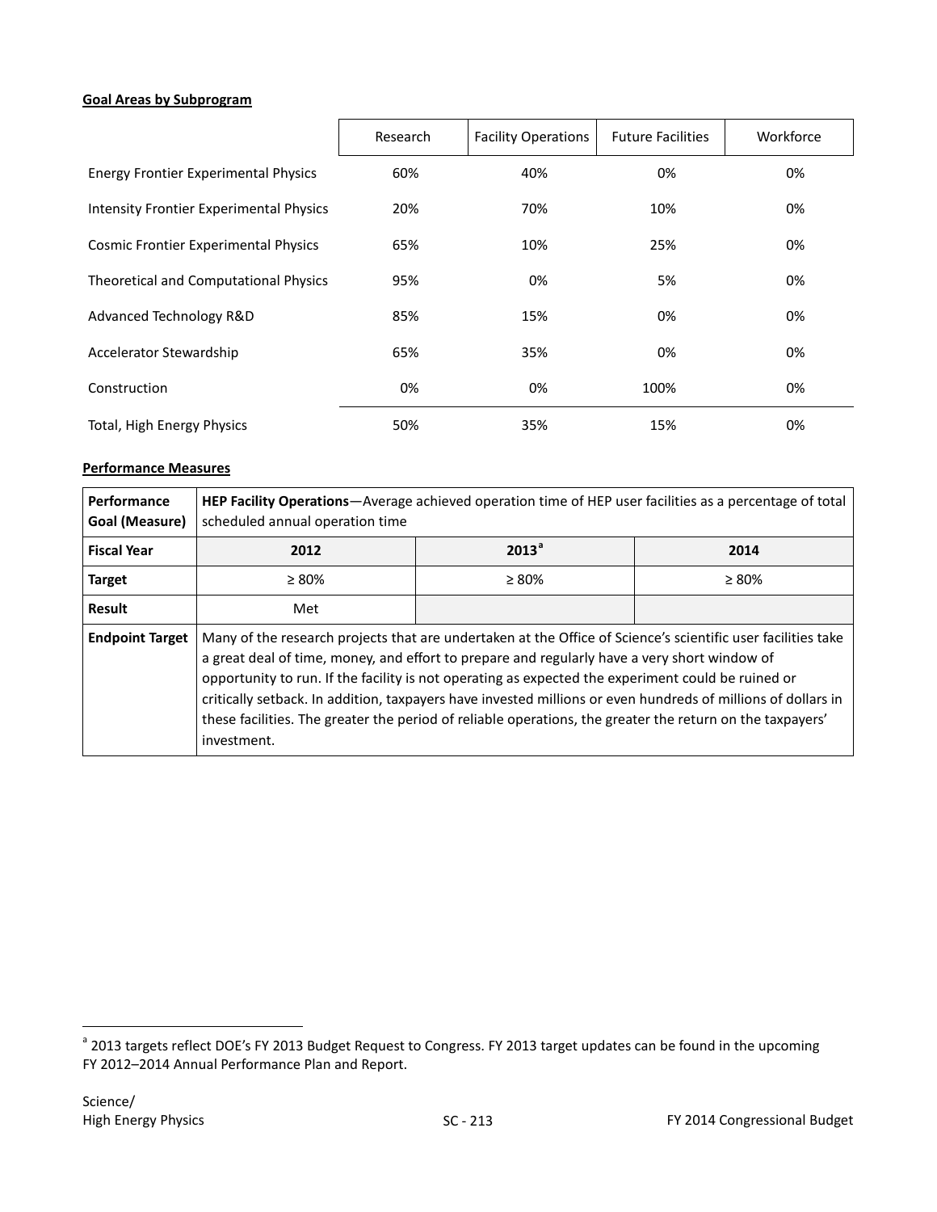**Goal Areas by Subprogram**

| | Research | Facility Operations | Future Facilities | Workforce |
|---|---|---|---|---|
| Energy Frontier Experimental Physics | 60% | 40% | 0% | 0% |
| Intensity Frontier Experimental Physics | 20% | 70% | 10% | 0% |
| Cosmic Frontier Experimental Physics | 65% | 10% | 25% | 0% |
| Theoretical and Computational Physics | 95% | 0% | 5% | 0% |
| Advanced Technology R&D | 85% | 15% | 0% | 0% |
| Accelerator Stewardship | 65% | 35% | 0% | 0% |
| Construction | 0% | 0% | 100% | 0% |
| Total, High Energy Physics | 50% | 35% | 15% | 0% |

**Performance Measures**

| Performance Goal (Measure) | **HEP Facility Operations**—Average achieved operation time of HEP user facilities as a percentage of total scheduled annual operation time | | |
|---|---|---|---|
| **Fiscal Year** | **2012** | **2013**[a] | **2014** |
| **Target** | ≥ 80% | ≥ 80% | ≥ 80% |
| **Result** | Met | | |
| **Endpoint Target** | Many of the research projects that are undertaken at the Office of Science's scientific user facilities take a great deal of time, money, and effort to prepare and regularly have a very short window of opportunity to run. If the facility is not operating as expected the experiment could be ruined or critically setback. In addition, taxpayers have invested millions or even hundreds of millions of dollars in these facilities. The greater the period of reliable operations, the greater the return on the taxpayers' investment. | | |

[a] 2013 targets reflect DOE's FY 2013 Budget Request to Congress. FY 2013 target updates can be found in the upcoming FY 2012–2014 Annual Performance Plan and Report.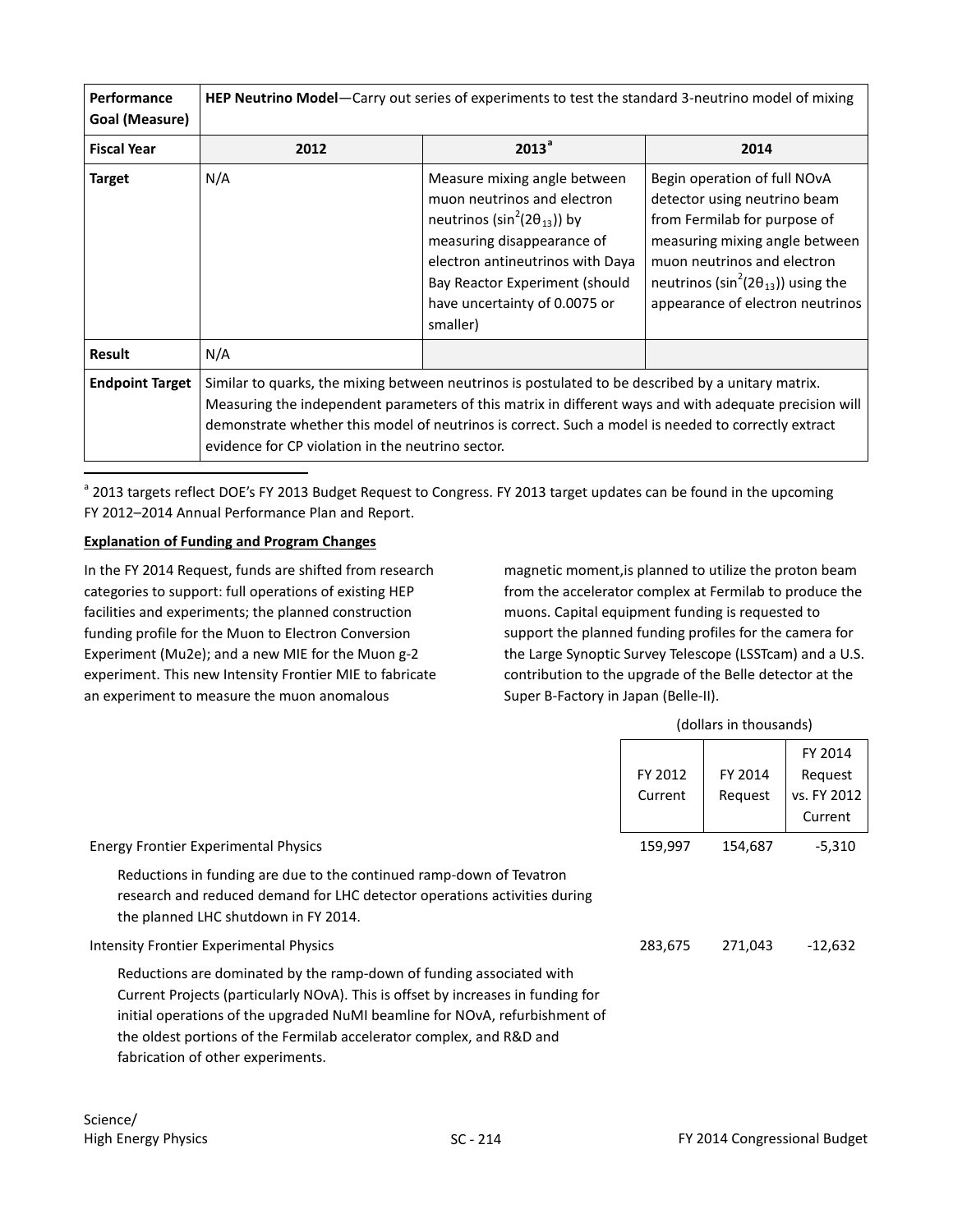| Performance Goal (Measure) | HEP Neutrino Model—Carry out series of experiments to test the standard 3-neutrino model of mixing | | |
|---|---|---|---|
| **Fiscal Year** | **2012** | **2013[a]** | **2014** |
| **Target** | N/A | Measure mixing angle between muon neutrinos and electron neutrinos ($\sin^2(2\theta_{13})$) by measuring disappearance of electron antineutrinos with Daya Bay Reactor Experiment (should have uncertainty of 0.0075 or smaller) | Begin operation of full NOvA detector using neutrino beam from Fermilab for purpose of measuring mixing angle between muon neutrinos and electron neutrinos ($\sin^2(2\theta_{13})$) using the appearance of electron neutrinos |
| **Result** | N/A | | |
| **Endpoint Target** | Similar to quarks, the mixing between neutrinos is postulated to be described by a unitary matrix. Measuring the independent parameters of this matrix in different ways and with adequate precision will demonstrate whether this model of neutrinos is correct. Such a model is needed to correctly extract evidence for CP violation in the neutrino sector. | | |

[a] 2013 targets reflect DOE's FY 2013 Budget Request to Congress. FY 2013 target updates can be found in the upcoming FY 2012–2014 Annual Performance Plan and Report.

**Explanation of Funding and Program Changes**

In the FY 2014 Request, funds are shifted from research categories to support: full operations of existing HEP facilities and experiments; the planned construction funding profile for the Muon to Electron Conversion Experiment (Mu2e); and a new MIE for the Muon g-2 experiment. This new Intensity Frontier MIE to fabricate an experiment to measure the muon anomalous magnetic moment,is planned to utilize the proton beam from the accelerator complex at Fermilab to produce the muons. Capital equipment funding is requested to support the planned funding profiles for the camera for the Large Synoptic Survey Telescope (LSSTcam) and a U.S. contribution to the upgrade of the Belle detector at the Super B-Factory in Japan (Belle-II).

(dollars in thousands)

| | FY 2012 Current | FY 2014 Request | FY 2014 Request vs. FY 2012 Current |
|---|---|---|---|
| Energy Frontier Experimental Physics | 159,997 | 154,687 | -5,310 |
| Reductions in funding are due to the continued ramp-down of Tevatron research and reduced demand for LHC detector operations activities during the planned LHC shutdown in FY 2014. | | | |
| Intensity Frontier Experimental Physics | 283,675 | 271,043 | -12,632 |
| Reductions are dominated by the ramp-down of funding associated with Current Projects (particularly NOvA). This is offset by increases in funding for initial operations of the upgraded NuMI beamline for NOvA, refurbishment of the oldest portions of the Fermilab accelerator complex, and R&D and fabrication of other experiments. | | | |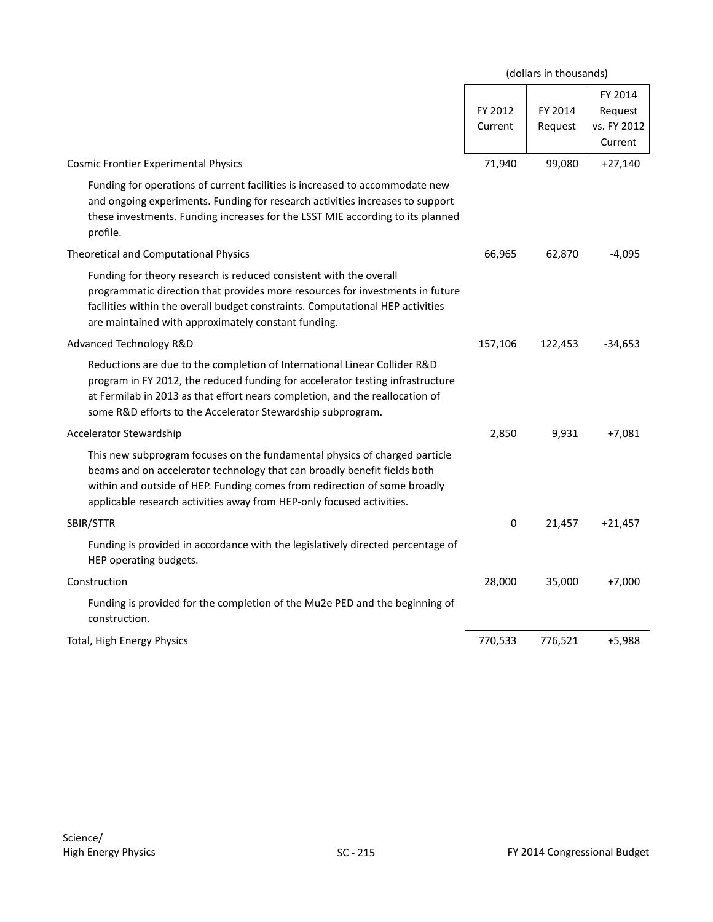| | (dollars in thousands) | | |
|---|---|---|---|
| | FY 2012 Current | FY 2014 Request | FY 2014 Request vs. FY 2012 Current |
| Cosmic Frontier Experimental Physics | 71,940 | 99,080 | +27,140 |
| Funding for operations of current facilities is increased to accommodate new and ongoing experiments. Funding for research activities increases to support these investments. Funding increases for the LSST MIE according to its planned profile. | | | |
| Theoretical and Computational Physics | 66,965 | 62,870 | -4,095 |
| Funding for theory research is reduced consistent with the overall programmatic direction that provides more resources for investments in future facilities within the overall budget constraints. Computational HEP activities are maintained with approximately constant funding. | | | |
| Advanced Technology R&D | 157,106 | 122,453 | -34,653 |
| Reductions are due to the completion of International Linear Collider R&D program in FY 2012, the reduced funding for accelerator testing infrastructure at Fermilab in 2013 as that effort nears completion, and the reallocation of some R&D efforts to the Accelerator Stewardship subprogram. | | | |
| Accelerator Stewardship | 2,850 | 9,931 | +7,081 |
| This new subprogram focuses on the fundamental physics of charged particle beams and on accelerator technology that can broadly benefit fields both within and outside of HEP. Funding comes from redirection of some broadly applicable research activities away from HEP-only focused activities. | | | |
| SBIR/STTR | 0 | 21,457 | +21,457 |
| Funding is provided in accordance with the legislatively directed percentage of HEP operating budgets. | | | |
| Construction | 28,000 | 35,000 | +7,000 |
| Funding is provided for the completion of the Mu2e PED and the beginning of construction. | | | |
| Total, High Energy Physics | 770,533 | 776,521 | +5,988 |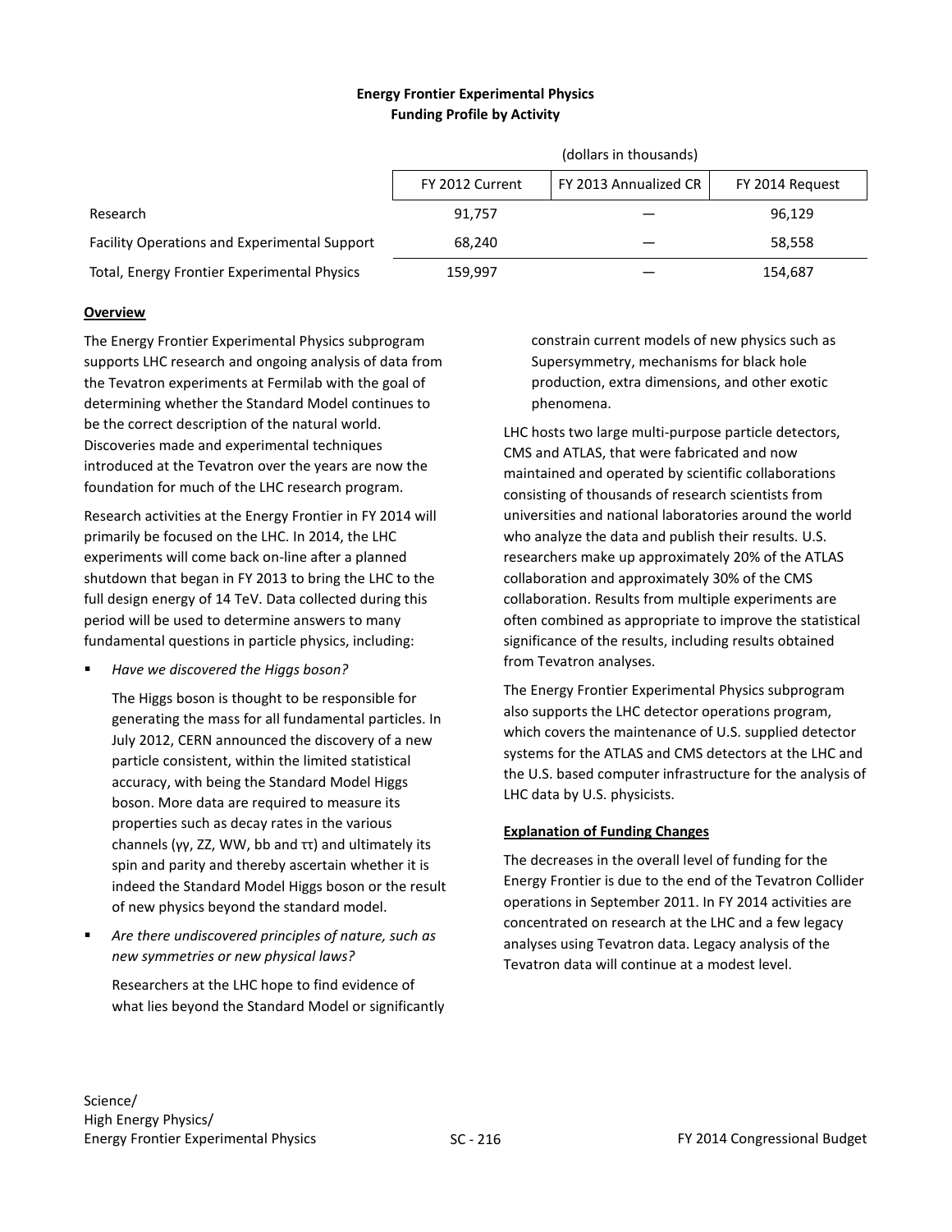**Energy Frontier Experimental Physics**
**Funding Profile by Activity**

| | (dollars in thousands) | | |
|---|---|---|---|
| | FY 2012 Current | FY 2013 Annualized CR | FY 2014 Request |
| Research | 91,757 | — | 96,129 |
| Facility Operations and Experimental Support | 68,240 | — | 58,558 |
| Total, Energy Frontier Experimental Physics | 159,997 | — | 154,687 |

## Overview

The Energy Frontier Experimental Physics subprogram supports LHC research and ongoing analysis of data from the Tevatron experiments at Fermilab with the goal of determining whether the Standard Model continues to be the correct description of the natural world. Discoveries made and experimental techniques introduced at the Tevatron over the years are now the foundation for much of the LHC research program.

Research activities at the Energy Frontier in FY 2014 will primarily be focused on the LHC. In 2014, the LHC experiments will come back on-line after a planned shutdown that began in FY 2013 to bring the LHC to the full design energy of 14 TeV. Data collected during this period will be used to determine answers to many fundamental questions in particle physics, including:

- *Have we discovered the Higgs boson?*

  The Higgs boson is thought to be responsible for generating the mass for all fundamental particles. In July 2012, CERN announced the discovery of a new particle consistent, within the limited statistical accuracy, with being the Standard Model Higgs boson. More data are required to measure its properties such as decay rates in the various channels ($\gamma\gamma$, ZZ, WW, bb and $\tau\tau$) and ultimately its spin and parity and thereby ascertain whether it is indeed the Standard Model Higgs boson or the result of new physics beyond the standard model.

- *Are there undiscovered principles of nature, such as new symmetries or new physical laws?*

  Researchers at the LHC hope to find evidence of what lies beyond the Standard Model or significantly constrain current models of new physics such as Supersymmetry, mechanisms for black hole production, extra dimensions, and other exotic phenomena.

LHC hosts two large multi-purpose particle detectors, CMS and ATLAS, that were fabricated and now maintained and operated by scientific collaborations consisting of thousands of research scientists from universities and national laboratories around the world who analyze the data and publish their results. U.S. researchers make up approximately 20% of the ATLAS collaboration and approximately 30% of the CMS collaboration. Results from multiple experiments are often combined as appropriate to improve the statistical significance of the results, including results obtained from Tevatron analyses.

The Energy Frontier Experimental Physics subprogram also supports the LHC detector operations program, which covers the maintenance of U.S. supplied detector systems for the ATLAS and CMS detectors at the LHC and the U.S. based computer infrastructure for the analysis of LHC data by U.S. physicists.

## Explanation of Funding Changes

The decreases in the overall level of funding for the Energy Frontier is due to the end of the Tevatron Collider operations in September 2011. In FY 2014 activities are concentrated on research at the LHC and a few legacy analyses using Tevatron data. Legacy analysis of the Tevatron data will continue at a modest level.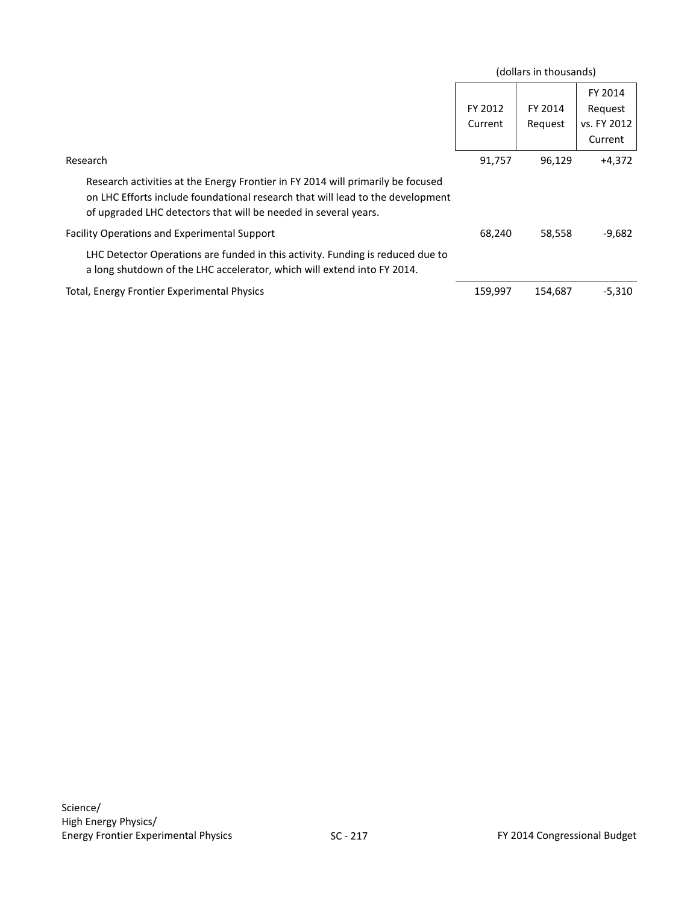| | (dollars in thousands) | | |
|---|---|---|---|
| | FY 2012 Current | FY 2014 Request | FY 2014 Request vs. FY 2012 Current |
| Research | 91,757 | 96,129 | +4,372 |
| Research activities at the Energy Frontier in FY 2014 will primarily be focused on LHC Efforts include foundational research that will lead to the development of upgraded LHC detectors that will be needed in several years. | | | |
| Facility Operations and Experimental Support | 68,240 | 58,558 | -9,682 |
| LHC Detector Operations are funded in this activity. Funding is reduced due to a long shutdown of the LHC accelerator, which will extend into FY 2014. | | | |
| Total, Energy Frontier Experimental Physics | 159,997 | 154,687 | -5,310 |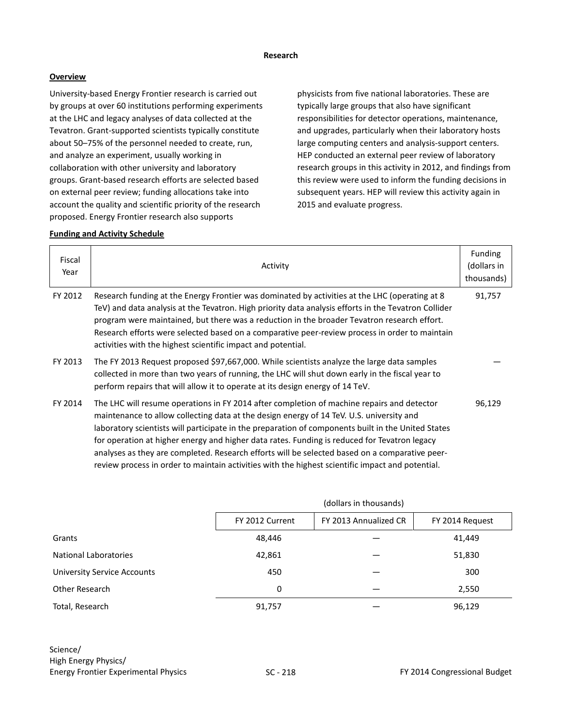**Research**

## Overview

University-based Energy Frontier research is carried out by groups at over 60 institutions performing experiments at the LHC and legacy analyses of data collected at the Tevatron. Grant-supported scientists typically constitute about 50–75% of the personnel needed to create, run, and analyze an experiment, usually working in collaboration with other university and laboratory groups. Grant-based research efforts are selected based on external peer review; funding allocations take into account the quality and scientific priority of the research proposed. Energy Frontier research also supports physicists from five national laboratories. These are typically large groups that also have significant responsibilities for detector operations, maintenance, and upgrades, particularly when their laboratory hosts large computing centers and analysis-support centers. HEP conducted an external peer review of laboratory research groups in this activity in 2012, and findings from this review were used to inform the funding decisions in subsequent years. HEP will review this activity again in 2015 and evaluate progress.

## Funding and Activity Schedule

| Fiscal Year | Activity | Funding (dollars in thousands) |
|---|---|---|
| FY 2012 | Research funding at the Energy Frontier was dominated by activities at the LHC (operating at 8 TeV) and data analysis at the Tevatron. High priority data analysis efforts in the Tevatron Collider program were maintained, but there was a reduction in the broader Tevatron research effort. Research efforts were selected based on a comparative peer-review process in order to maintain activities with the highest scientific impact and potential. | 91,757 |
| FY 2013 | The FY 2013 Request proposed $97,667,000. While scientists analyze the large data samples collected in more than two years of running, the LHC will shut down early in the fiscal year to perform repairs that will allow it to operate at its design energy of 14 TeV. | — |
| FY 2014 | The LHC will resume operations in FY 2014 after completion of machine repairs and detector maintenance to allow collecting data at the design energy of 14 TeV. U.S. university and laboratory scientists will participate in the preparation of components built in the United States for operation at higher energy and higher data rates. Funding is reduced for Tevatron legacy analyses as they are completed. Research efforts will be selected based on a comparative peer-review process in order to maintain activities with the highest scientific impact and potential. | 96,129 |

(dollars in thousands)

| | FY 2012 Current | FY 2013 Annualized CR | FY 2014 Request |
|---|---|---|---|
| Grants | 48,446 | — | 41,449 |
| National Laboratories | 42,861 | — | 51,830 |
| University Service Accounts | 450 | — | 300 |
| Other Research | 0 | — | 2,550 |
| Total, Research | 91,757 | — | 96,129 |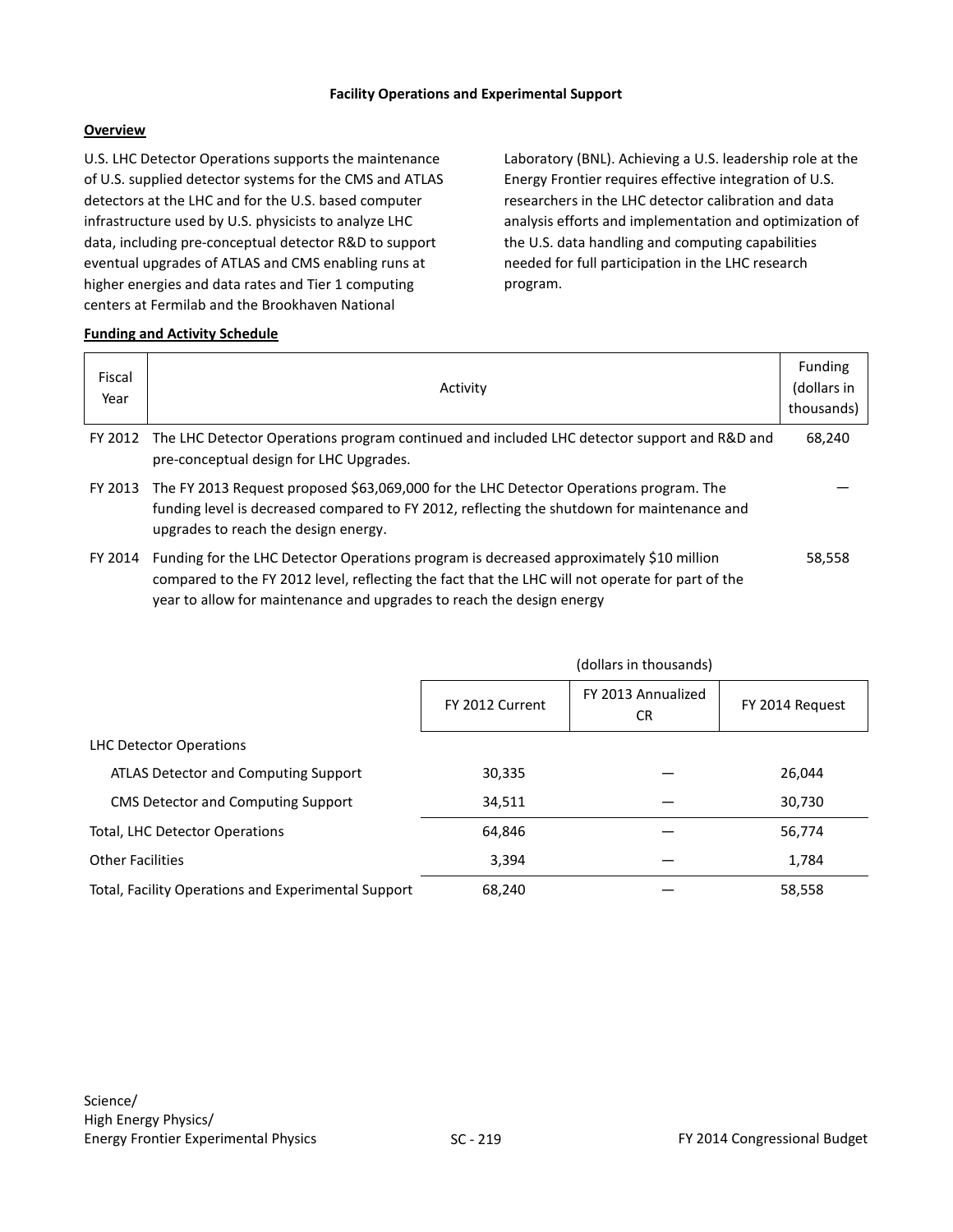## Facility Operations and Experimental Support

### Overview

U.S. LHC Detector Operations supports the maintenance of U.S. supplied detector systems for the CMS and ATLAS detectors at the LHC and for the U.S. based computer infrastructure used by U.S. physicists to analyze LHC data, including pre-conceptual detector R&D to support eventual upgrades of ATLAS and CMS enabling runs at higher energies and data rates and Tier 1 computing centers at Fermilab and the Brookhaven National Laboratory (BNL). Achieving a U.S. leadership role at the Energy Frontier requires effective integration of U.S. researchers in the LHC detector calibration and data analysis efforts and implementation and optimization of the U.S. data handling and computing capabilities needed for full participation in the LHC research program.

### Funding and Activity Schedule

| Fiscal Year | Activity | Funding (dollars in thousands) |
|---|---|---|
| FY 2012 | The LHC Detector Operations program continued and included LHC detector support and R&D and pre-conceptual design for LHC Upgrades. | 68,240 |
| FY 2013 | The FY 2013 Request proposed $63,069,000 for the LHC Detector Operations program. The funding level is decreased compared to FY 2012, reflecting the shutdown for maintenance and upgrades to reach the design energy. | — |
| FY 2014 | Funding for the LHC Detector Operations program is decreased approximately $10 million compared to the FY 2012 level, reflecting the fact that the LHC will not operate for part of the year to allow for maintenance and upgrades to reach the design energy | 58,558 |

| | (dollars in thousands) | | |
|---|---|---|---|
| | FY 2012 Current | FY 2013 Annualized CR | FY 2014 Request |
| LHC Detector Operations | | | |
| ATLAS Detector and Computing Support | 30,335 | — | 26,044 |
| CMS Detector and Computing Support | 34,511 | — | 30,730 |
| Total, LHC Detector Operations | 64,846 | — | 56,774 |
| Other Facilities | 3,394 | — | 1,784 |
| Total, Facility Operations and Experimental Support | 68,240 | — | 58,558 |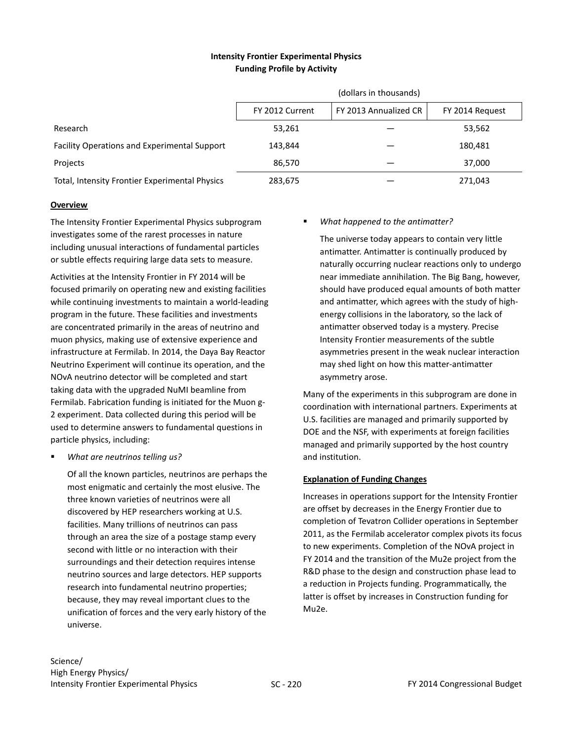**Intensity Frontier Experimental Physics**
**Funding Profile by Activity**

| | (dollars in thousands) | | |
|---|---|---|---|
| | FY 2012 Current | FY 2013 Annualized CR | FY 2014 Request |
| Research | 53,261 | — | 53,562 |
| Facility Operations and Experimental Support | 143,844 | — | 180,481 |
| Projects | 86,570 | — | 37,000 |
| Total, Intensity Frontier Experimental Physics | 283,675 | — | 271,043 |

**Overview**

The Intensity Frontier Experimental Physics subprogram investigates some of the rarest processes in nature including unusual interactions of fundamental particles or subtle effects requiring large data sets to measure.

Activities at the Intensity Frontier in FY 2014 will be focused primarily on operating new and existing facilities while continuing investments to maintain a world-leading program in the future. These facilities and investments are concentrated primarily in the areas of neutrino and muon physics, making use of extensive experience and infrastructure at Fermilab. In 2014, the Daya Bay Reactor Neutrino Experiment will continue its operation, and the NOvA neutrino detector will be completed and start taking data with the upgraded NuMI beamline from Fermilab. Fabrication funding is initiated for the Muon g-2 experiment. Data collected during this period will be used to determine answers to fundamental questions in particle physics, including:

- *What are neutrinos telling us?*

  Of all the known particles, neutrinos are perhaps the most enigmatic and certainly the most elusive. The three known varieties of neutrinos were all discovered by HEP researchers working at U.S. facilities. Many trillions of neutrinos can pass through an area the size of a postage stamp every second with little or no interaction with their surroundings and their detection requires intense neutrino sources and large detectors. HEP supports research into fundamental neutrino properties; because, they may reveal important clues to the unification of forces and the very early history of the universe.

- *What happened to the antimatter?*

  The universe today appears to contain very little antimatter. Antimatter is continually produced by naturally occurring nuclear reactions only to undergo near immediate annihilation. The Big Bang, however, should have produced equal amounts of both matter and antimatter, which agrees with the study of high-energy collisions in the laboratory, so the lack of antimatter observed today is a mystery. Precise Intensity Frontier measurements of the subtle asymmetries present in the weak nuclear interaction may shed light on how this matter-antimatter asymmetry arose.

Many of the experiments in this subprogram are done in coordination with international partners. Experiments at U.S. facilities are managed and primarily supported by DOE and the NSF, with experiments at foreign facilities managed and primarily supported by the host country and institution.

**Explanation of Funding Changes**

Increases in operations support for the Intensity Frontier are offset by decreases in the Energy Frontier due to completion of Tevatron Collider operations in September 2011, as the Fermilab accelerator complex pivots its focus to new experiments. Completion of the NOvA project in FY 2014 and the transition of the Mu2e project from the R&D phase to the design and construction phase lead to a reduction in Projects funding. Programmatically, the latter is offset by increases in Construction funding for Mu2e.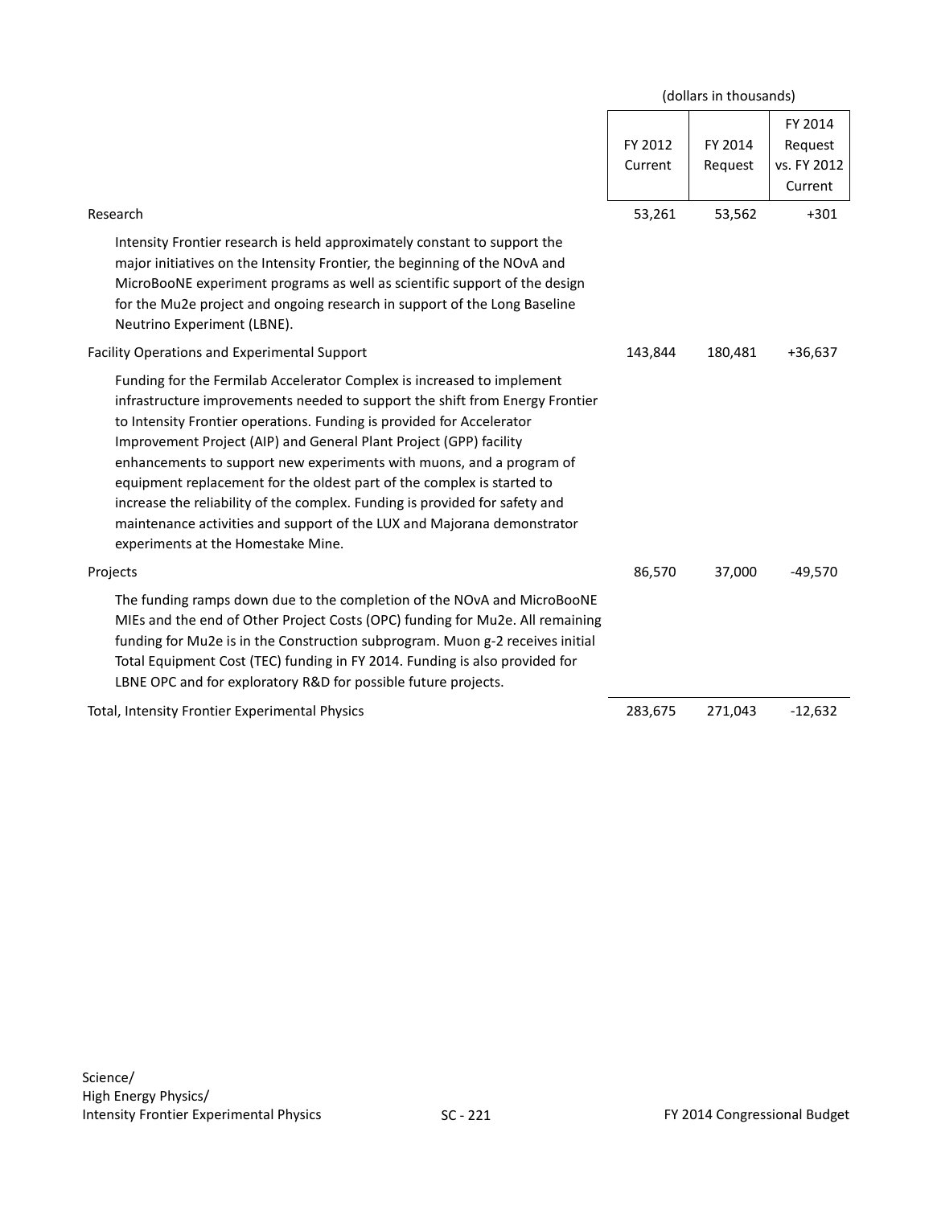(dollars in thousands)

| | FY 2012 Current | FY 2014 Request | FY 2014 Request vs. FY 2012 Current |
|---|---|---|---|
| Research | 53,261 | 53,562 | +301 |
| Intensity Frontier research is held approximately constant to support the major initiatives on the Intensity Frontier, the beginning of the NOvA and MicroBooNE experiment programs as well as scientific support of the design for the Mu2e project and ongoing research in support of the Long Baseline Neutrino Experiment (LBNE). | | | |
| Facility Operations and Experimental Support | 143,844 | 180,481 | +36,637 |
| Funding for the Fermilab Accelerator Complex is increased to implement infrastructure improvements needed to support the shift from Energy Frontier to Intensity Frontier operations. Funding is provided for Accelerator Improvement Project (AIP) and General Plant Project (GPP) facility enhancements to support new experiments with muons, and a program of equipment replacement for the oldest part of the complex is started to increase the reliability of the complex. Funding is provided for safety and maintenance activities and support of the LUX and Majorana demonstrator experiments at the Homestake Mine. | | | |
| Projects | 86,570 | 37,000 | -49,570 |
| The funding ramps down due to the completion of the NOvA and MicroBooNE MIEs and the end of Other Project Costs (OPC) funding for Mu2e. All remaining funding for Mu2e is in the Construction subprogram. Muon g-2 receives initial Total Equipment Cost (TEC) funding in FY 2014. Funding is also provided for LBNE OPC and for exploratory R&D for possible future projects. | | | |
| Total, Intensity Frontier Experimental Physics | 283,675 | 271,043 | -12,632 |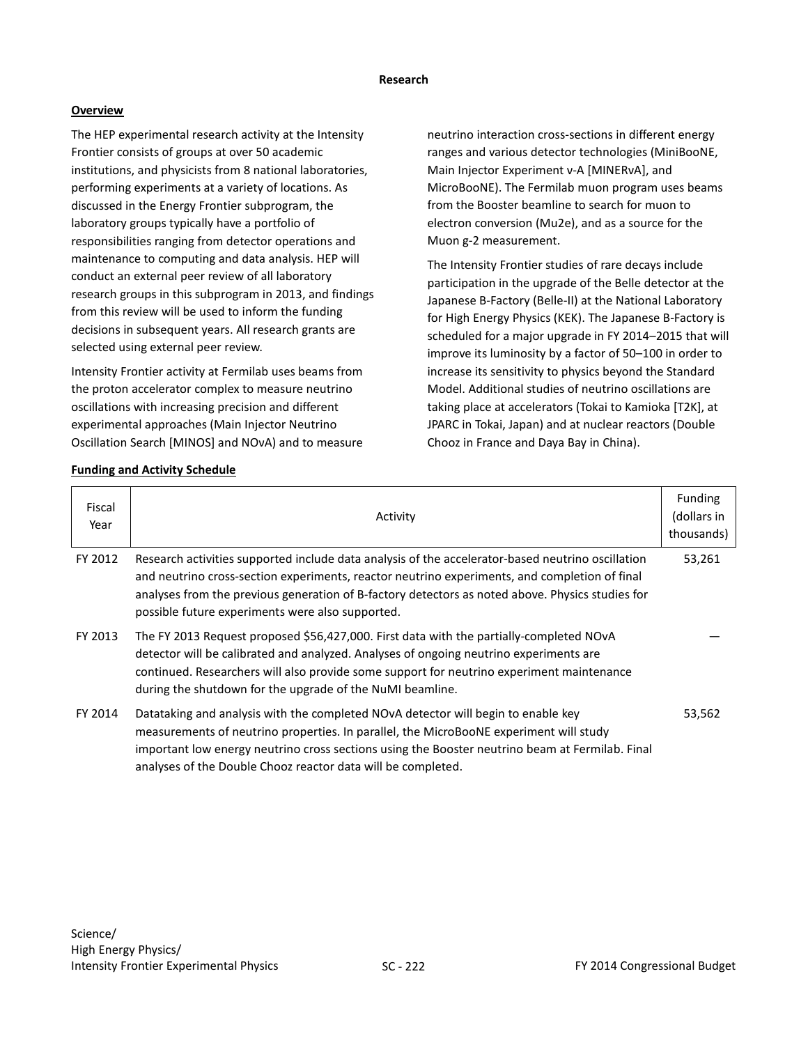## Research

### Overview

The HEP experimental research activity at the Intensity Frontier consists of groups at over 50 academic institutions, and physicists from 8 national laboratories, performing experiments at a variety of locations. As discussed in the Energy Frontier subprogram, the laboratory groups typically have a portfolio of responsibilities ranging from detector operations and maintenance to computing and data analysis. HEP will conduct an external peer review of all laboratory research groups in this subprogram in 2013, and findings from this review will be used to inform the funding decisions in subsequent years. All research grants are selected using external peer review.

Intensity Frontier activity at Fermilab uses beams from the proton accelerator complex to measure neutrino oscillations with increasing precision and different experimental approaches (Main Injector Neutrino Oscillation Search [MINOS] and NOvA) and to measure neutrino interaction cross-sections in different energy ranges and various detector technologies (MiniBooNE, Main Injector Experiment v-A [MINERvA], and MicroBooNE). The Fermilab muon program uses beams from the Booster beamline to search for muon to electron conversion (Mu2e), and as a source for the Muon g-2 measurement.

The Intensity Frontier studies of rare decays include participation in the upgrade of the Belle detector at the Japanese B-Factory (Belle-II) at the National Laboratory for High Energy Physics (KEK). The Japanese B-Factory is scheduled for a major upgrade in FY 2014–2015 that will improve its luminosity by a factor of 50–100 in order to increase its sensitivity to physics beyond the Standard Model. Additional studies of neutrino oscillations are taking place at accelerators (Tokai to Kamioka [T2K], at JPARC in Tokai, Japan) and at nuclear reactors (Double Chooz in France and Daya Bay in China).

### Funding and Activity Schedule

| Fiscal Year | Activity | Funding (dollars in thousands) |
|---|---|---|
| FY 2012 | Research activities supported include data analysis of the accelerator-based neutrino oscillation and neutrino cross-section experiments, reactor neutrino experiments, and completion of final analyses from the previous generation of B-factory detectors as noted above. Physics studies for possible future experiments were also supported. | 53,261 |
| FY 2013 | The FY 2013 Request proposed $56,427,000. First data with the partially-completed NOvA detector will be calibrated and analyzed. Analyses of ongoing neutrino experiments are continued. Researchers will also provide some support for neutrino experiment maintenance during the shutdown for the upgrade of the NuMI beamline. | — |
| FY 2014 | Datataking and analysis with the completed NOvA detector will begin to enable key measurements of neutrino properties. In parallel, the MicroBooNE experiment will study important low energy neutrino cross sections using the Booster neutrino beam at Fermilab. Final analyses of the Double Chooz reactor data will be completed. | 53,562 |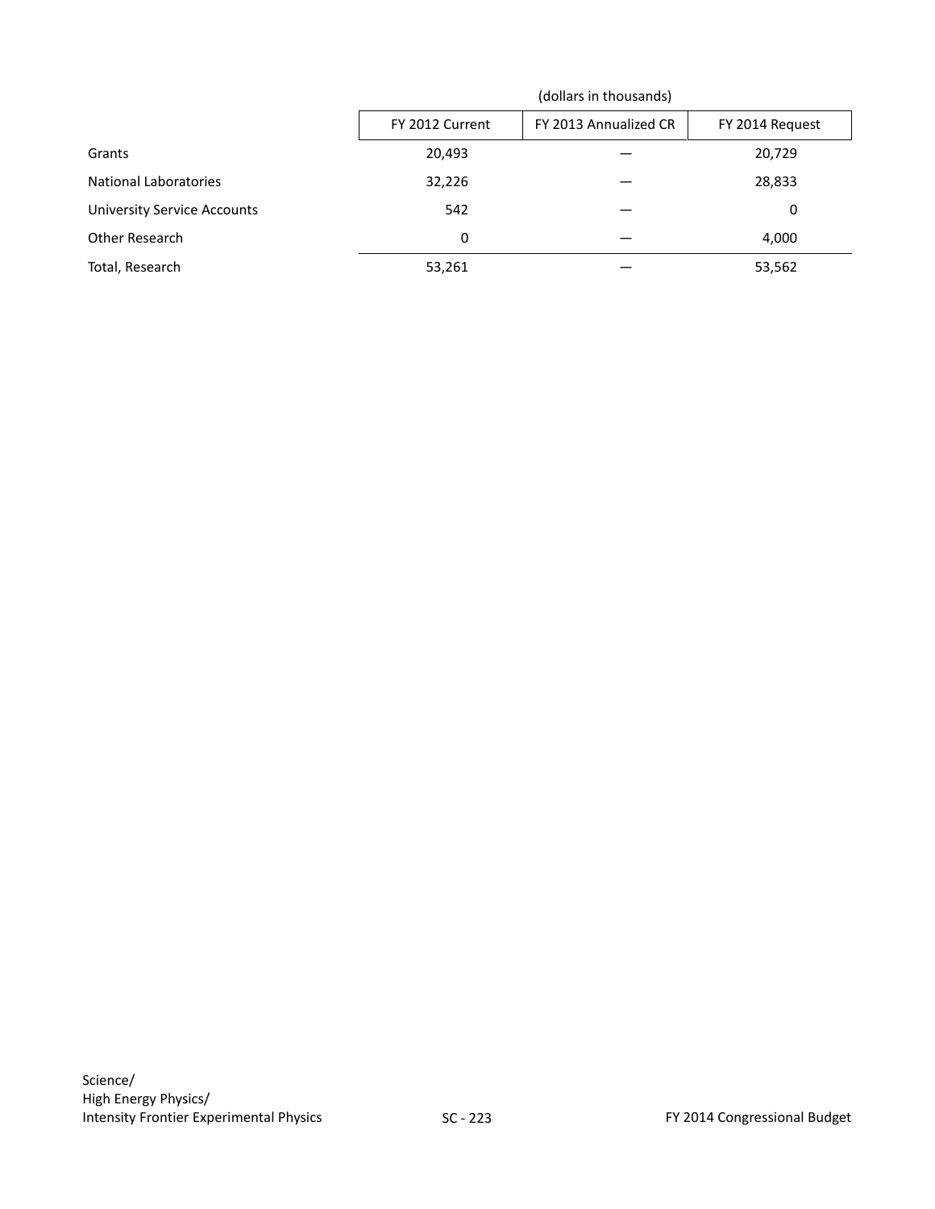| | (dollars in thousands) | | |
|---|---|---|---|
| | FY 2012 Current | FY 2013 Annualized CR | FY 2014 Request |
| Grants | 20,493 | — | 20,729 |
| National Laboratories | 32,226 | — | 28,833 |
| University Service Accounts | 542 | — | 0 |
| Other Research | 0 | — | 4,000 |
| Total, Research | 53,261 | — | 53,562 |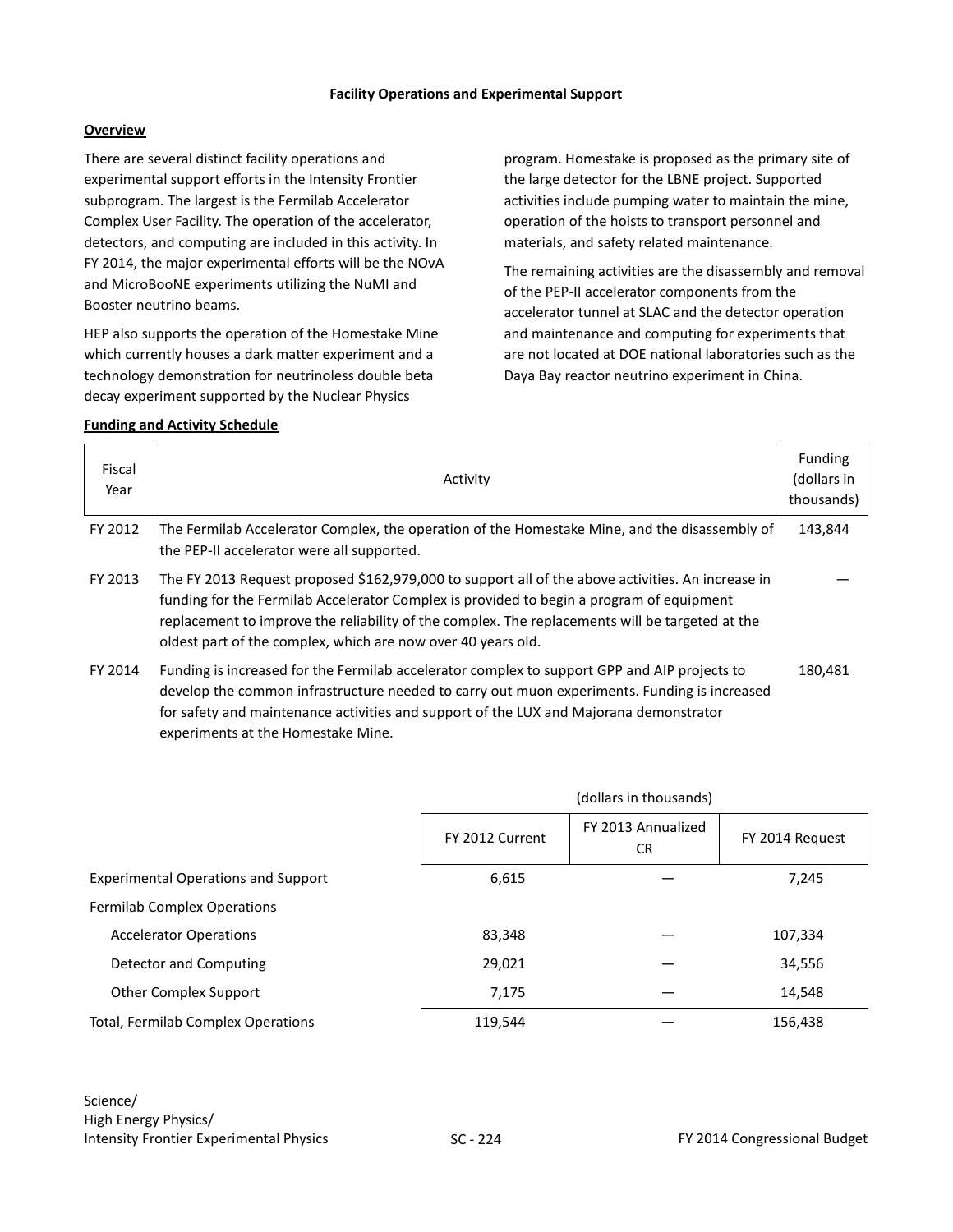### Facility Operations and Experimental Support

#### Overview

There are several distinct facility operations and experimental support efforts in the Intensity Frontier subprogram. The largest is the Fermilab Accelerator Complex User Facility. The operation of the accelerator, detectors, and computing are included in this activity. In FY 2014, the major experimental efforts will be the NOvA and MicroBooNE experiments utilizing the NuMI and Booster neutrino beams.

HEP also supports the operation of the Homestake Mine which currently houses a dark matter experiment and a technology demonstration for neutrinoless double beta decay experiment supported by the Nuclear Physics program. Homestake is proposed as the primary site of the large detector for the LBNE project. Supported activities include pumping water to maintain the mine, operation of the hoists to transport personnel and materials, and safety related maintenance.

The remaining activities are the disassembly and removal of the PEP-II accelerator components from the accelerator tunnel at SLAC and the detector operation and maintenance and computing for experiments that are not located at DOE national laboratories such as the Daya Bay reactor neutrino experiment in China.

#### Funding and Activity Schedule

| Fiscal Year | Activity | Funding (dollars in thousands) |
|---|---|---|
| FY 2012 | The Fermilab Accelerator Complex, the operation of the Homestake Mine, and the disassembly of the PEP-II accelerator were all supported. | 143,844 |
| FY 2013 | The FY 2013 Request proposed $162,979,000 to support all of the above activities. An increase in funding for the Fermilab Accelerator Complex is provided to begin a program of equipment replacement to improve the reliability of the complex. The replacements will be targeted at the oldest part of the complex, which are now over 40 years old. | — |
| FY 2014 | Funding is increased for the Fermilab accelerator complex to support GPP and AIP projects to develop the common infrastructure needed to carry out muon experiments. Funding is increased for safety and maintenance activities and support of the LUX and Majorana demonstrator experiments at the Homestake Mine. | 180,481 |

(dollars in thousands)

| | FY 2012 Current | FY 2013 Annualized CR | FY 2014 Request |
|---|---|---|---|
| Experimental Operations and Support | 6,615 | — | 7,245 |
| Fermilab Complex Operations | | | |
| Accelerator Operations | 83,348 | — | 107,334 |
| Detector and Computing | 29,021 | — | 34,556 |
| Other Complex Support | 7,175 | — | 14,548 |
| Total, Fermilab Complex Operations | 119,544 | — | 156,438 |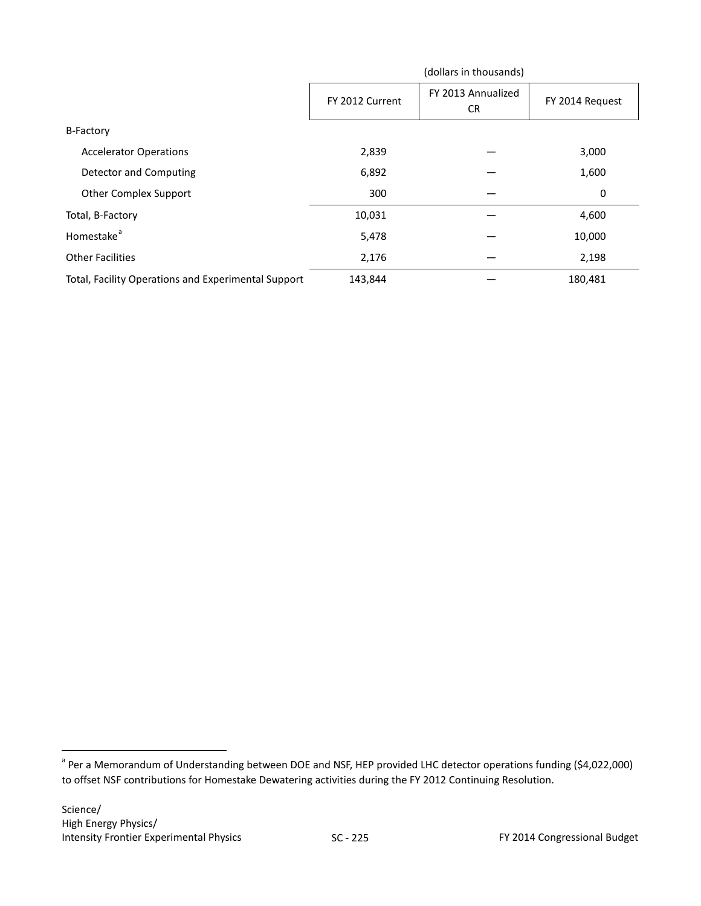| | (dollars in thousands) | | |
|---|---|---|---|
| | FY 2012 Current | FY 2013 Annualized CR | FY 2014 Request |
| B-Factory | | | |
| Accelerator Operations | 2,839 | — | 3,000 |
| Detector and Computing | 6,892 | — | 1,600 |
| Other Complex Support | 300 | — | 0 |
| Total, B-Factory | 10,031 | — | 4,600 |
| Homestake[a] | 5,478 | — | 10,000 |
| Other Facilities | 2,176 | — | 2,198 |
| Total, Facility Operations and Experimental Support | 143,844 | — | 180,481 |

[a] Per a Memorandum of Understanding between DOE and NSF, HEP provided LHC detector operations funding ($4,022,000) to offset NSF contributions for Homestake Dewatering activities during the FY 2012 Continuing Resolution.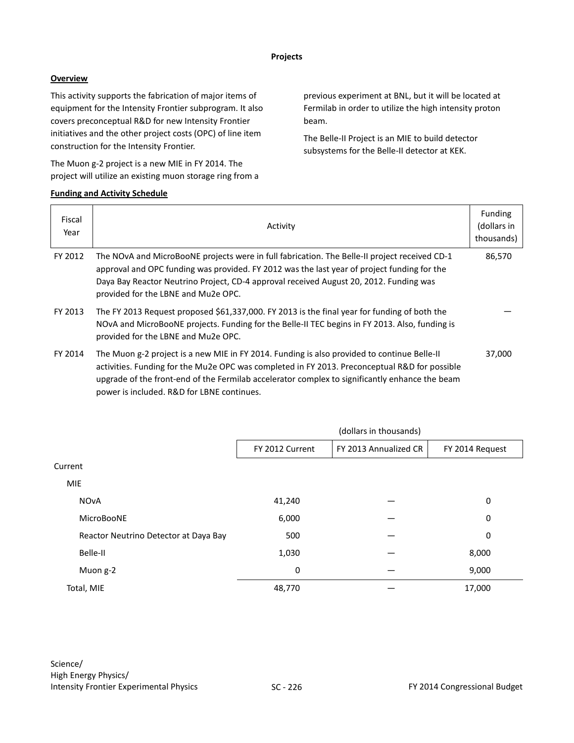**Projects**

**Overview**

This activity supports the fabrication of major items of equipment for the Intensity Frontier subprogram. It also covers preconceptual R&D for new Intensity Frontier initiatives and the other project costs (OPC) of line item construction for the Intensity Frontier.

The Muon g-2 project is a new MIE in FY 2014. The project will utilize an existing muon storage ring from a previous experiment at BNL, but it will be located at Fermilab in order to utilize the high intensity proton beam.

The Belle-II Project is an MIE to build detector subsystems for the Belle-II detector at KEK.

**Funding and Activity Schedule**

| Fiscal Year | Activity | Funding (dollars in thousands) |
|---|---|---|
| FY 2012 | The NOvA and MicroBooNE projects were in full fabrication. The Belle-II project received CD-1 approval and OPC funding was provided. FY 2012 was the last year of project funding for the Daya Bay Reactor Neutrino Project, CD-4 approval received August 20, 2012. Funding was provided for the LBNE and Mu2e OPC. | 86,570 |
| FY 2013 | The FY 2013 Request proposed $61,337,000. FY 2013 is the final year for funding of both the NOvA and MicroBooNE projects. Funding for the Belle-II TEC begins in FY 2013. Also, funding is provided for the LBNE and Mu2e OPC. | — |
| FY 2014 | The Muon g-2 project is a new MIE in FY 2014. Funding is also provided to continue Belle-II activities. Funding for the Mu2e OPC was completed in FY 2013. Preconceptual R&D for possible upgrade of the front-end of the Fermilab accelerator complex to significantly enhance the beam power is included. R&D for LBNE continues. | 37,000 |

| | (dollars in thousands) | | |
|---|---|---|---|
| | FY 2012 Current | FY 2013 Annualized CR | FY 2014 Request |
| Current | | | |
| MIE | | | |
| NOvA | 41,240 | — | 0 |
| MicroBooNE | 6,000 | — | 0 |
| Reactor Neutrino Detector at Daya Bay | 500 | — | 0 |
| Belle-II | 1,030 | — | 8,000 |
| Muon g-2 | 0 | — | 9,000 |
| Total, MIE | 48,770 | — | 17,000 |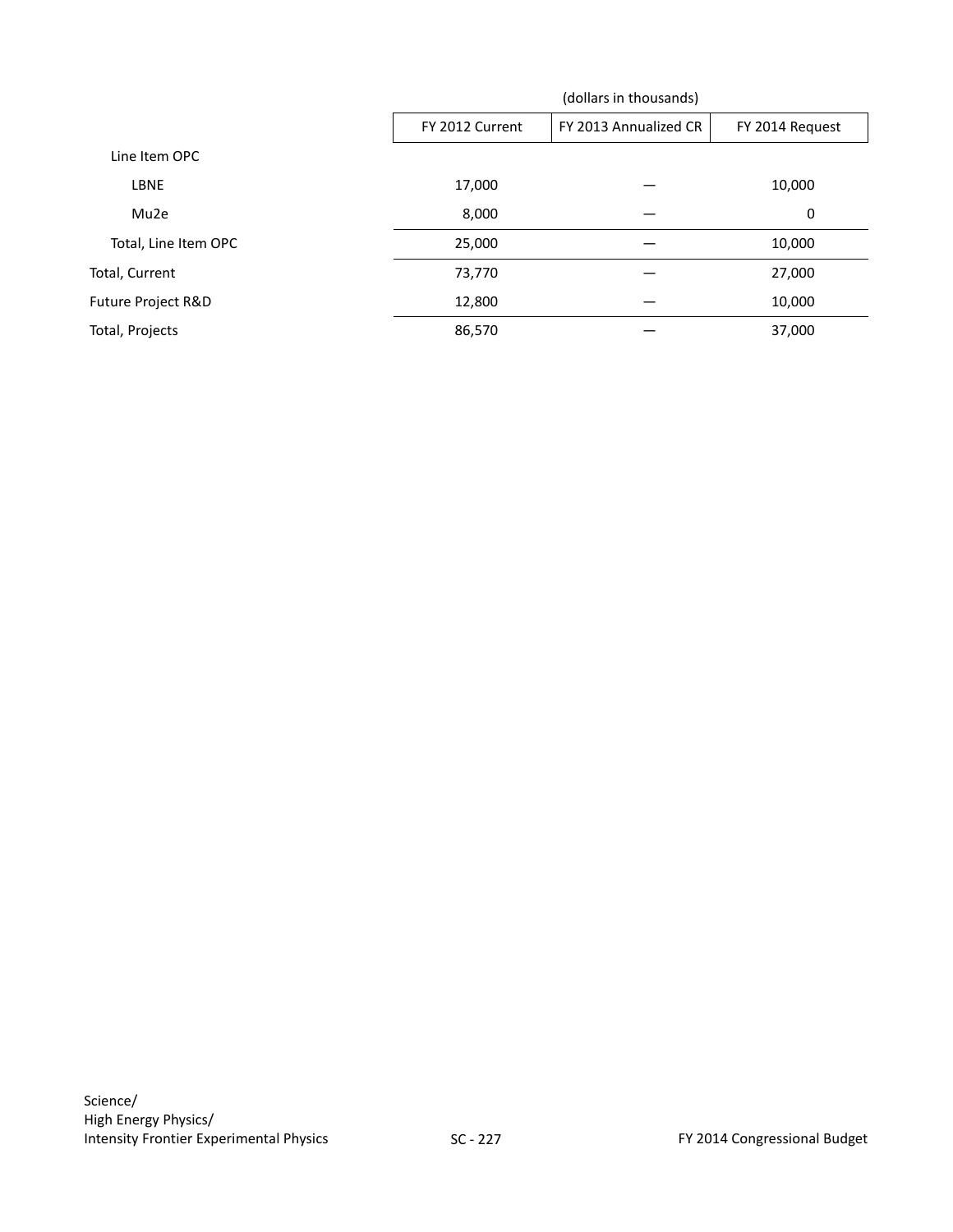| | (dollars in thousands) | | |
|---|---|---|---|
| | FY 2012 Current | FY 2013 Annualized CR | FY 2014 Request |
| Line Item OPC | | | |
| LBNE | 17,000 | — | 10,000 |
| Mu2e | 8,000 | — | 0 |
| Total, Line Item OPC | 25,000 | — | 10,000 |
| Total, Current | 73,770 | — | 27,000 |
| Future Project R&D | 12,800 | — | 10,000 |
| Total, Projects | 86,570 | — | 37,000 |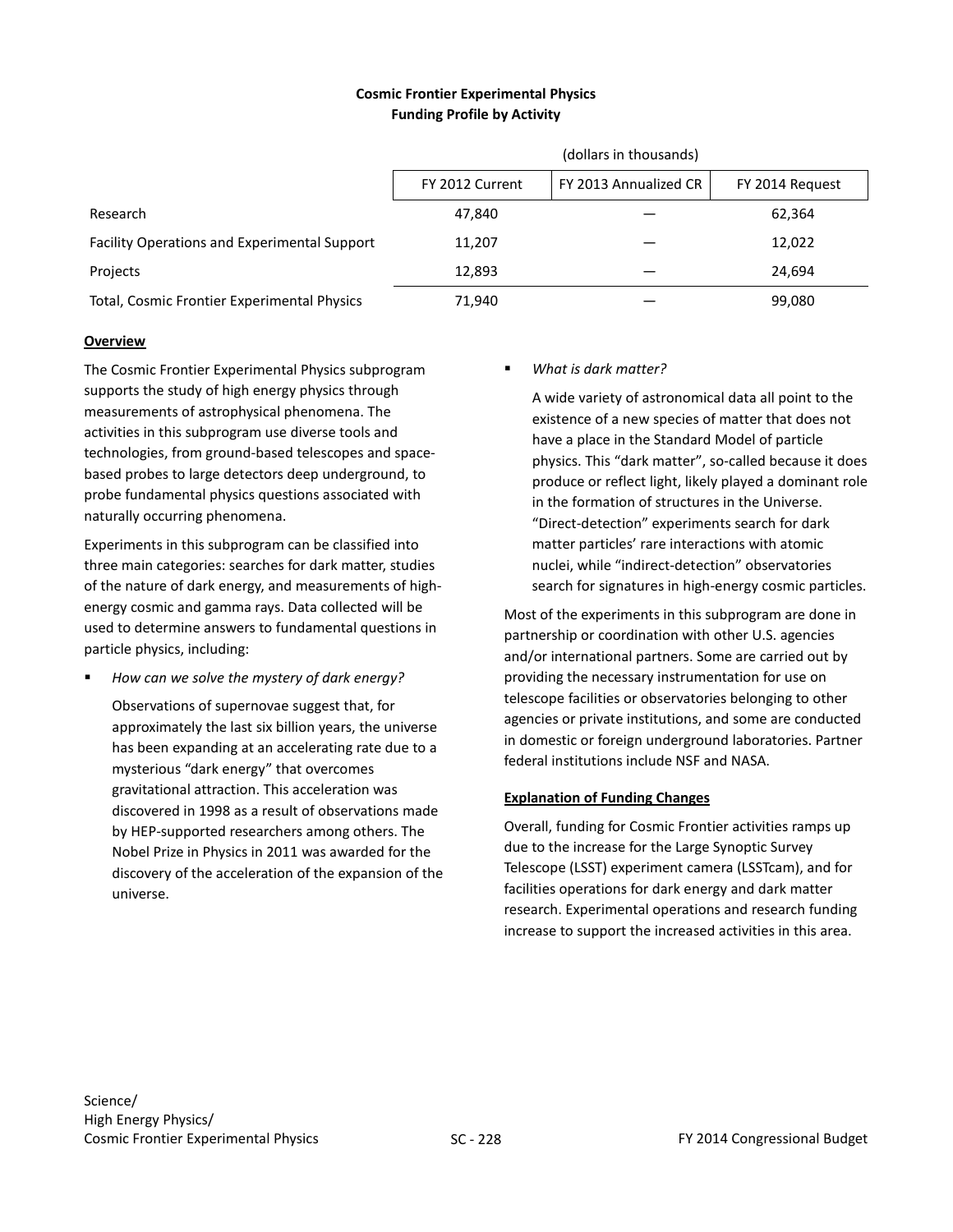**Cosmic Frontier Experimental Physics**
**Funding Profile by Activity**

| | (dollars in thousands) | | |
|---|---|---|---|
| | FY 2012 Current | FY 2013 Annualized CR | FY 2014 Request |
| Research | 47,840 | — | 62,364 |
| Facility Operations and Experimental Support | 11,207 | — | 12,022 |
| Projects | 12,893 | — | 24,694 |
| Total, Cosmic Frontier Experimental Physics | 71,940 | — | 99,080 |

**Overview**

The Cosmic Frontier Experimental Physics subprogram supports the study of high energy physics through measurements of astrophysical phenomena. The activities in this subprogram use diverse tools and technologies, from ground-based telescopes and space-based probes to large detectors deep underground, to probe fundamental physics questions associated with naturally occurring phenomena.

Experiments in this subprogram can be classified into three main categories: searches for dark matter, studies of the nature of dark energy, and measurements of high-energy cosmic and gamma rays. Data collected will be used to determine answers to fundamental questions in particle physics, including:

- *How can we solve the mystery of dark energy?*

  Observations of supernovae suggest that, for approximately the last six billion years, the universe has been expanding at an accelerating rate due to a mysterious "dark energy" that overcomes gravitational attraction. This acceleration was discovered in 1998 as a result of observations made by HEP-supported researchers among others. The Nobel Prize in Physics in 2011 was awarded for the discovery of the acceleration of the expansion of the universe.

- *What is dark matter?*

  A wide variety of astronomical data all point to the existence of a new species of matter that does not have a place in the Standard Model of particle physics. This "dark matter", so-called because it does produce or reflect light, likely played a dominant role in the formation of structures in the Universe. "Direct-detection" experiments search for dark matter particles' rare interactions with atomic nuclei, while "indirect-detection" observatories search for signatures in high-energy cosmic particles.

Most of the experiments in this subprogram are done in partnership or coordination with other U.S. agencies and/or international partners. Some are carried out by providing the necessary instrumentation for use on telescope facilities or observatories belonging to other agencies or private institutions, and some are conducted in domestic or foreign underground laboratories. Partner federal institutions include NSF and NASA.

**Explanation of Funding Changes**

Overall, funding for Cosmic Frontier activities ramps up due to the increase for the Large Synoptic Survey Telescope (LSST) experiment camera (LSSTcam), and for facilities operations for dark energy and dark matter research. Experimental operations and research funding increase to support the increased activities in this area.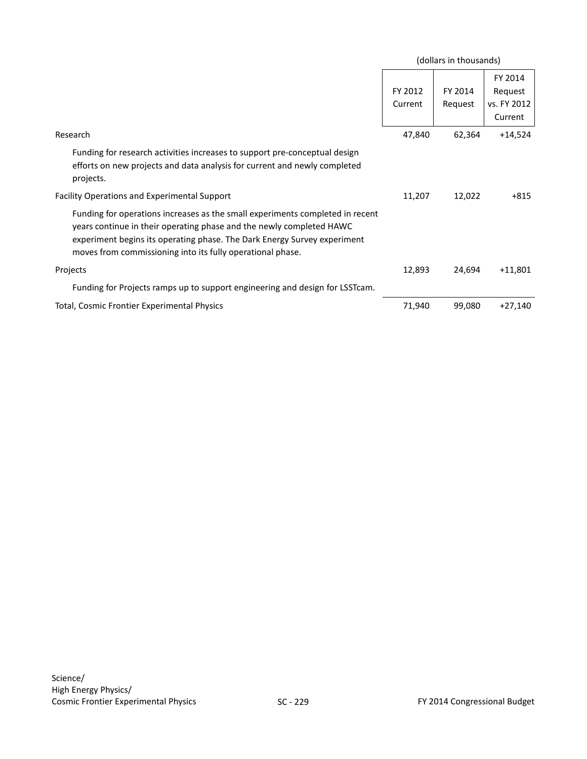| | (dollars in thousands) | | |
|---|---|---|---|
| | FY 2012 Current | FY 2014 Request | FY 2014 Request vs. FY 2012 Current |
| Research | 47,840 | 62,364 | +14,524 |
| Funding for research activities increases to support pre-conceptual design efforts on new projects and data analysis for current and newly completed projects. | | | |
| Facility Operations and Experimental Support | 11,207 | 12,022 | +815 |
| Funding for operations increases as the small experiments completed in recent years continue in their operating phase and the newly completed HAWC experiment begins its operating phase. The Dark Energy Survey experiment moves from commissioning into its fully operational phase. | | | |
| Projects | 12,893 | 24,694 | +11,801 |
| Funding for Projects ramps up to support engineering and design for LSSTcam. | | | |
| Total, Cosmic Frontier Experimental Physics | 71,940 | 99,080 | +27,140 |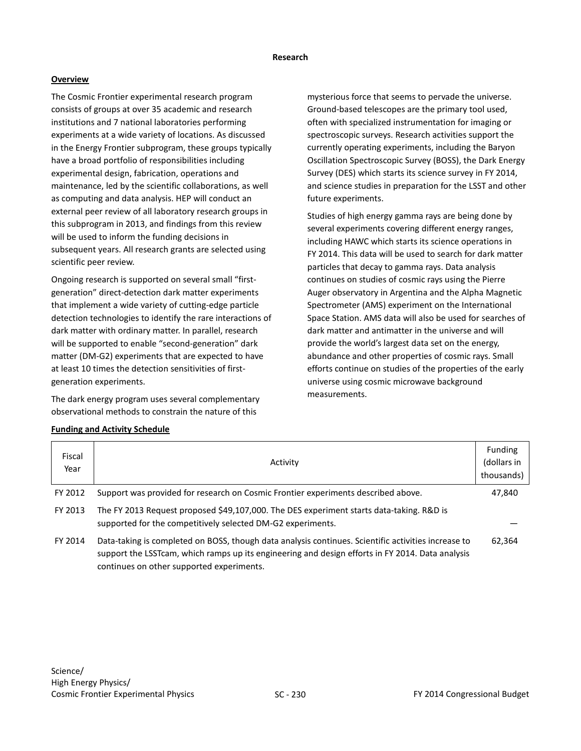## Research

### Overview

The Cosmic Frontier experimental research program consists of groups at over 35 academic and research institutions and 7 national laboratories performing experiments at a wide variety of locations. As discussed in the Energy Frontier subprogram, these groups typically have a broad portfolio of responsibilities including experimental design, fabrication, operations and maintenance, led by the scientific collaborations, as well as computing and data analysis. HEP will conduct an external peer review of all laboratory research groups in this subprogram in 2013, and findings from this review will be used to inform the funding decisions in subsequent years. All research grants are selected using scientific peer review.

Ongoing research is supported on several small "first-generation" direct-detection dark matter experiments that implement a wide variety of cutting-edge particle detection technologies to identify the rare interactions of dark matter with ordinary matter. In parallel, research will be supported to enable "second-generation" dark matter (DM-G2) experiments that are expected to have at least 10 times the detection sensitivities of first-generation experiments.

The dark energy program uses several complementary observational methods to constrain the nature of this mysterious force that seems to pervade the universe. Ground-based telescopes are the primary tool used, often with specialized instrumentation for imaging or spectroscopic surveys. Research activities support the currently operating experiments, including the Baryon Oscillation Spectroscopic Survey (BOSS), the Dark Energy Survey (DES) which starts its science survey in FY 2014, and science studies in preparation for the LSST and other future experiments.

Studies of high energy gamma rays are being done by several experiments covering different energy ranges, including HAWC which starts its science operations in FY 2014. This data will be used to search for dark matter particles that decay to gamma rays. Data analysis continues on studies of cosmic rays using the Pierre Auger observatory in Argentina and the Alpha Magnetic Spectrometer (AMS) experiment on the International Space Station. AMS data will also be used for searches of dark matter and antimatter in the universe and will provide the world's largest data set on the energy, abundance and other properties of cosmic rays. Small efforts continue on studies of the properties of the early universe using cosmic microwave background measurements.

### Funding and Activity Schedule

| Fiscal Year | Activity | Funding (dollars in thousands) |
|---|---|---|
| FY 2012 | Support was provided for research on Cosmic Frontier experiments described above. | 47,840 |
| FY 2013 | The FY 2013 Request proposed $49,107,000. The DES experiment starts data-taking. R&D is supported for the competitively selected DM-G2 experiments. | — |
| FY 2014 | Data-taking is completed on BOSS, though data analysis continues. Scientific activities increase to support the LSSTcam, which ramps up its engineering and design efforts in FY 2014. Data analysis continues on other supported experiments. | 62,364 |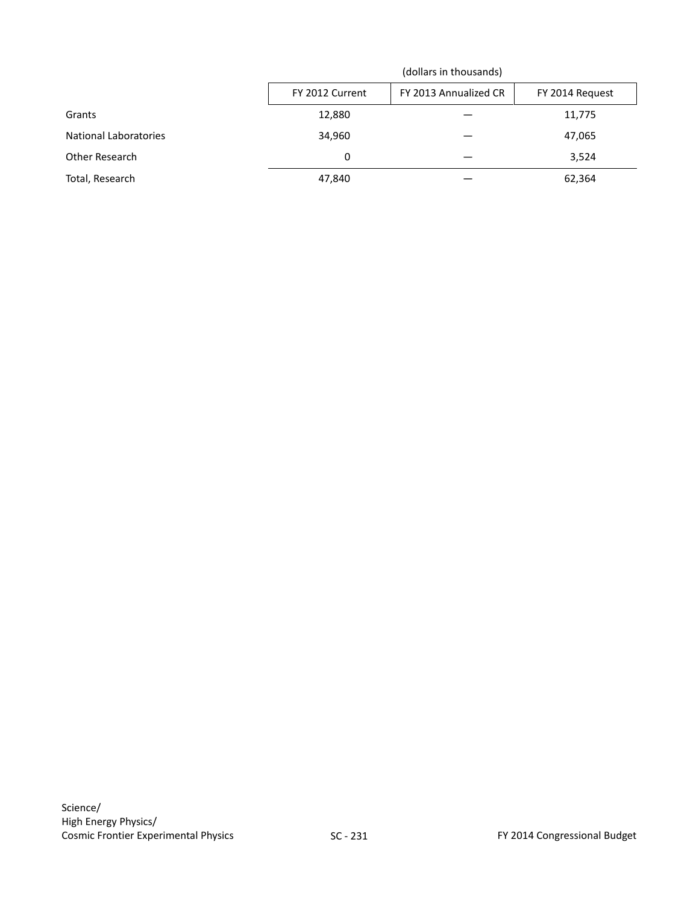| | (dollars in thousands) | | |
|---|---|---|---|
| | FY 2012 Current | FY 2013 Annualized CR | FY 2014 Request |
| Grants | 12,880 | — | 11,775 |
| National Laboratories | 34,960 | — | 47,065 |
| Other Research | 0 | — | 3,524 |
| Total, Research | 47,840 | — | 62,364 |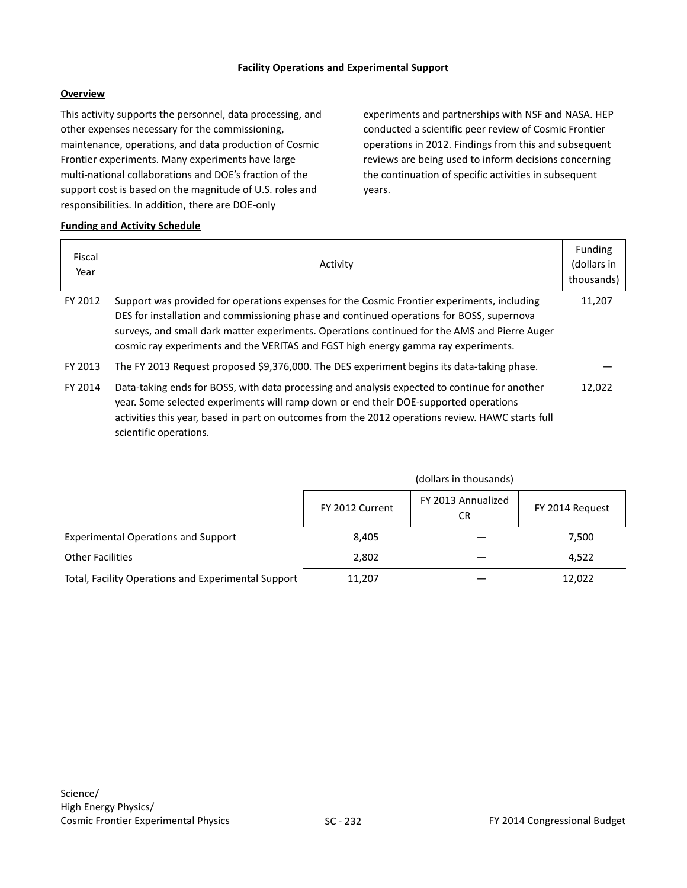### Facility Operations and Experimental Support

**Overview**

This activity supports the personnel, data processing, and other expenses necessary for the commissioning, maintenance, operations, and data production of Cosmic Frontier experiments. Many experiments have large multi-national collaborations and DOE's fraction of the support cost is based on the magnitude of U.S. roles and responsibilities. In addition, there are DOE-only experiments and partnerships with NSF and NASA. HEP conducted a scientific peer review of Cosmic Frontier operations in 2012. Findings from this and subsequent reviews are being used to inform decisions concerning the continuation of specific activities in subsequent years.

**Funding and Activity Schedule**

| Fiscal Year | Activity | Funding (dollars in thousands) |
|---|---|---|
| FY 2012 | Support was provided for operations expenses for the Cosmic Frontier experiments, including DES for installation and commissioning phase and continued operations for BOSS, supernova surveys, and small dark matter experiments. Operations continued for the AMS and Pierre Auger cosmic ray experiments and the VERITAS and FGST high energy gamma ray experiments. | 11,207 |
| FY 2013 | The FY 2013 Request proposed $9,376,000. The DES experiment begins its data-taking phase. | — |
| FY 2014 | Data-taking ends for BOSS, with data processing and analysis expected to continue for another year. Some selected experiments will ramp down or end their DOE-supported operations activities this year, based in part on outcomes from the 2012 operations review. HAWC starts full scientific operations. | 12,022 |

| | (dollars in thousands) | | |
|---|---|---|---|
| | FY 2012 Current | FY 2013 Annualized CR | FY 2014 Request |
| Experimental Operations and Support | 8,405 | — | 7,500 |
| Other Facilities | 2,802 | — | 4,522 |
| Total, Facility Operations and Experimental Support | 11,207 | — | 12,022 |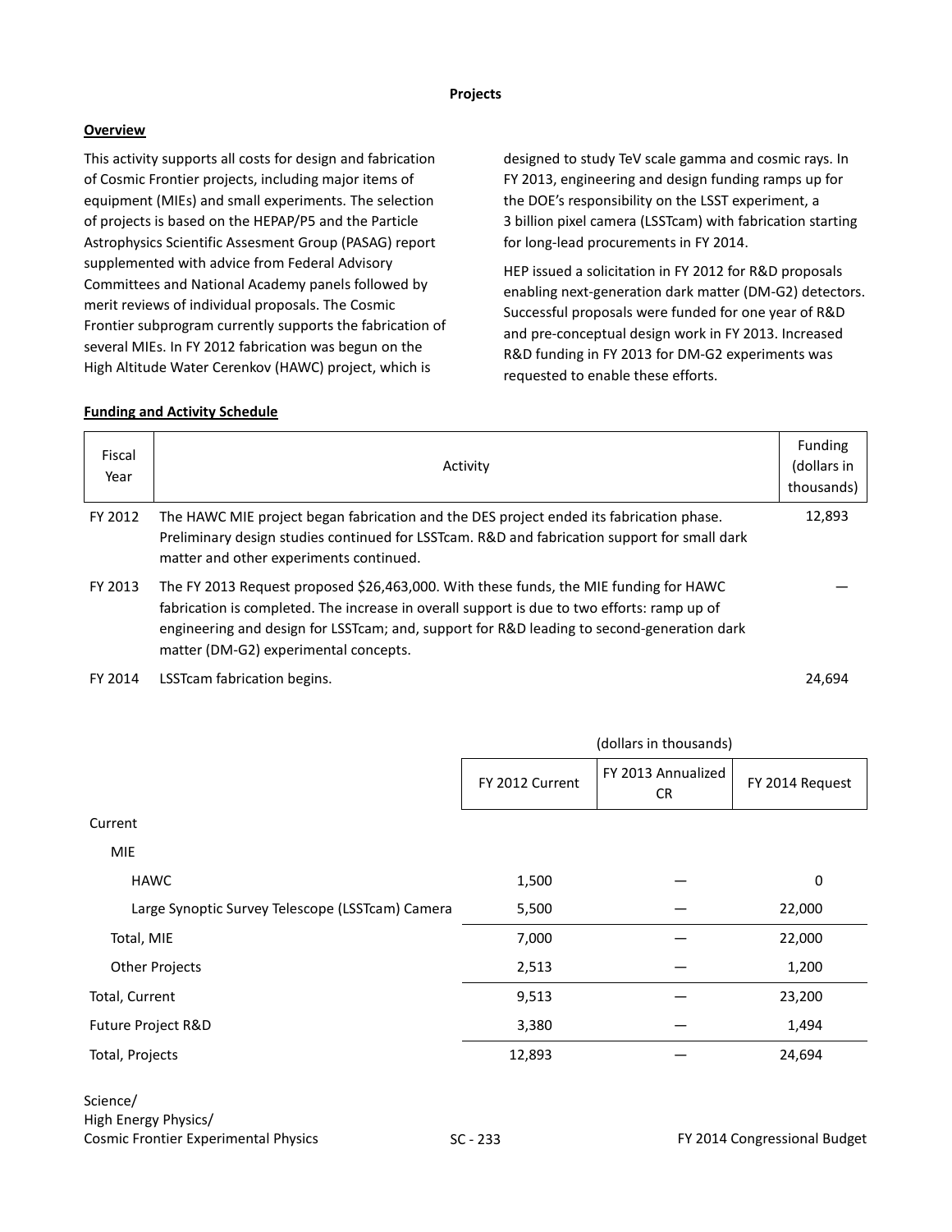## Projects

### Overview

This activity supports all costs for design and fabrication of Cosmic Frontier projects, including major items of equipment (MIEs) and small experiments. The selection of projects is based on the HEPAP/P5 and the Particle Astrophysics Scientific Assesment Group (PASAG) report supplemented with advice from Federal Advisory Committees and National Academy panels followed by merit reviews of individual proposals. The Cosmic Frontier subprogram currently supports the fabrication of several MIEs. In FY 2012 fabrication was begun on the High Altitude Water Cerenkov (HAWC) project, which is designed to study TeV scale gamma and cosmic rays. In FY 2013, engineering and design funding ramps up for the DOE's responsibility on the LSST experiment, a 3 billion pixel camera (LSSTcam) with fabrication starting for long-lead procurements in FY 2014.

HEP issued a solicitation in FY 2012 for R&D proposals enabling next-generation dark matter (DM-G2) detectors. Successful proposals were funded for one year of R&D and pre-conceptual design work in FY 2013. Increased R&D funding in FY 2013 for DM-G2 experiments was requested to enable these efforts.

### Funding and Activity Schedule

| Fiscal Year | Activity | Funding (dollars in thousands) |
|---|---|---|
| FY 2012 | The HAWC MIE project began fabrication and the DES project ended its fabrication phase. Preliminary design studies continued for LSSTcam. R&D and fabrication support for small dark matter and other experiments continued. | 12,893 |
| FY 2013 | The FY 2013 Request proposed $26,463,000. With these funds, the MIE funding for HAWC fabrication is completed. The increase in overall support is due to two efforts: ramp up of engineering and design for LSSTcam; and, support for R&D leading to second-generation dark matter (DM-G2) experimental concepts. | — |
| FY 2014 | LSSTcam fabrication begins. | 24,694 |

(dollars in thousands)

| | FY 2012 Current | FY 2013 Annualized CR | FY 2014 Request |
|---|---|---|---|
| Current | | | |
| MIE | | | |
| HAWC | 1,500 | — | 0 |
| Large Synoptic Survey Telescope (LSSTcam) Camera | 5,500 | — | 22,000 |
| Total, MIE | 7,000 | — | 22,000 |
| Other Projects | 2,513 | — | 1,200 |
| Total, Current | 9,513 | — | 23,200 |
| Future Project R&D | 3,380 | — | 1,494 |
| Total, Projects | 12,893 | — | 24,694 |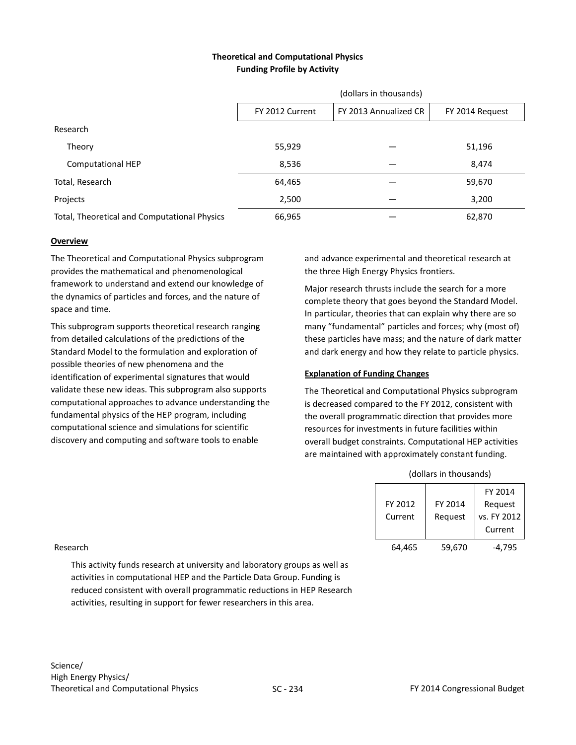**Theoretical and Computational Physics**
**Funding Profile by Activity**

| | (dollars in thousands) | | |
|---|---|---|---|
| | FY 2012 Current | FY 2013 Annualized CR | FY 2014 Request |
| Research | | | |
| Theory | 55,929 | — | 51,196 |
| Computational HEP | 8,536 | — | 8,474 |
| Total, Research | 64,465 | — | 59,670 |
| Projects | 2,500 | — | 3,200 |
| Total, Theoretical and Computational Physics | 66,965 | — | 62,870 |

**Overview**

The Theoretical and Computational Physics subprogram provides the mathematical and phenomenological framework to understand and extend our knowledge of the dynamics of particles and forces, and the nature of space and time.

This subprogram supports theoretical research ranging from detailed calculations of the predictions of the Standard Model to the formulation and exploration of possible theories of new phenomena and the identification of experimental signatures that would validate these new ideas. This subprogram also supports computational approaches to advance understanding the fundamental physics of the HEP program, including computational science and simulations for scientific discovery and computing and software tools to enable and advance experimental and theoretical research at the three High Energy Physics frontiers.

Major research thrusts include the search for a more complete theory that goes beyond the Standard Model. In particular, theories that can explain why there are so many "fundamental" particles and forces; why (most of) these particles have mass; and the nature of dark matter and dark energy and how they relate to particle physics.

**Explanation of Funding Changes**

The Theoretical and Computational Physics subprogram is decreased compared to the FY 2012, consistent with the overall programmatic direction that provides more resources for investments in future facilities within overall budget constraints. Computational HEP activities are maintained with approximately constant funding.

| | (dollars in thousands) | | |
|---|---|---|---|
| | FY 2012 Current | FY 2014 Request | FY 2014 Request vs. FY 2012 Current |
| Research | 64,465 | 59,670 | -4,795 |

This activity funds research at university and laboratory groups as well as activities in computational HEP and the Particle Data Group. Funding is reduced consistent with overall programmatic reductions in HEP Research activities, resulting in support for fewer researchers in this area.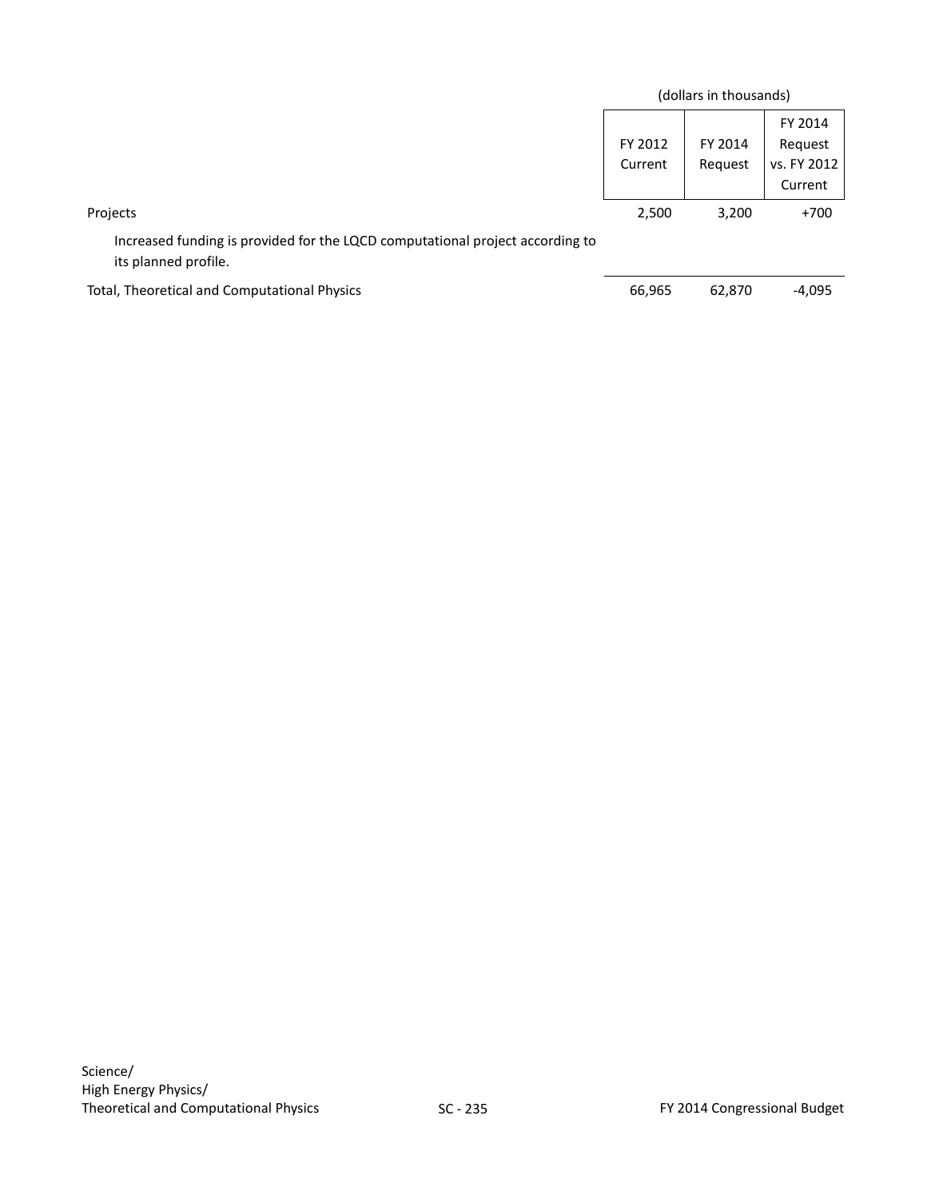| | (dollars in thousands) | | |
|---|---|---|---|
| | FY 2012 Current | FY 2014 Request | FY 2014 Request vs. FY 2012 Current |
| Projects | 2,500 | 3,200 | +700 |
| Increased funding is provided for the LQCD computational project according to its planned profile. | | | |
| Total, Theoretical and Computational Physics | 66,965 | 62,870 | -4,095 |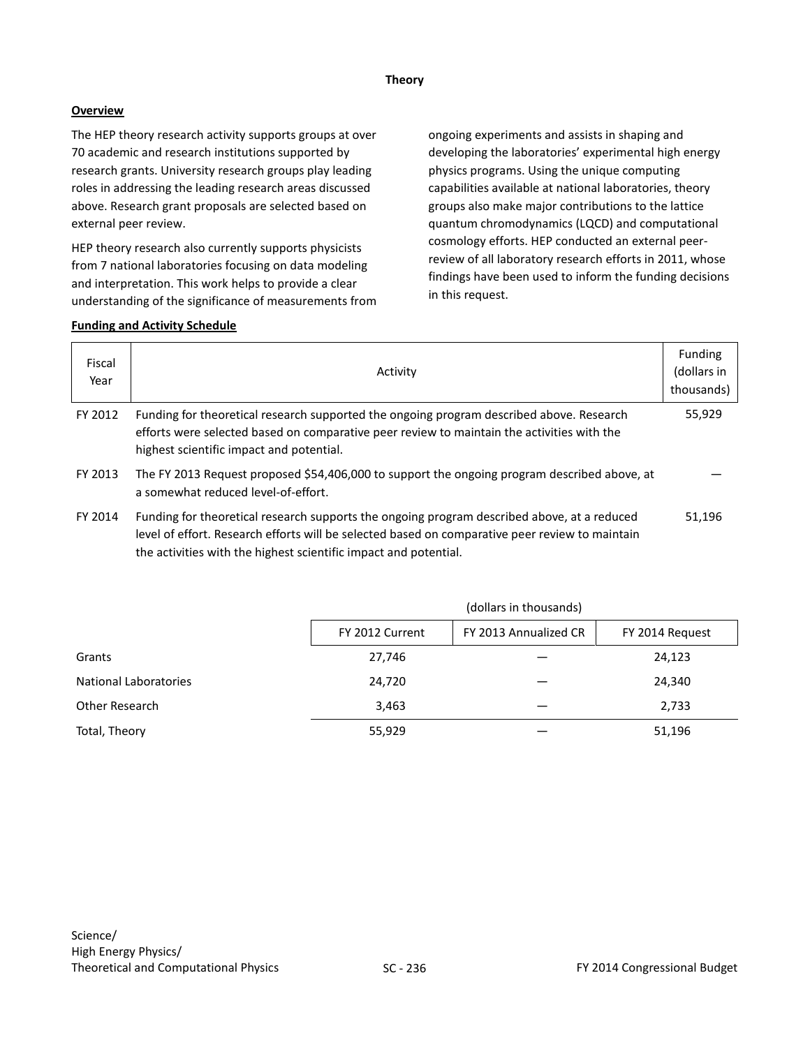# Theory

## Overview

The HEP theory research activity supports groups at over 70 academic and research institutions supported by research grants. University research groups play leading roles in addressing the leading research areas discussed above. Research grant proposals are selected based on external peer review.

HEP theory research also currently supports physicists from 7 national laboratories focusing on data modeling and interpretation. This work helps to provide a clear understanding of the significance of measurements from ongoing experiments and assists in shaping and developing the laboratories' experimental high energy physics programs. Using the unique computing capabilities available at national laboratories, theory groups also make major contributions to the lattice quantum chromodynamics (LQCD) and computational cosmology efforts. HEP conducted an external peer-review of all laboratory research efforts in 2011, whose findings have been used to inform the funding decisions in this request.

## Funding and Activity Schedule

| Fiscal Year | Activity | Funding (dollars in thousands) |
|---|---|---|
| FY 2012 | Funding for theoretical research supported the ongoing program described above. Research efforts were selected based on comparative peer review to maintain the activities with the highest scientific impact and potential. | 55,929 |
| FY 2013 | The FY 2013 Request proposed $54,406,000 to support the ongoing program described above, at a somewhat reduced level-of-effort. | — |
| FY 2014 | Funding for theoretical research supports the ongoing program described above, at a reduced level of effort. Research efforts will be selected based on comparative peer review to maintain the activities with the highest scientific impact and potential. | 51,196 |

| | (dollars in thousands) | | |
|---|---|---|---|
| | FY 2012 Current | FY 2013 Annualized CR | FY 2014 Request |
| Grants | 27,746 | — | 24,123 |
| National Laboratories | 24,720 | — | 24,340 |
| Other Research | 3,463 | — | 2,733 |
| Total, Theory | 55,929 | — | 51,196 |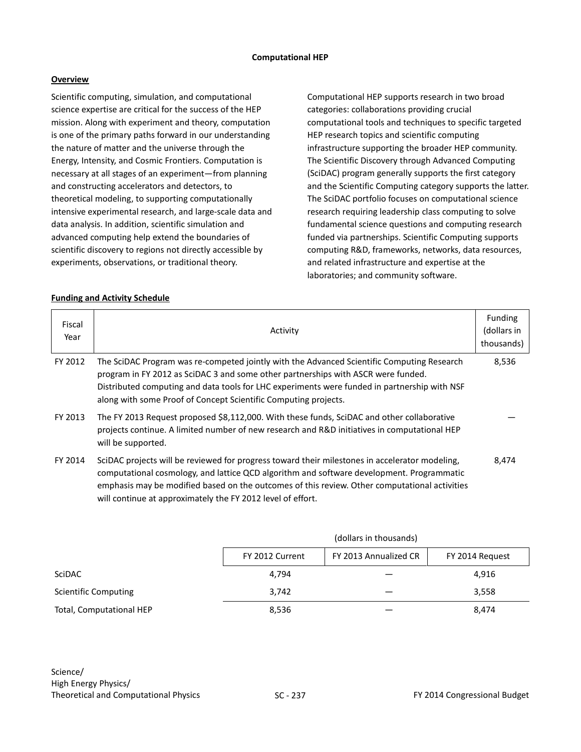# Computational HEP

## Overview

Scientific computing, simulation, and computational science expertise are critical for the success of the HEP mission. Along with experiment and theory, computation is one of the primary paths forward in our understanding the nature of matter and the universe through the Energy, Intensity, and Cosmic Frontiers. Computation is necessary at all stages of an experiment—from planning and constructing accelerators and detectors, to theoretical modeling, to supporting computationally intensive experimental research, and large-scale data and data analysis. In addition, scientific simulation and advanced computing help extend the boundaries of scientific discovery to regions not directly accessible by experiments, observations, or traditional theory.

Computational HEP supports research in two broad categories: collaborations providing crucial computational tools and techniques to specific targeted HEP research topics and scientific computing infrastructure supporting the broader HEP community. The Scientific Discovery through Advanced Computing (SciDAC) program generally supports the first category and the Scientific Computing category supports the latter. The SciDAC portfolio focuses on computational science research requiring leadership class computing to solve fundamental science questions and computing research funded via partnerships. Scientific Computing supports computing R&D, frameworks, networks, data resources, and related infrastructure and expertise at the laboratories; and community software.

## Funding and Activity Schedule

| Fiscal Year | Activity | Funding (dollars in thousands) |
|---|---|---|
| FY 2012 | The SciDAC Program was re-competed jointly with the Advanced Scientific Computing Research program in FY 2012 as SciDAC 3 and some other partnerships with ASCR were funded. Distributed computing and data tools for LHC experiments were funded in partnership with NSF along with some Proof of Concept Scientific Computing projects. | 8,536 |
| FY 2013 | The FY 2013 Request proposed $8,112,000. With these funds, SciDAC and other collaborative projects continue. A limited number of new research and R&D initiatives in computational HEP will be supported. | — |
| FY 2014 | SciDAC projects will be reviewed for progress toward their milestones in accelerator modeling, computational cosmology, and lattice QCD algorithm and software development. Programmatic emphasis may be modified based on the outcomes of this review. Other computational activities will continue at approximately the FY 2012 level of effort. | 8,474 |

| | (dollars in thousands) | | |
|---|---|---|---|
| | FY 2012 Current | FY 2013 Annualized CR | FY 2014 Request |
| SciDAC | 4,794 | — | 4,916 |
| Scientific Computing | 3,742 | — | 3,558 |
| Total, Computational HEP | 8,536 | — | 8,474 |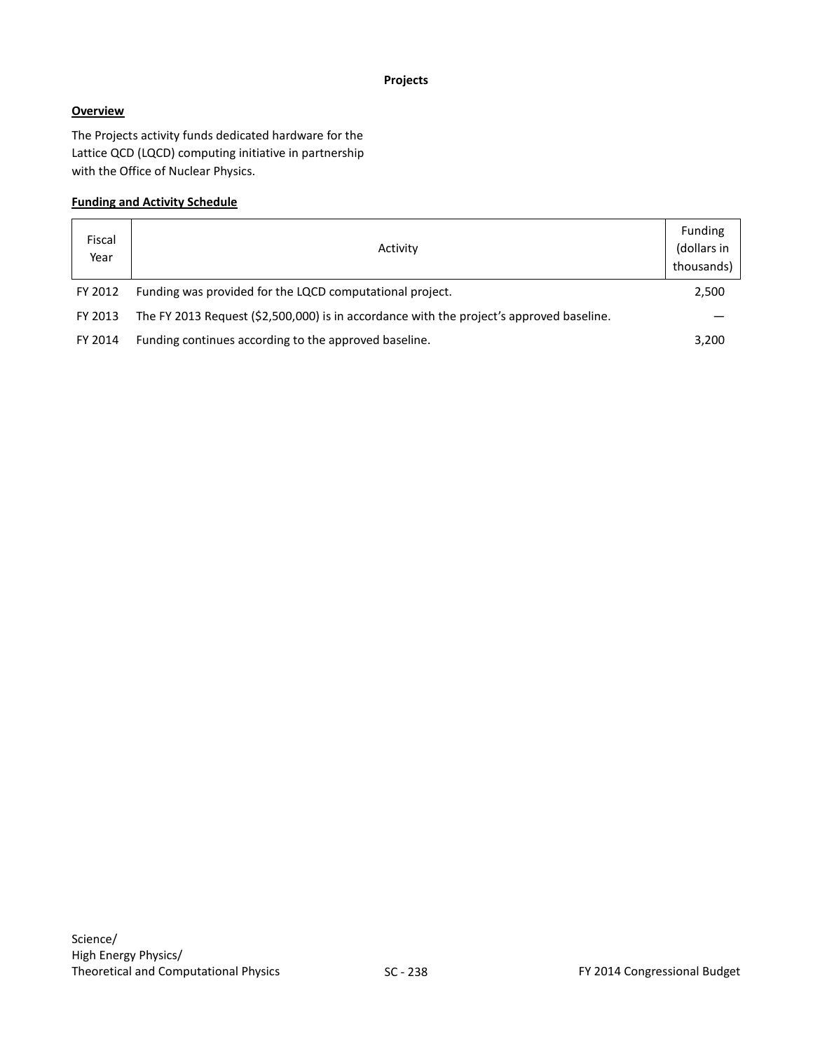## Projects

### Overview

The Projects activity funds dedicated hardware for the Lattice QCD (LQCD) computing initiative in partnership with the Office of Nuclear Physics.

### Funding and Activity Schedule

| Fiscal Year | Activity | Funding (dollars in thousands) |
|---|---|---|
| FY 2012 | Funding was provided for the LQCD computational project. | 2,500 |
| FY 2013 | The FY 2013 Request ($2,500,000) is in accordance with the project's approved baseline. | — |
| FY 2014 | Funding continues according to the approved baseline. | 3,200 |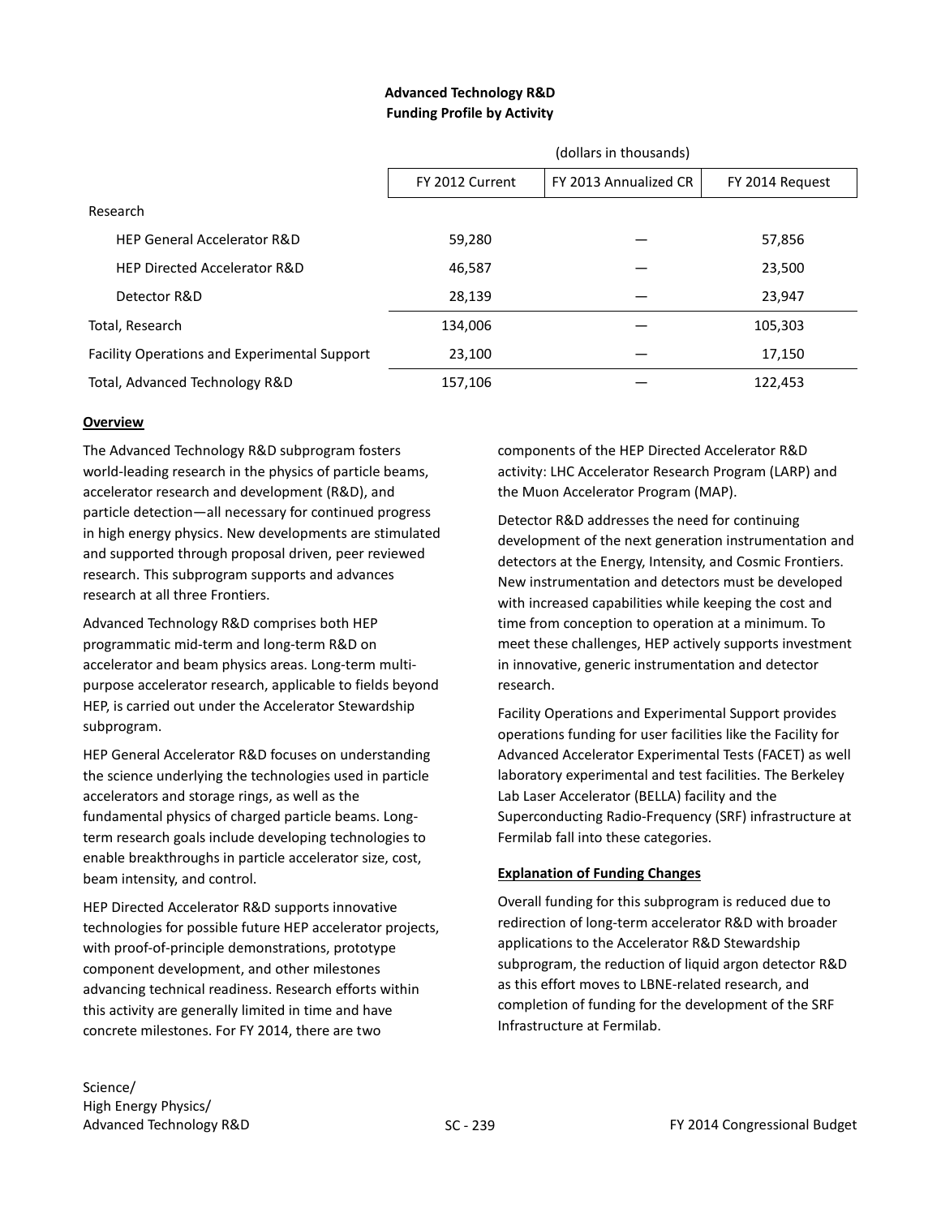## Advanced Technology R&D
### Funding Profile by Activity

| | (dollars in thousands) | | |
|---|---|---|---|
| | FY 2012 Current | FY 2013 Annualized CR | FY 2014 Request |
| Research | | | |
| HEP General Accelerator R&D | 59,280 | — | 57,856 |
| HEP Directed Accelerator R&D | 46,587 | — | 23,500 |
| Detector R&D | 28,139 | — | 23,947 |
| Total, Research | 134,006 | — | 105,303 |
| Facility Operations and Experimental Support | 23,100 | — | 17,150 |
| Total, Advanced Technology R&D | 157,106 | — | 122,453 |

**Overview**

The Advanced Technology R&D subprogram fosters world-leading research in the physics of particle beams, accelerator research and development (R&D), and particle detection—all necessary for continued progress in high energy physics. New developments are stimulated and supported through proposal driven, peer reviewed research. This subprogram supports and advances research at all three Frontiers.

Advanced Technology R&D comprises both HEP programmatic mid-term and long-term R&D on accelerator and beam physics areas. Long-term multi-purpose accelerator research, applicable to fields beyond HEP, is carried out under the Accelerator Stewardship subprogram.

HEP General Accelerator R&D focuses on understanding the science underlying the technologies used in particle accelerators and storage rings, as well as the fundamental physics of charged particle beams. Long-term research goals include developing technologies to enable breakthroughs in particle accelerator size, cost, beam intensity, and control.

HEP Directed Accelerator R&D supports innovative technologies for possible future HEP accelerator projects, with proof-of-principle demonstrations, prototype component development, and other milestones advancing technical readiness. Research efforts within this activity are generally limited in time and have concrete milestones. For FY 2014, there are two components of the HEP Directed Accelerator R&D activity: LHC Accelerator Research Program (LARP) and the Muon Accelerator Program (MAP).

Detector R&D addresses the need for continuing development of the next generation instrumentation and detectors at the Energy, Intensity, and Cosmic Frontiers. New instrumentation and detectors must be developed with increased capabilities while keeping the cost and time from conception to operation at a minimum. To meet these challenges, HEP actively supports investment in innovative, generic instrumentation and detector research.

Facility Operations and Experimental Support provides operations funding for user facilities like the Facility for Advanced Accelerator Experimental Tests (FACET) as well laboratory experimental and test facilities. The Berkeley Lab Laser Accelerator (BELLA) facility and the Superconducting Radio-Frequency (SRF) infrastructure at Fermilab fall into these categories.

**Explanation of Funding Changes**

Overall funding for this subprogram is reduced due to redirection of long-term accelerator R&D with broader applications to the Accelerator R&D Stewardship subprogram, the reduction of liquid argon detector R&D as this effort moves to LBNE-related research, and completion of funding for the development of the SRF Infrastructure at Fermilab.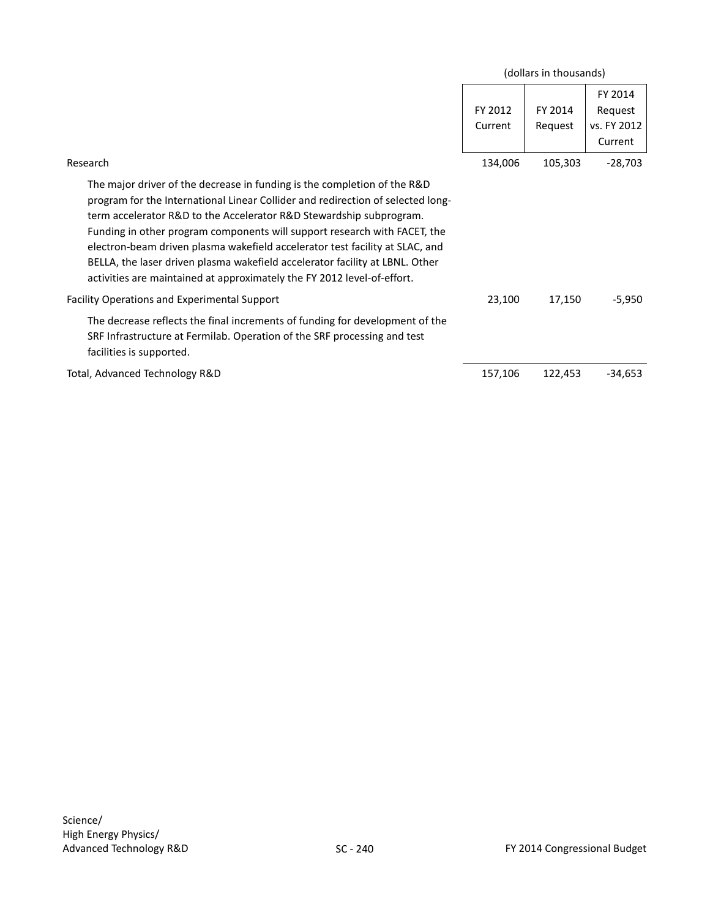| | (dollars in thousands) | | |
|---|---|---|---|
| | FY 2012 Current | FY 2014 Request | FY 2014 Request vs. FY 2012 Current |
| Research | 134,006 | 105,303 | -28,703 |
| The major driver of the decrease in funding is the completion of the R&D program for the International Linear Collider and redirection of selected long-term accelerator R&D to the Accelerator R&D Stewardship subprogram. Funding in other program components will support research with FACET, the electron-beam driven plasma wakefield accelerator test facility at SLAC, and BELLA, the laser driven plasma wakefield accelerator facility at LBNL. Other activities are maintained at approximately the FY 2012 level-of-effort. | | | |
| Facility Operations and Experimental Support | 23,100 | 17,150 | -5,950 |
| The decrease reflects the final increments of funding for development of the SRF Infrastructure at Fermilab. Operation of the SRF processing and test facilities is supported. | | | |
| Total, Advanced Technology R&D | 157,106 | 122,453 | -34,653 |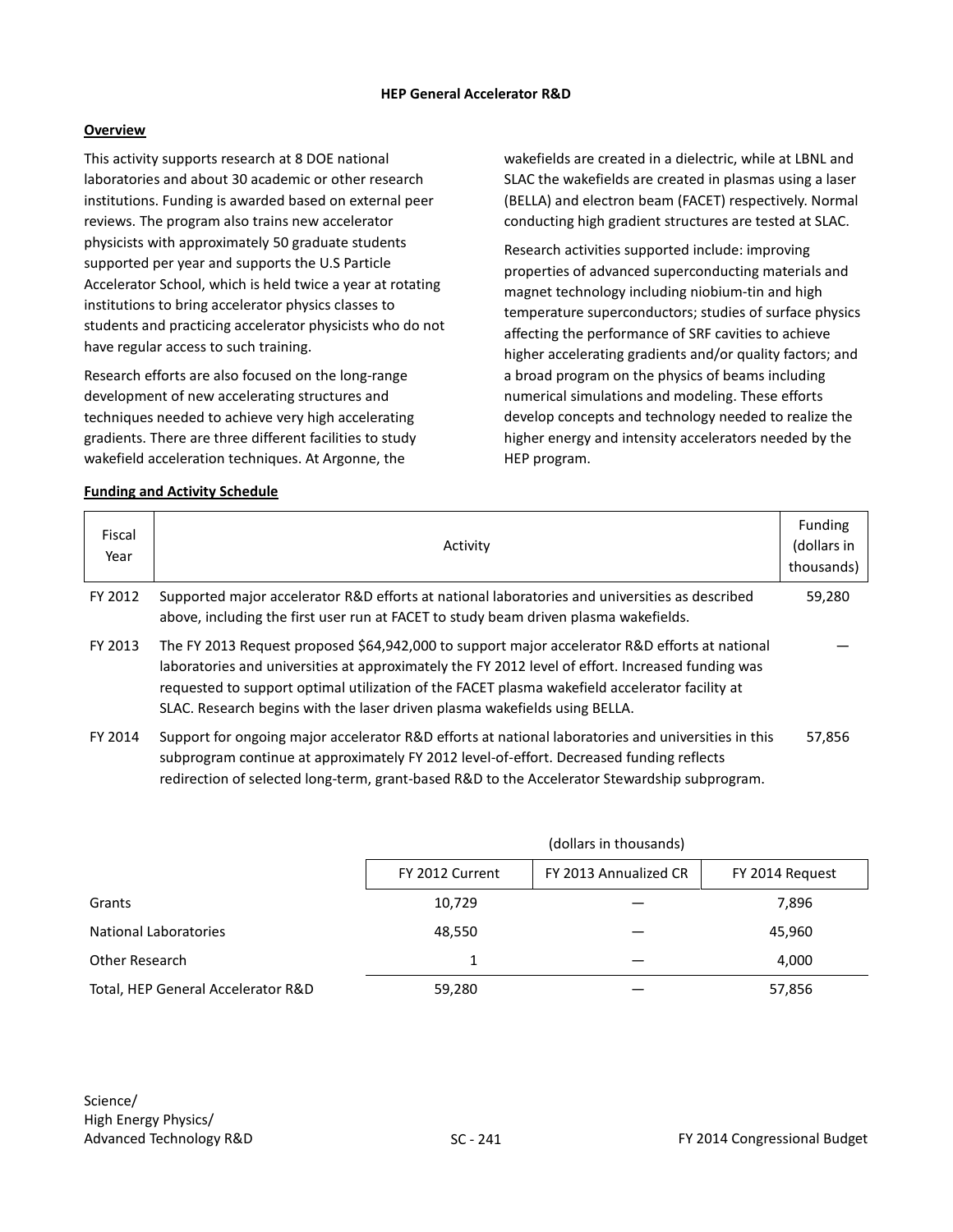# HEP General Accelerator R&D

## Overview

This activity supports research at 8 DOE national laboratories and about 30 academic or other research institutions. Funding is awarded based on external peer reviews. The program also trains new accelerator physicists with approximately 50 graduate students supported per year and supports the U.S Particle Accelerator School, which is held twice a year at rotating institutions to bring accelerator physics classes to students and practicing accelerator physicists who do not have regular access to such training.

Research efforts are also focused on the long-range development of new accelerating structures and techniques needed to achieve very high accelerating gradients. There are three different facilities to study wakefield acceleration techniques. At Argonne, the wakefields are created in a dielectric, while at LBNL and SLAC the wakefields are created in plasmas using a laser (BELLA) and electron beam (FACET) respectively. Normal conducting high gradient structures are tested at SLAC.

Research activities supported include: improving properties of advanced superconducting materials and magnet technology including niobium-tin and high temperature superconductors; studies of surface physics affecting the performance of SRF cavities to achieve higher accelerating gradients and/or quality factors; and a broad program on the physics of beams including numerical simulations and modeling. These efforts develop concepts and technology needed to realize the higher energy and intensity accelerators needed by the HEP program.

## Funding and Activity Schedule

| Fiscal Year | Activity | Funding (dollars in thousands) |
|---|---|---|
| FY 2012 | Supported major accelerator R&D efforts at national laboratories and universities as described above, including the first user run at FACET to study beam driven plasma wakefields. | 59,280 |
| FY 2013 | The FY 2013 Request proposed $64,942,000 to support major accelerator R&D efforts at national laboratories and universities at approximately the FY 2012 level of effort. Increased funding was requested to support optimal utilization of the FACET plasma wakefield accelerator facility at SLAC. Research begins with the laser driven plasma wakefields using BELLA. | — |
| FY 2014 | Support for ongoing major accelerator R&D efforts at national laboratories and universities in this subprogram continue at approximately FY 2012 level-of-effort. Decreased funding reflects redirection of selected long-term, grant-based R&D to the Accelerator Stewardship subprogram. | 57,856 |

| | (dollars in thousands) | | |
|---|---|---|---|
| | FY 2012 Current | FY 2013 Annualized CR | FY 2014 Request |
| Grants | 10,729 | — | 7,896 |
| National Laboratories | 48,550 | — | 45,960 |
| Other Research | 1 | — | 4,000 |
| Total, HEP General Accelerator R&D | 59,280 | — | 57,856 |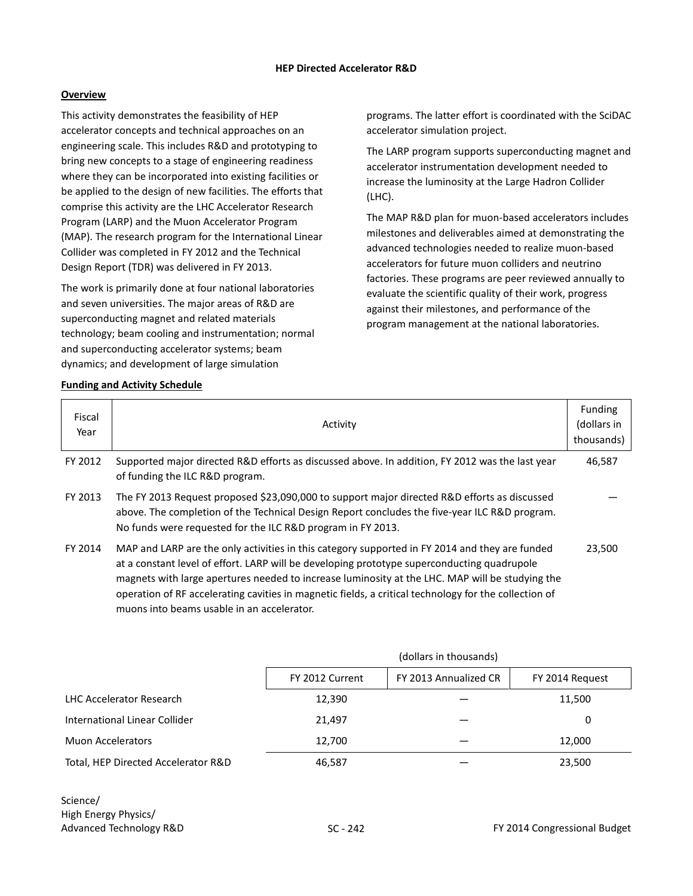## HEP Directed Accelerator R&D

### Overview

This activity demonstrates the feasibility of HEP accelerator concepts and technical approaches on an engineering scale. This includes R&D and prototyping to bring new concepts to a stage of engineering readiness where they can be incorporated into existing facilities or be applied to the design of new facilities. The efforts that comprise this activity are the LHC Accelerator Research Program (LARP) and the Muon Accelerator Program (MAP). The research program for the International Linear Collider was completed in FY 2012 and the Technical Design Report (TDR) was delivered in FY 2013.

The work is primarily done at four national laboratories and seven universities. The major areas of R&D are superconducting magnet and related materials technology; beam cooling and instrumentation; normal and superconducting accelerator systems; beam dynamics; and development of large simulation programs. The latter effort is coordinated with the SciDAC accelerator simulation project.

The LARP program supports superconducting magnet and accelerator instrumentation development needed to increase the luminosity at the Large Hadron Collider (LHC).

The MAP R&D plan for muon-based accelerators includes milestones and deliverables aimed at demonstrating the advanced technologies needed to realize muon-based accelerators for future muon colliders and neutrino factories. These programs are peer reviewed annually to evaluate the scientific quality of their work, progress against their milestones, and performance of the program management at the national laboratories.

### Funding and Activity Schedule

| Fiscal Year | Activity | Funding (dollars in thousands) |
|---|---|---|
| FY 2012 | Supported major directed R&D efforts as discussed above. In addition, FY 2012 was the last year of funding the ILC R&D program. | 46,587 |
| FY 2013 | The FY 2013 Request proposed $23,090,000 to support major directed R&D efforts as discussed above. The completion of the Technical Design Report concludes the five-year ILC R&D program. No funds were requested for the ILC R&D program in FY 2013. | — |
| FY 2014 | MAP and LARP are the only activities in this category supported in FY 2014 and they are funded at a constant level of effort. LARP will be developing prototype superconducting quadrupole magnets with large apertures needed to increase luminosity at the LHC. MAP will be studying the operation of RF accelerating cavities in magnetic fields, a critical technology for the collection of muons into beams usable in an accelerator. | 23,500 |

| | (dollars in thousands) | | |
|---|---|---|---|
| | FY 2012 Current | FY 2013 Annualized CR | FY 2014 Request |
| LHC Accelerator Research | 12,390 | — | 11,500 |
| International Linear Collider | 21,497 | — | 0 |
| Muon Accelerators | 12,700 | — | 12,000 |
| Total, HEP Directed Accelerator R&D | 46,587 | — | 23,500 |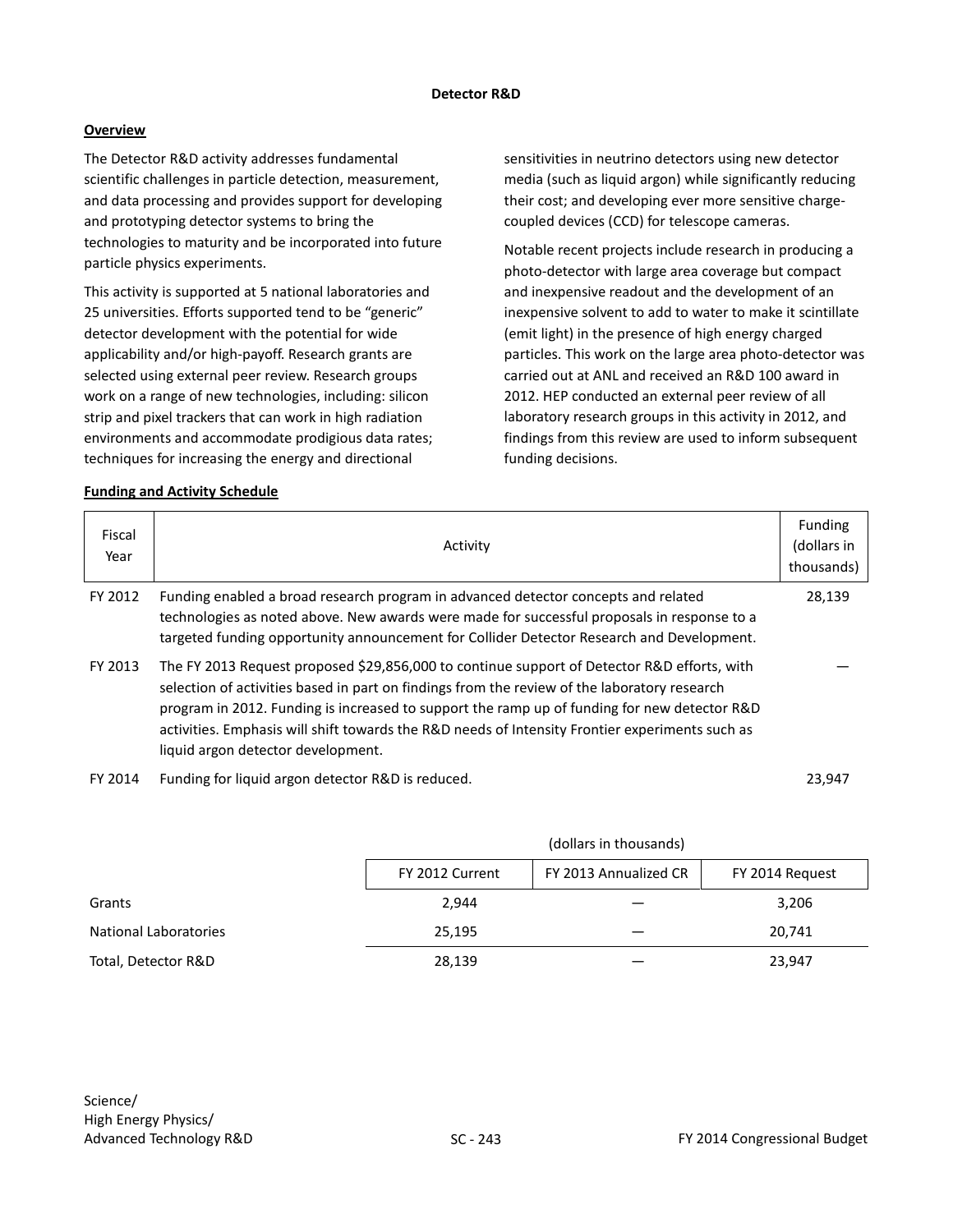## Detector R&D

### Overview

The Detector R&D activity addresses fundamental scientific challenges in particle detection, measurement, and data processing and provides support for developing and prototyping detector systems to bring the technologies to maturity and be incorporated into future particle physics experiments.

This activity is supported at 5 national laboratories and 25 universities. Efforts supported tend to be "generic" detector development with the potential for wide applicability and/or high-payoff. Research grants are selected using external peer review. Research groups work on a range of new technologies, including: silicon strip and pixel trackers that can work in high radiation environments and accommodate prodigious data rates; techniques for increasing the energy and directional sensitivities in neutrino detectors using new detector media (such as liquid argon) while significantly reducing their cost; and developing ever more sensitive charge-coupled devices (CCD) for telescope cameras.

Notable recent projects include research in producing a photo-detector with large area coverage but compact and inexpensive readout and the development of an inexpensive solvent to add to water to make it scintillate (emit light) in the presence of high energy charged particles. This work on the large area photo-detector was carried out at ANL and received an R&D 100 award in 2012. HEP conducted an external peer review of all laboratory research groups in this activity in 2012, and findings from this review are used to inform subsequent funding decisions.

### Funding and Activity Schedule

| Fiscal Year | Activity | Funding (dollars in thousands) |
| --- | --- | --- |
| FY 2012 | Funding enabled a broad research program in advanced detector concepts and related technologies as noted above. New awards were made for successful proposals in response to a targeted funding opportunity announcement for Collider Detector Research and Development. | 28,139 |
| FY 2013 | The FY 2013 Request proposed $29,856,000 to continue support of Detector R&D efforts, with selection of activities based in part on findings from the review of the laboratory research program in 2012. Funding is increased to support the ramp up of funding for new detector R&D activities. Emphasis will shift towards the R&D needs of Intensity Frontier experiments such as liquid argon detector development. | — |
| FY 2014 | Funding for liquid argon detector R&D is reduced. | 23,947 |

| | (dollars in thousands) | | |
| --- | --- | --- | --- |
| | FY 2012 Current | FY 2013 Annualized CR | FY 2014 Request |
| Grants | 2,944 | — | 3,206 |
| National Laboratories | 25,195 | — | 20,741 |
| Total, Detector R&D | 28,139 | — | 23,947 |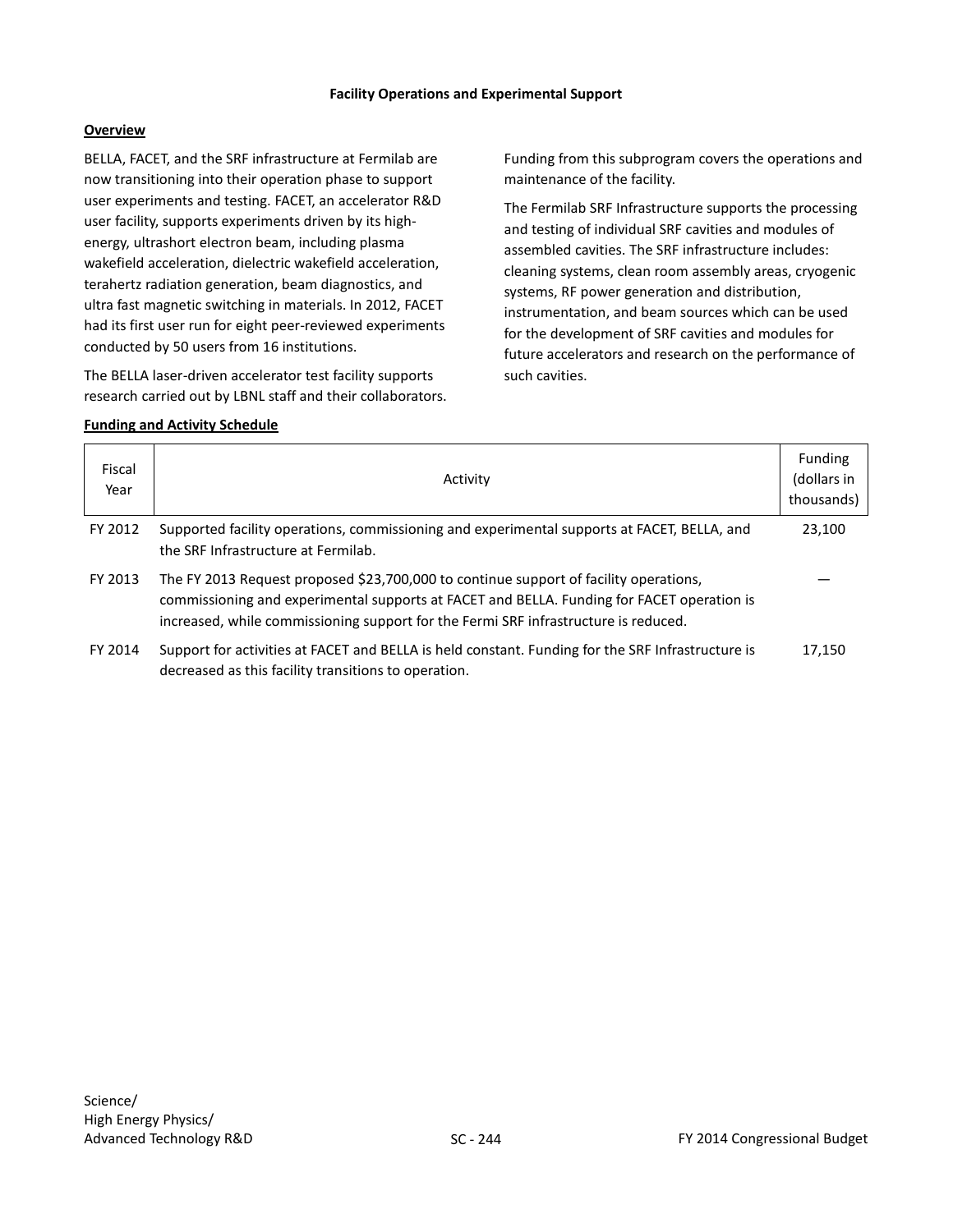## Facility Operations and Experimental Support

### Overview

BELLA, FACET, and the SRF infrastructure at Fermilab are now transitioning into their operation phase to support user experiments and testing. FACET, an accelerator R&D user facility, supports experiments driven by its high-energy, ultrashort electron beam, including plasma wakefield acceleration, dielectric wakefield acceleration, terahertz radiation generation, beam diagnostics, and ultra fast magnetic switching in materials. In 2012, FACET had its first user run for eight peer-reviewed experiments conducted by 50 users from 16 institutions.

The BELLA laser-driven accelerator test facility supports research carried out by LBNL staff and their collaborators. Funding from this subprogram covers the operations and maintenance of the facility.

The Fermilab SRF Infrastructure supports the processing and testing of individual SRF cavities and modules of assembled cavities. The SRF infrastructure includes: cleaning systems, clean room assembly areas, cryogenic systems, RF power generation and distribution, instrumentation, and beam sources which can be used for the development of SRF cavities and modules for future accelerators and research on the performance of such cavities.

### Funding and Activity Schedule

| Fiscal Year | Activity | Funding (dollars in thousands) |
|---|---|---|
| FY 2012 | Supported facility operations, commissioning and experimental supports at FACET, BELLA, and the SRF Infrastructure at Fermilab. | 23,100 |
| FY 2013 | The FY 2013 Request proposed $23,700,000 to continue support of facility operations, commissioning and experimental supports at FACET and BELLA. Funding for FACET operation is increased, while commissioning support for the Fermi SRF infrastructure is reduced. | — |
| FY 2014 | Support for activities at FACET and BELLA is held constant. Funding for the SRF Infrastructure is decreased as this facility transitions to operation. | 17,150 |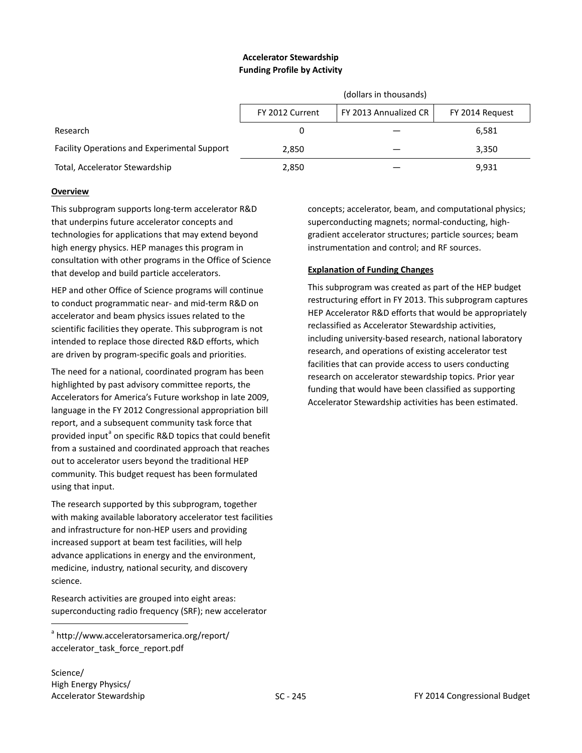### Accelerator Stewardship
### Funding Profile by Activity

| | (dollars in thousands) | | |
|---|---|---|---|
| | FY 2012 Current | FY 2013 Annualized CR | FY 2014 Request |
| Research | 0 | — | 6,581 |
| Facility Operations and Experimental Support | 2,850 | — | 3,350 |
| Total, Accelerator Stewardship | 2,850 | — | 9,931 |

**Overview**

This subprogram supports long-term accelerator R&D that underpins future accelerator concepts and technologies for applications that may extend beyond high energy physics. HEP manages this program in consultation with other programs in the Office of Science that develop and build particle accelerators.

HEP and other Office of Science programs will continue to conduct programmatic near- and mid-term R&D on accelerator and beam physics issues related to the scientific facilities they operate. This subprogram is not intended to replace those directed R&D efforts, which are driven by program-specific goals and priorities.

The need for a national, coordinated program has been highlighted by past advisory committee reports, the Accelerators for America's Future workshop in late 2009, language in the FY 2012 Congressional appropriation bill report, and a subsequent community task force that provided input[a] on specific R&D topics that could benefit from a sustained and coordinated approach that reaches out to accelerator users beyond the traditional HEP community. This budget request has been formulated using that input.

The research supported by this subprogram, together with making available laboratory accelerator test facilities and infrastructure for non-HEP users and providing increased support at beam test facilities, will help advance applications in energy and the environment, medicine, industry, national security, and discovery science.

Research activities are grouped into eight areas: superconducting radio frequency (SRF); new accelerator concepts; accelerator, beam, and computational physics; superconducting magnets; normal-conducting, high-gradient accelerator structures; particle sources; beam instrumentation and control; and RF sources.

**Explanation of Funding Changes**

This subprogram was created as part of the HEP budget restructuring effort in FY 2013. This subprogram captures HEP Accelerator R&D efforts that would be appropriately reclassified as Accelerator Stewardship activities, including university-based research, national laboratory research, and operations of existing accelerator test facilities that can provide access to users conducting research on accelerator stewardship topics. Prior year funding that would have been classified as supporting Accelerator Stewardship activities has been estimated.

---

[a] http://www.acceleratorsamerica.org/report/accelerator_task_force_report.pdf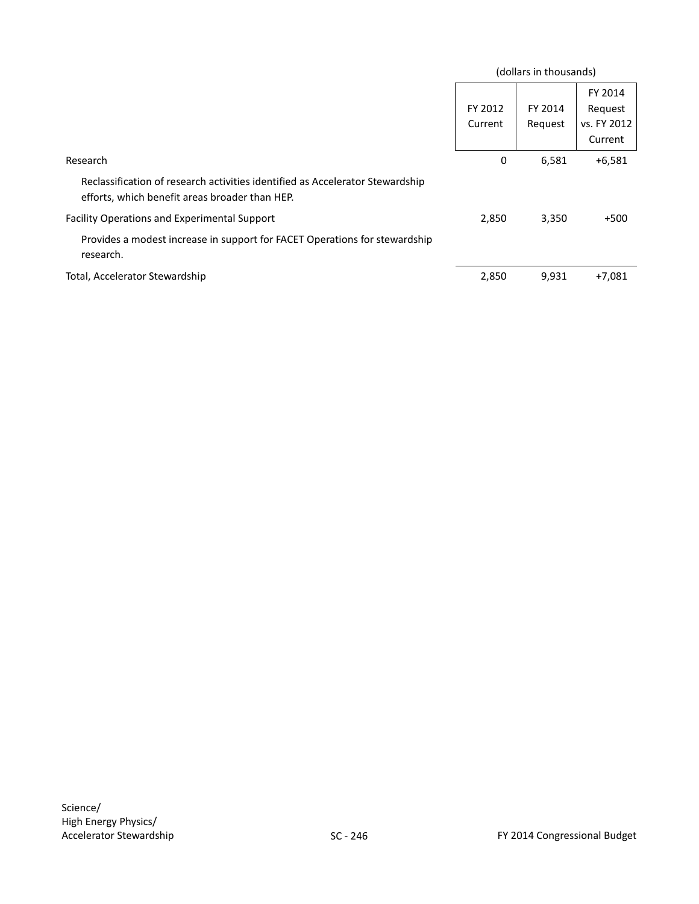(dollars in thousands)

| | FY 2012 Current | FY 2014 Request | FY 2014 Request vs. FY 2012 Current |
|---|---|---|---|
| Research | 0 | 6,581 | +6,581 |
| Reclassification of research activities identified as Accelerator Stewardship efforts, which benefit areas broader than HEP. | | | |
| Facility Operations and Experimental Support | 2,850 | 3,350 | +500 |
| Provides a modest increase in support for FACET Operations for stewardship research. | | | |
| Total, Accelerator Stewardship | 2,850 | 9,931 | +7,081 |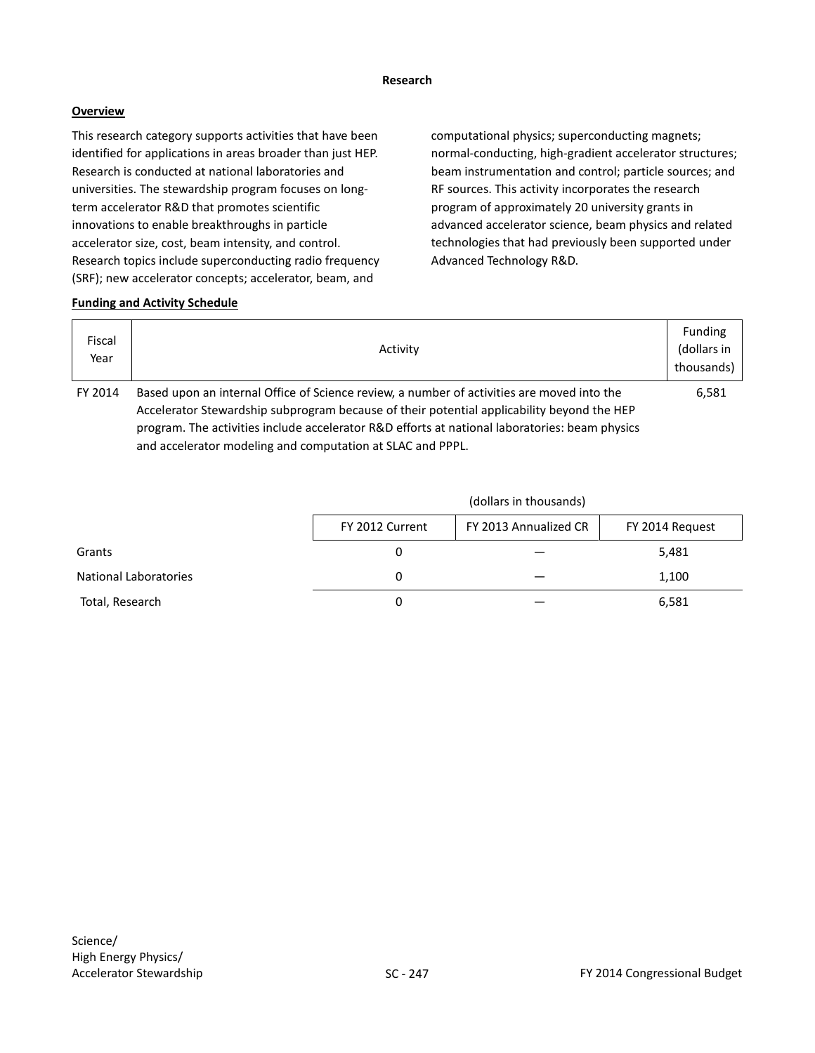## Research

### Overview

This research category supports activities that have been identified for applications in areas broader than just HEP. Research is conducted at national laboratories and universities. The stewardship program focuses on long-term accelerator R&D that promotes scientific innovations to enable breakthroughs in particle accelerator size, cost, beam intensity, and control. Research topics include superconducting radio frequency (SRF); new accelerator concepts; accelerator, beam, and computational physics; superconducting magnets; normal-conducting, high-gradient accelerator structures; beam instrumentation and control; particle sources; and RF sources. This activity incorporates the research program of approximately 20 university grants in advanced accelerator science, beam physics and related technologies that had previously been supported under Advanced Technology R&D.

### Funding and Activity Schedule

| Fiscal Year | Activity | Funding (dollars in thousands) |
|---|---|---|
| FY 2014 | Based upon an internal Office of Science review, a number of activities are moved into the Accelerator Stewardship subprogram because of their potential applicability beyond the HEP program. The activities include accelerator R&D efforts at national laboratories: beam physics and accelerator modeling and computation at SLAC and PPPL. | 6,581 |

(dollars in thousands)

| | FY 2012 Current | FY 2013 Annualized CR | FY 2014 Request |
|---|---|---|---|
| Grants | 0 | — | 5,481 |
| National Laboratories | 0 | — | 1,100 |
| Total, Research | 0 | — | 6,581 |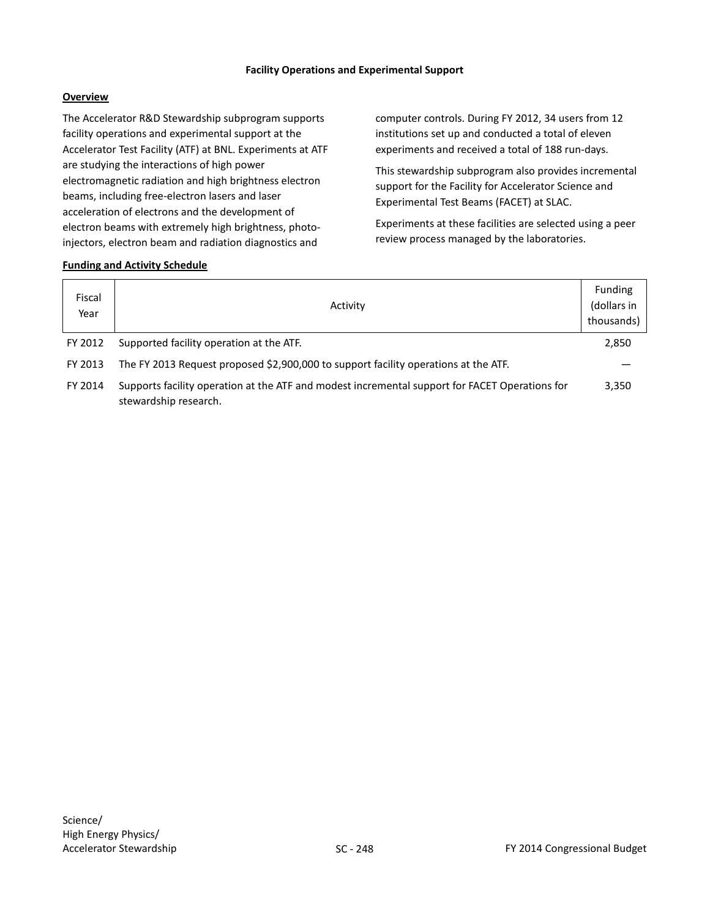## Facility Operations and Experimental Support

### Overview

The Accelerator R&D Stewardship subprogram supports facility operations and experimental support at the Accelerator Test Facility (ATF) at BNL. Experiments at ATF are studying the interactions of high power electromagnetic radiation and high brightness electron beams, including free-electron lasers and laser acceleration of electrons and the development of electron beams with extremely high brightness, photo-injectors, electron beam and radiation diagnostics and computer controls. During FY 2012, 34 users from 12 institutions set up and conducted a total of eleven experiments and received a total of 188 run-days.

This stewardship subprogram also provides incremental support for the Facility for Accelerator Science and Experimental Test Beams (FACET) at SLAC.

Experiments at these facilities are selected using a peer review process managed by the laboratories.

### Funding and Activity Schedule

| Fiscal Year | Activity | Funding (dollars in thousands) |
|---|---|---|
| FY 2012 | Supported facility operation at the ATF. | 2,850 |
| FY 2013 | The FY 2013 Request proposed $2,900,000 to support facility operations at the ATF. | — |
| FY 2014 | Supports facility operation at the ATF and modest incremental support for FACET Operations for stewardship research. | 3,350 |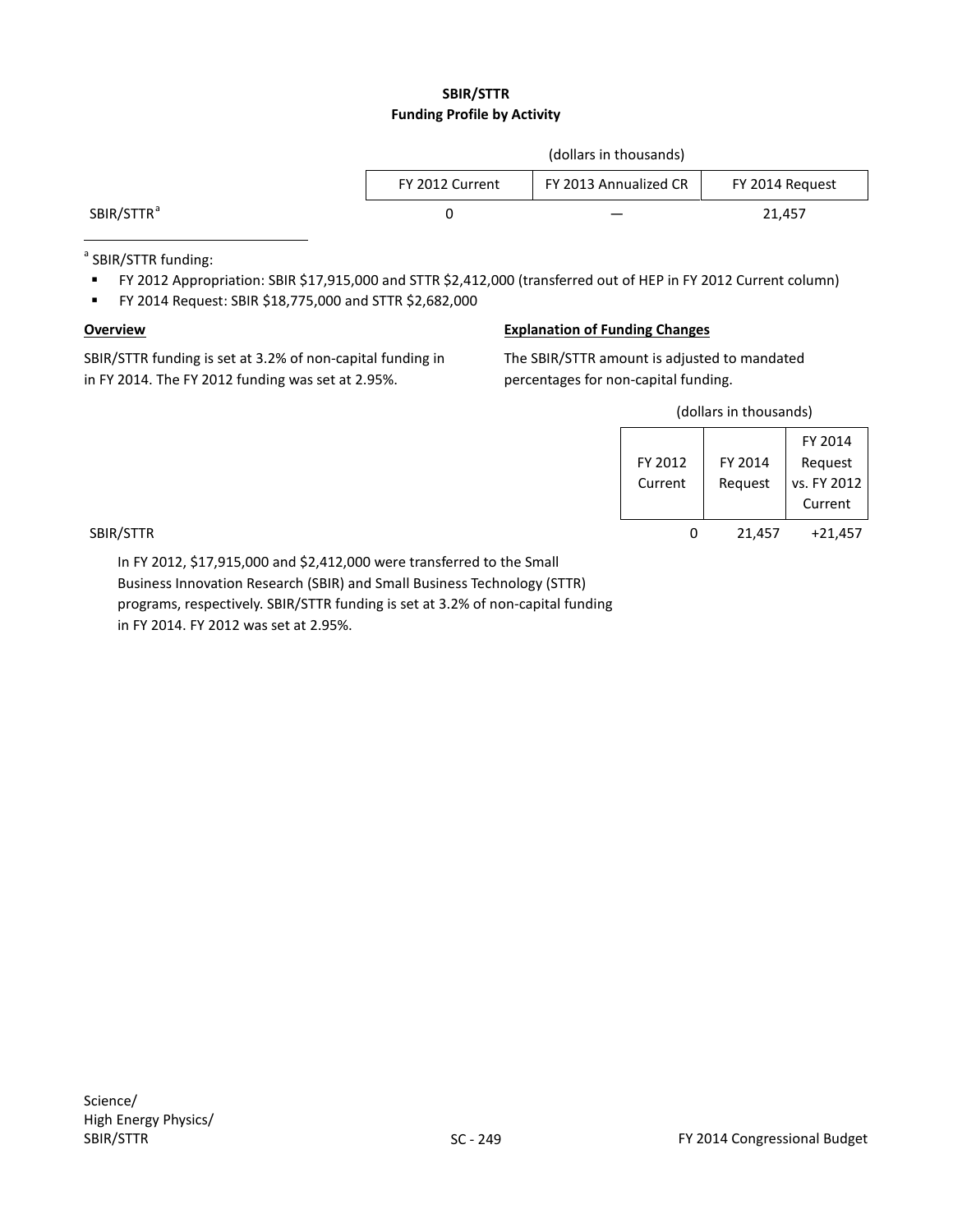## SBIR/STTR
### Funding Profile by Activity

(dollars in thousands)

| | FY 2012 Current | FY 2013 Annualized CR | FY 2014 Request |
|---|---|---|---|
| SBIR/STTR[a] | 0 | — | 21,457 |

[a] SBIR/STTR funding:

- FY 2012 Appropriation: SBIR $17,915,000 and STTR $2,412,000 (transferred out of HEP in FY 2012 Current column)
- FY 2014 Request: SBIR $18,775,000 and STTR $2,682,000

**Overview**

SBIR/STTR funding is set at 3.2% of non-capital funding in in FY 2014. The FY 2012 funding was set at 2.95%.

**Explanation of Funding Changes**

The SBIR/STTR amount is adjusted to mandated percentages for non-capital funding.

(dollars in thousands)

| | FY 2012 Current | FY 2014 Request | FY 2014 Request vs. FY 2012 Current |
|---|---|---|---|
| SBIR/STTR | 0 | 21,457 | +21,457 |

In FY 2012, $17,915,000 and $2,412,000 were transferred to the Small Business Innovation Research (SBIR) and Small Business Technology (STTR) programs, respectively. SBIR/STTR funding is set at 3.2% of non-capital funding in FY 2014. FY 2012 was set at 2.95%.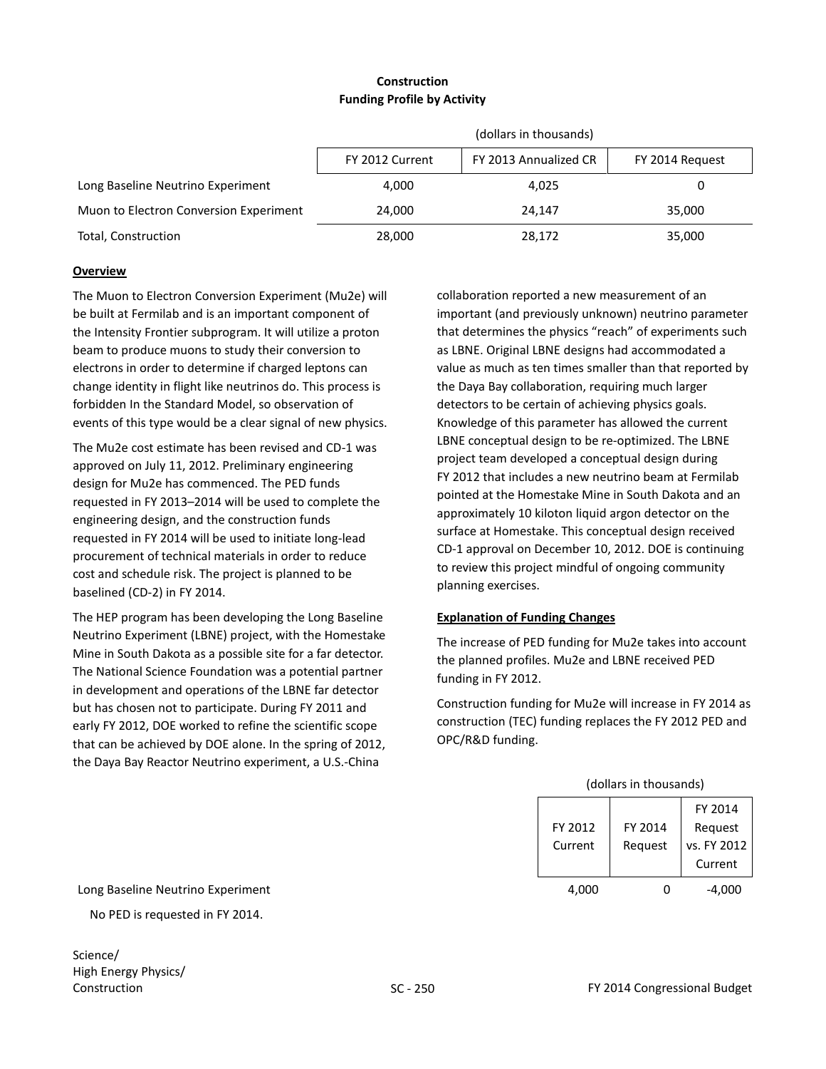## Construction
## Funding Profile by Activity

| | (dollars in thousands) | | |
|---|---|---|---|
| | FY 2012 Current | FY 2013 Annualized CR | FY 2014 Request |
| Long Baseline Neutrino Experiment | 4,000 | 4,025 | 0 |
| Muon to Electron Conversion Experiment | 24,000 | 24,147 | 35,000 |
| Total, Construction | 28,000 | 28,172 | 35,000 |

**Overview**

The Muon to Electron Conversion Experiment (Mu2e) will be built at Fermilab and is an important component of the Intensity Frontier subprogram. It will utilize a proton beam to produce muons to study their conversion to electrons in order to determine if charged leptons can change identity in flight like neutrinos do. This process is forbidden In the Standard Model, so observation of events of this type would be a clear signal of new physics.

The Mu2e cost estimate has been revised and CD-1 was approved on July 11, 2012. Preliminary engineering design for Mu2e has commenced. The PED funds requested in FY 2013–2014 will be used to complete the engineering design, and the construction funds requested in FY 2014 will be used to initiate long-lead procurement of technical materials in order to reduce cost and schedule risk. The project is planned to be baselined (CD-2) in FY 2014.

The HEP program has been developing the Long Baseline Neutrino Experiment (LBNE) project, with the Homestake Mine in South Dakota as a possible site for a far detector. The National Science Foundation was a potential partner in development and operations of the LBNE far detector but has chosen not to participate. During FY 2011 and early FY 2012, DOE worked to refine the scientific scope that can be achieved by DOE alone. In the spring of 2012, the Daya Bay Reactor Neutrino experiment, a U.S.-China collaboration reported a new measurement of an important (and previously unknown) neutrino parameter that determines the physics "reach" of experiments such as LBNE. Original LBNE designs had accommodated a value as much as ten times smaller than that reported by the Daya Bay collaboration, requiring much larger detectors to be certain of achieving physics goals. Knowledge of this parameter has allowed the current LBNE conceptual design to be re-optimized. The LBNE project team developed a conceptual design during FY 2012 that includes a new neutrino beam at Fermilab pointed at the Homestake Mine in South Dakota and an approximately 10 kiloton liquid argon detector on the surface at Homestake. This conceptual design received CD-1 approval on December 10, 2012. DOE is continuing to review this project mindful of ongoing community planning exercises.

**Explanation of Funding Changes**

The increase of PED funding for Mu2e takes into account the planned profiles. Mu2e and LBNE received PED funding in FY 2012.

Construction funding for Mu2e will increase in FY 2014 as construction (TEC) funding replaces the FY 2012 PED and OPC/R&D funding.

| | (dollars in thousands) | | |
|---|---|---|---|
| | FY 2012 Current | FY 2014 Request | FY 2014 Request vs. FY 2012 Current |
| Long Baseline Neutrino Experiment | 4,000 | 0 | -4,000 |

No PED is requested in FY 2014.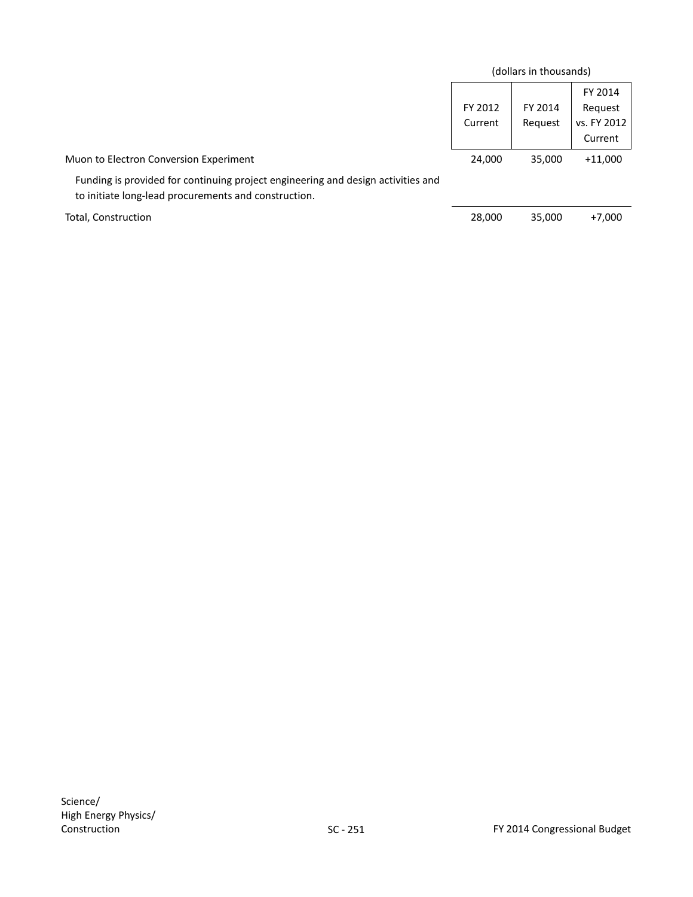(dollars in thousands)

| | FY 2012 Current | FY 2014 Request | FY 2014 Request vs. FY 2012 Current |
|---|---|---|---|
| Muon to Electron Conversion Experiment | 24,000 | 35,000 | +11,000 |
| Funding is provided for continuing project engineering and design activities and to initiate long-lead procurements and construction. | | | |
| Total, Construction | 28,000 | 35,000 | +7,000 |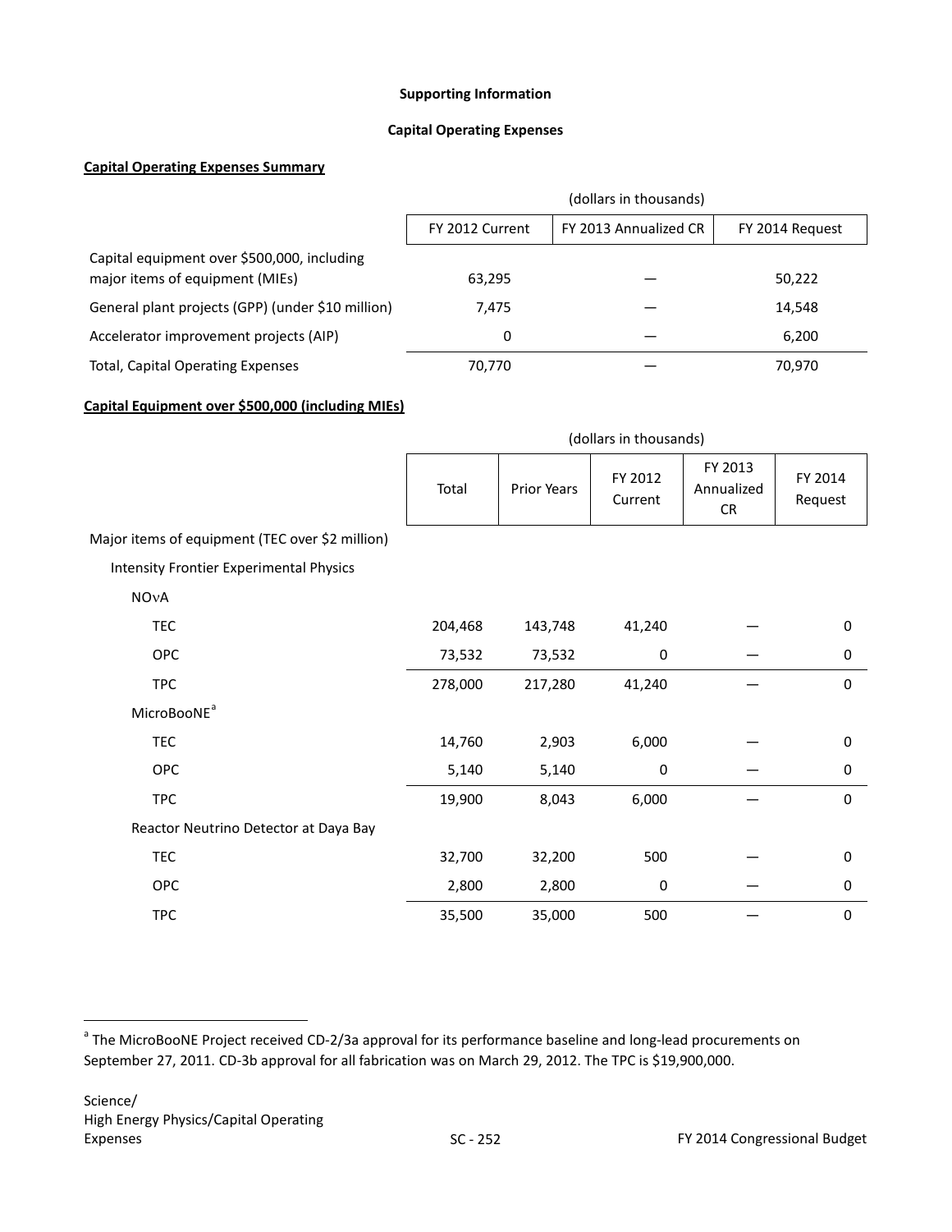**Supporting Information**

**Capital Operating Expenses**

**Capital Operating Expenses Summary**

| | (dollars in thousands) | | |
|---|---|---|---|
| | FY 2012 Current | FY 2013 Annualized CR | FY 2014 Request |
| Capital equipment over $500,000, including major items of equipment (MIEs) | 63,295 | — | 50,222 |
| General plant projects (GPP) (under $10 million) | 7,475 | — | 14,548 |
| Accelerator improvement projects (AIP) | 0 | — | 6,200 |
| Total, Capital Operating Expenses | 70,770 | — | 70,970 |

**Capital Equipment over $500,000 (including MIEs)**

| | (dollars in thousands) | | | | |
|---|---|---|---|---|---|
| | Total | Prior Years | FY 2012 Current | FY 2013 Annualized CR | FY 2014 Request |
| Major items of equipment (TEC over $2 million) | | | | | |
| Intensity Frontier Experimental Physics | | | | | |
| NOνA | | | | | |
| TEC | 204,468 | 143,748 | 41,240 | — | 0 |
| OPC | 73,532 | 73,532 | 0 | — | 0 |
| TPC | 278,000 | 217,280 | 41,240 | — | 0 |
| MicroBooNE[a] | | | | | |
| TEC | 14,760 | 2,903 | 6,000 | — | 0 |
| OPC | 5,140 | 5,140 | 0 | — | 0 |
| TPC | 19,900 | 8,043 | 6,000 | — | 0 |
| Reactor Neutrino Detector at Daya Bay | | | | | |
| TEC | 32,700 | 32,200 | 500 | — | 0 |
| OPC | 2,800 | 2,800 | 0 | — | 0 |
| TPC | 35,500 | 35,000 | 500 | — | 0 |

[a] The MicroBooNE Project received CD-2/3a approval for its performance baseline and long-lead procurements on September 27, 2011. CD-3b approval for all fabrication was on March 29, 2012. The TPC is $19,900,000.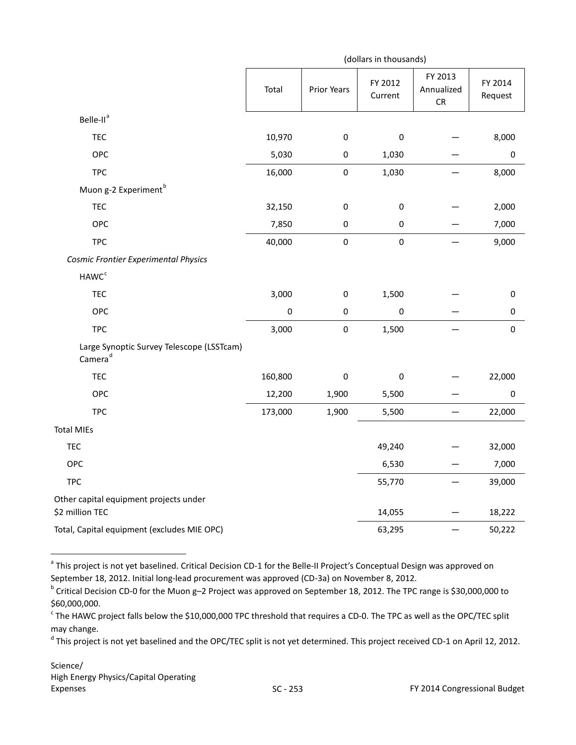| | (dollars in thousands) | | | | |
|---|---|---|---|---|---|
| | Total | Prior Years | FY 2012 Current | FY 2013 Annualized CR | FY 2014 Request |
| Belle-II[a] | | | | | |
| TEC | 10,970 | 0 | 0 | — | 8,000 |
| OPC | 5,030 | 0 | 1,030 | — | 0 |
| TPC | 16,000 | 0 | 1,030 | — | 8,000 |
| Muon g-2 Experiment[b] | | | | | |
| TEC | 32,150 | 0 | 0 | — | 2,000 |
| OPC | 7,850 | 0 | 0 | — | 7,000 |
| TPC | 40,000 | 0 | 0 | — | 9,000 |
| *Cosmic Frontier Experimental Physics* | | | | | |
| HAWC[c] | | | | | |
| TEC | 3,000 | 0 | 1,500 | — | 0 |
| OPC | 0 | 0 | 0 | — | 0 |
| TPC | 3,000 | 0 | 1,500 | — | 0 |
| Large Synoptic Survey Telescope (LSSTcam) Camera[d] | | | | | |
| TEC | 160,800 | 0 | 0 | — | 22,000 |
| OPC | 12,200 | 1,900 | 5,500 | — | 0 |
| TPC | 173,000 | 1,900 | 5,500 | — | 22,000 |
| Total MIEs | | | | | |
| TEC | | | 49,240 | — | 32,000 |
| OPC | | | 6,530 | — | 7,000 |
| TPC | | | 55,770 | — | 39,000 |
| Other capital equipment projects under $2 million TEC | | | 14,055 | — | 18,222 |
| Total, Capital equipment (excludes MIE OPC) | | | 63,295 | — | 50,222 |

[a] This project is not yet baselined. Critical Decision CD-1 for the Belle-II Project's Conceptual Design was approved on September 18, 2012. Initial long-lead procurement was approved (CD-3a) on November 8, 2012.

[b] Critical Decision CD-0 for the Muon g–2 Project was approved on September 18, 2012. The TPC range is $30,000,000 to $60,000,000.

[c] The HAWC project falls below the $10,000,000 TPC threshold that requires a CD-0. The TPC as well as the OPC/TEC split may change.

[d] This project is not yet baselined and the OPC/TEC split is not yet determined. This project received CD-1 on April 12, 2012.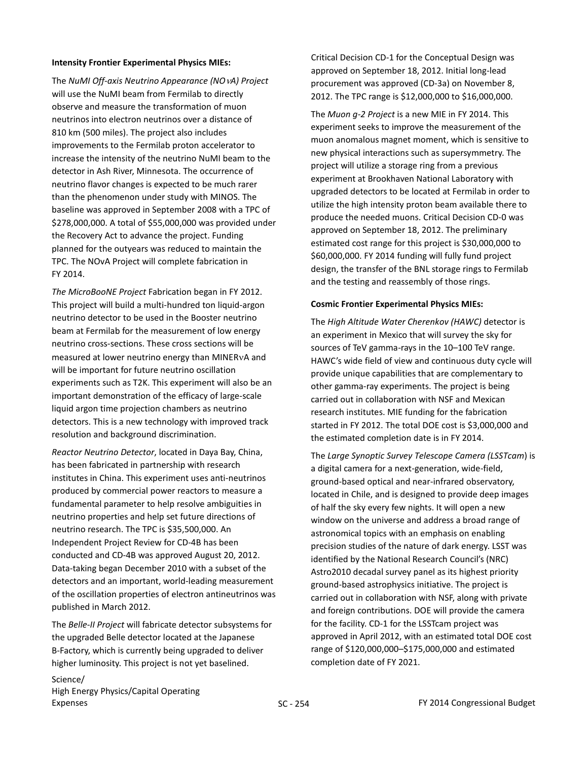**Intensity Frontier Experimental Physics MIEs:**

The *NuMI Off-axis Neutrino Appearance (NOνA) Project* will use the NuMI beam from Fermilab to directly observe and measure the transformation of muon neutrinos into electron neutrinos over a distance of 810 km (500 miles). The project also includes improvements to the Fermilab proton accelerator to increase the intensity of the neutrino NuMI beam to the detector in Ash River, Minnesota. The occurrence of neutrino flavor changes is expected to be much rarer than the phenomenon under study with MINOS. The baseline was approved in September 2008 with a TPC of $278,000,000. A total of $55,000,000 was provided under the Recovery Act to advance the project. Funding planned for the outyears was reduced to maintain the TPC. The NOvA Project will complete fabrication in FY 2014.

*The MicroBooNE Project* Fabrication began in FY 2012. This project will build a multi-hundred ton liquid-argon neutrino detector to be used in the Booster neutrino beam at Fermilab for the measurement of low energy neutrino cross-sections. These cross sections will be measured at lower neutrino energy than MINERνA and will be important for future neutrino oscillation experiments such as T2K. This experiment will also be an important demonstration of the efficacy of large-scale liquid argon time projection chambers as neutrino detectors. This is a new technology with improved track resolution and background discrimination.

*Reactor Neutrino Detector*, located in Daya Bay, China, has been fabricated in partnership with research institutes in China. This experiment uses anti-neutrinos produced by commercial power reactors to measure a fundamental parameter to help resolve ambiguities in neutrino properties and help set future directions of neutrino research. The TPC is $35,500,000. An Independent Project Review for CD-4B has been conducted and CD-4B was approved August 20, 2012. Data-taking began December 2010 with a subset of the detectors and an important, world-leading measurement of the oscillation properties of electron antineutrinos was published in March 2012.

The *Belle-II Project* will fabricate detector subsystems for the upgraded Belle detector located at the Japanese B-Factory, which is currently being upgraded to deliver higher luminosity. This project is not yet baselined. Critical Decision CD-1 for the Conceptual Design was approved on September 18, 2012. Initial long-lead procurement was approved (CD-3a) on November 8, 2012. The TPC range is $12,000,000 to $16,000,000.

The *Muon g-2 Project* is a new MIE in FY 2014. This experiment seeks to improve the measurement of the muon anomalous magnet moment, which is sensitive to new physical interactions such as supersymmetry. The project will utilize a storage ring from a previous experiment at Brookhaven National Laboratory with upgraded detectors to be located at Fermilab in order to utilize the high intensity proton beam available there to produce the needed muons. Critical Decision CD-0 was approved on September 18, 2012. The preliminary estimated cost range for this project is $30,000,000 to $60,000,000. FY 2014 funding will fully fund project design, the transfer of the BNL storage rings to Fermilab and the testing and reassembly of those rings.

**Cosmic Frontier Experimental Physics MIEs:**

The *High Altitude Water Cherenkov (HAWC)* detector is an experiment in Mexico that will survey the sky for sources of TeV gamma-rays in the 10–100 TeV range. HAWC's wide field of view and continuous duty cycle will provide unique capabilities that are complementary to other gamma-ray experiments. The project is being carried out in collaboration with NSF and Mexican research institutes. MIE funding for the fabrication started in FY 2012. The total DOE cost is $3,000,000 and the estimated completion date is in FY 2014.

The *Large Synoptic Survey Telescope Camera (LSSTcam*) is a digital camera for a next-generation, wide-field, ground-based optical and near-infrared observatory, located in Chile, and is designed to provide deep images of half the sky every few nights. It will open a new window on the universe and address a broad range of astronomical topics with an emphasis on enabling precision studies of the nature of dark energy. LSST was identified by the National Research Council's (NRC) Astro2010 decadal survey panel as its highest priority ground-based astrophysics initiative. The project is carried out in collaboration with NSF, along with private and foreign contributions. DOE will provide the camera for the facility. CD-1 for the LSSTcam project was approved in April 2012, with an estimated total DOE cost range of $120,000,000–$175,000,000 and estimated completion date of FY 2021.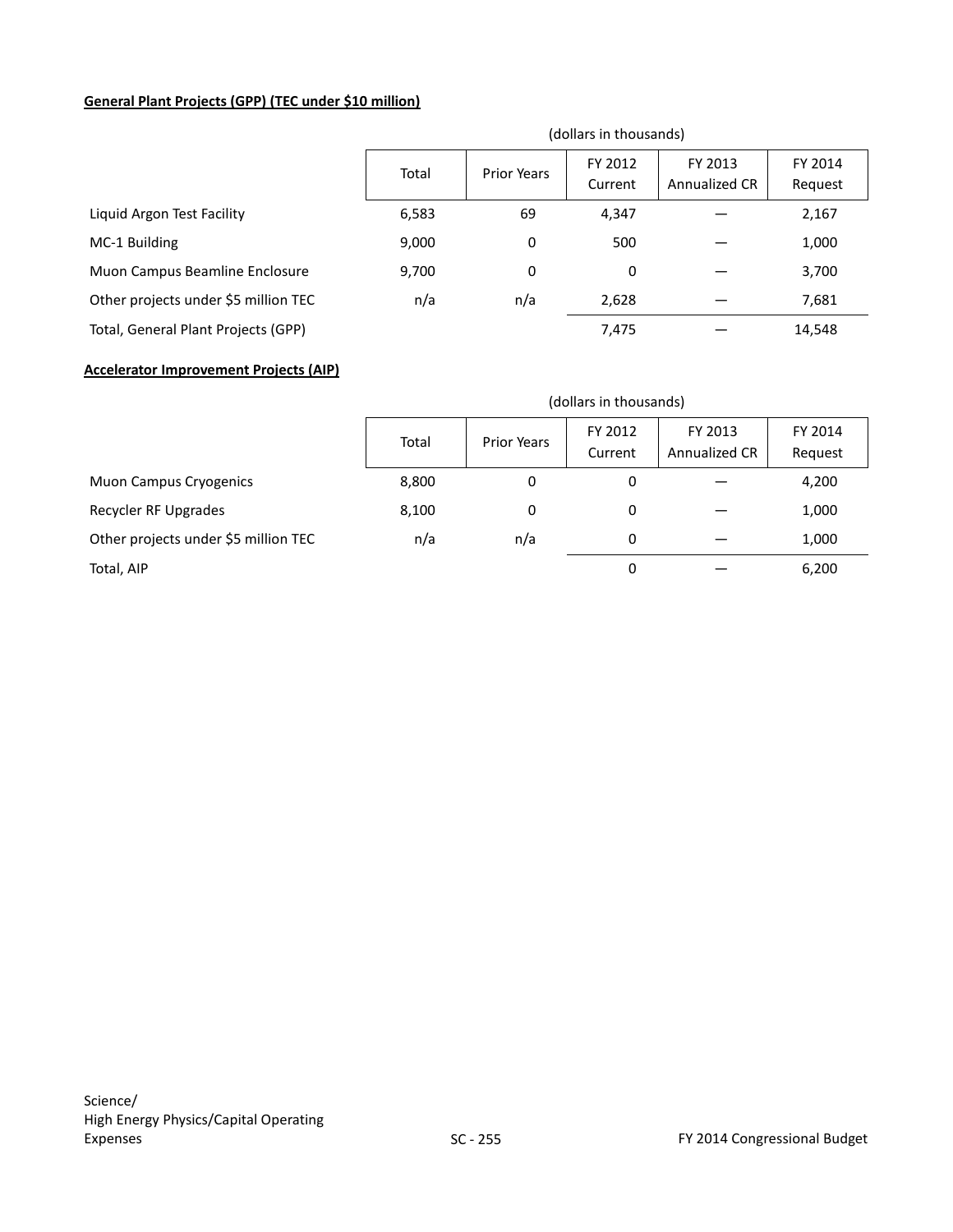**General Plant Projects (GPP) (TEC under $10 million)**

(dollars in thousands)

| | Total | Prior Years | FY 2012 Current | FY 2013 Annualized CR | FY 2014 Request |
|---|---|---|---|---|---|
| Liquid Argon Test Facility | 6,583 | 69 | 4,347 | — | 2,167 |
| MC-1 Building | 9,000 | 0 | 500 | — | 1,000 |
| Muon Campus Beamline Enclosure | 9,700 | 0 | 0 | — | 3,700 |
| Other projects under $5 million TEC | n/a | n/a | 2,628 | — | 7,681 |
| Total, General Plant Projects (GPP) | | | 7,475 | — | 14,548 |

**Accelerator Improvement Projects (AIP)**

(dollars in thousands)

| | Total | Prior Years | FY 2012 Current | FY 2013 Annualized CR | FY 2014 Request |
|---|---|---|---|---|---|
| Muon Campus Cryogenics | 8,800 | 0 | 0 | — | 4,200 |
| Recycler RF Upgrades | 8,100 | 0 | 0 | — | 1,000 |
| Other projects under $5 million TEC | n/a | n/a | 0 | — | 1,000 |
| Total, AIP | | | 0 | — | 6,200 |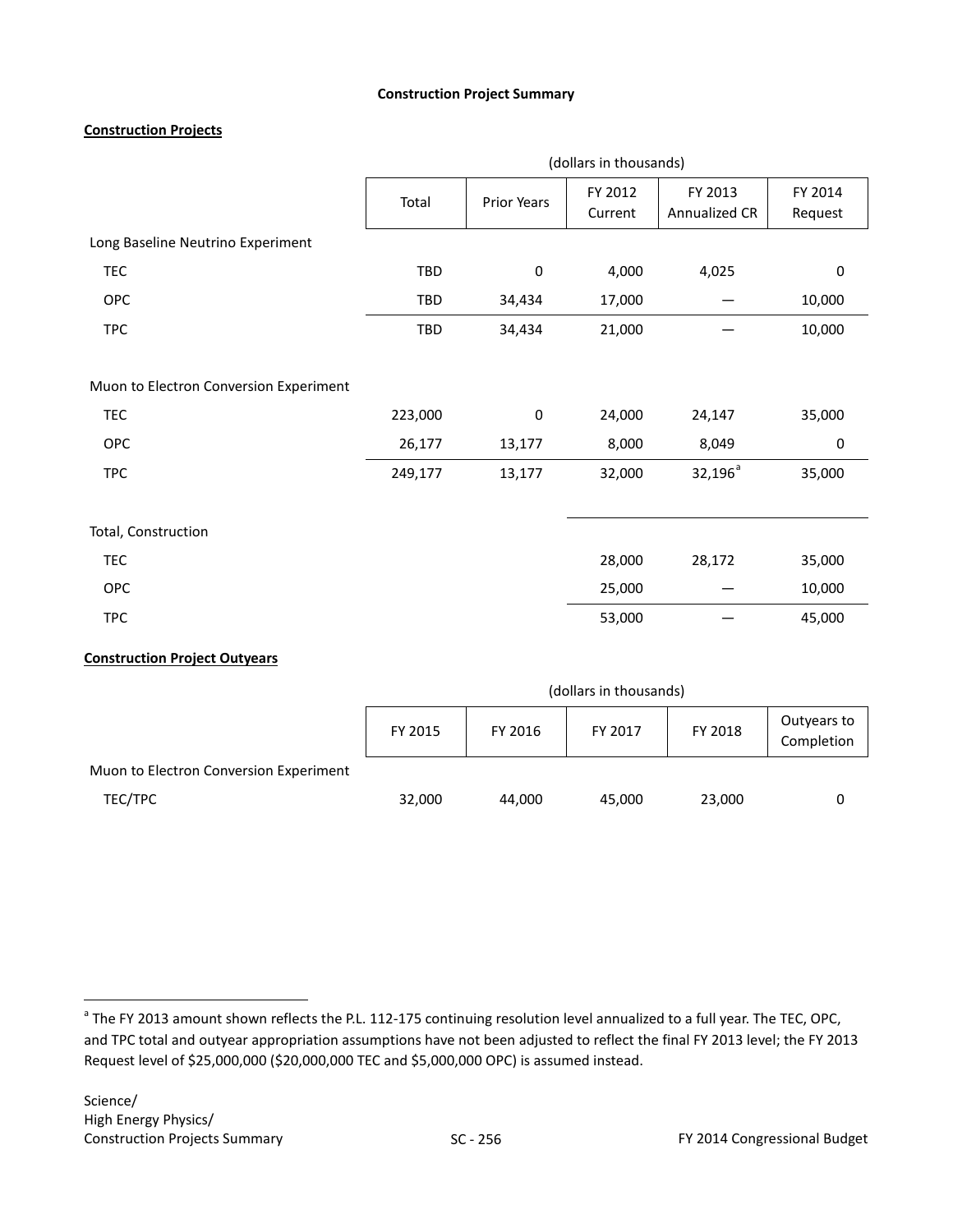**Construction Project Summary**

**Construction Projects**

| | (dollars in thousands) | | | | |
|---|---|---|---|---|---|
| | Total | Prior Years | FY 2012 Current | FY 2013 Annualized CR | FY 2014 Request |
| Long Baseline Neutrino Experiment | | | | | |
| TEC | TBD | 0 | 4,000 | 4,025 | 0 |
| OPC | TBD | 34,434 | 17,000 | — | 10,000 |
| TPC | TBD | 34,434 | 21,000 | — | 10,000 |
| Muon to Electron Conversion Experiment | | | | | |
| TEC | 223,000 | 0 | 24,000 | 24,147 | 35,000 |
| OPC | 26,177 | 13,177 | 8,000 | 8,049 | 0 |
| TPC | 249,177 | 13,177 | 32,000 | 32,196[a] | 35,000 |
| Total, Construction | | | | | |
| TEC | | | 28,000 | 28,172 | 35,000 |
| OPC | | | 25,000 | — | 10,000 |
| TPC | | | 53,000 | — | 45,000 |

**Construction Project Outyears**

| | (dollars in thousands) | | | | |
|---|---|---|---|---|---|
| | FY 2015 | FY 2016 | FY 2017 | FY 2018 | Outyears to Completion |
| Muon to Electron Conversion Experiment | | | | | |
| TEC/TPC | 32,000 | 44,000 | 45,000 | 23,000 | 0 |

[a] The FY 2013 amount shown reflects the P.L. 112-175 continuing resolution level annualized to a full year. The TEC, OPC, and TPC total and outyear appropriation assumptions have not been adjusted to reflect the final FY 2013 level; the FY 2013 Request level of $25,000,000 ($20,000,000 TEC and $5,000,000 OPC) is assumed instead.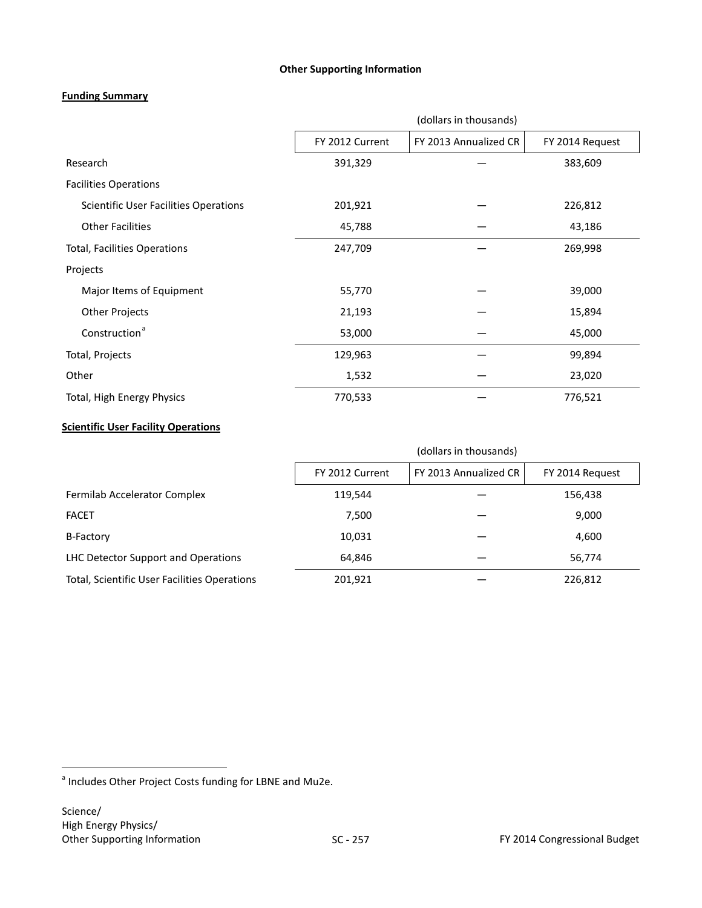**Other Supporting Information**

**Funding Summary**

| | (dollars in thousands) | | |
|---|---|---|---|
| | FY 2012 Current | FY 2013 Annualized CR | FY 2014 Request |
| Research | 391,329 | — | 383,609 |
| Facilities Operations | | | |
| Scientific User Facilities Operations | 201,921 | — | 226,812 |
| Other Facilities | 45,788 | — | 43,186 |
| Total, Facilities Operations | 247,709 | — | 269,998 |
| Projects | | | |
| Major Items of Equipment | 55,770 | — | 39,000 |
| Other Projects | 21,193 | — | 15,894 |
| Construction[a] | 53,000 | — | 45,000 |
| Total, Projects | 129,963 | — | 99,894 |
| Other | 1,532 | — | 23,020 |
| Total, High Energy Physics | 770,533 | — | 776,521 |

**Scientific User Facility Operations**

| | (dollars in thousands) | | |
|---|---|---|---|
| | FY 2012 Current | FY 2013 Annualized CR | FY 2014 Request |
| Fermilab Accelerator Complex | 119,544 | — | 156,438 |
| FACET | 7,500 | — | 9,000 |
| B-Factory | 10,031 | — | 4,600 |
| LHC Detector Support and Operations | 64,846 | — | 56,774 |
| Total, Scientific User Facilities Operations | 201,921 | — | 226,812 |

[a] Includes Other Project Costs funding for LBNE and Mu2e.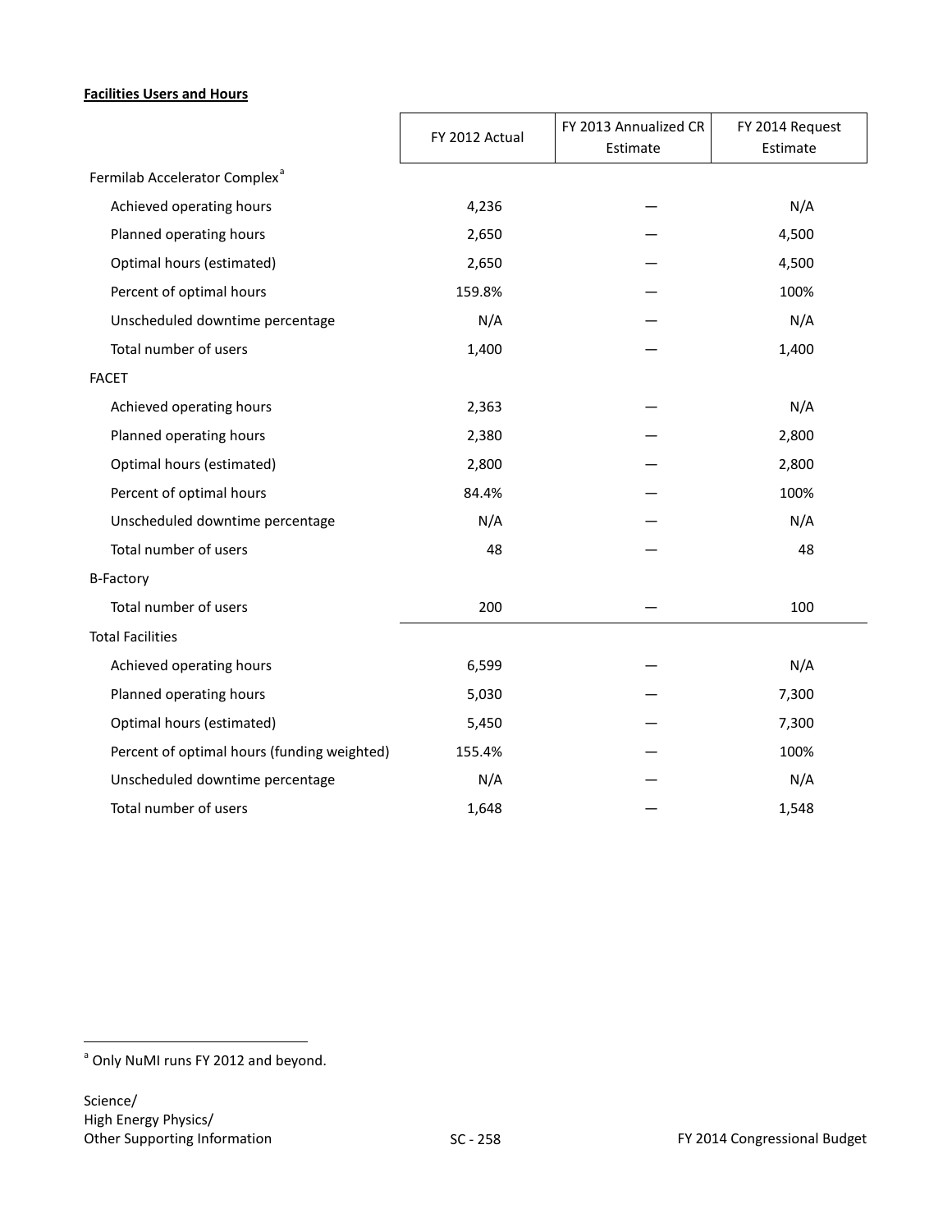**Facilities Users and Hours**

| | FY 2012 Actual | FY 2013 Annualized CR Estimate | FY 2014 Request Estimate |
|---|---|---|---|
| Fermilab Accelerator Complex[a] | | | |
| Achieved operating hours | 4,236 | — | N/A |
| Planned operating hours | 2,650 | — | 4,500 |
| Optimal hours (estimated) | 2,650 | — | 4,500 |
| Percent of optimal hours | 159.8% | — | 100% |
| Unscheduled downtime percentage | N/A | — | N/A |
| Total number of users | 1,400 | — | 1,400 |
| FACET | | | |
| Achieved operating hours | 2,363 | — | N/A |
| Planned operating hours | 2,380 | — | 2,800 |
| Optimal hours (estimated) | 2,800 | — | 2,800 |
| Percent of optimal hours | 84.4% | — | 100% |
| Unscheduled downtime percentage | N/A | — | N/A |
| Total number of users | 48 | — | 48 |
| B-Factory | | | |
| Total number of users | 200 | — | 100 |
| Total Facilities | | | |
| Achieved operating hours | 6,599 | — | N/A |
| Planned operating hours | 5,030 | — | 7,300 |
| Optimal hours (estimated) | 5,450 | — | 7,300 |
| Percent of optimal hours (funding weighted) | 155.4% | — | 100% |
| Unscheduled downtime percentage | N/A | — | N/A |
| Total number of users | 1,648 | — | 1,548 |

[a] Only NuMI runs FY 2012 and beyond.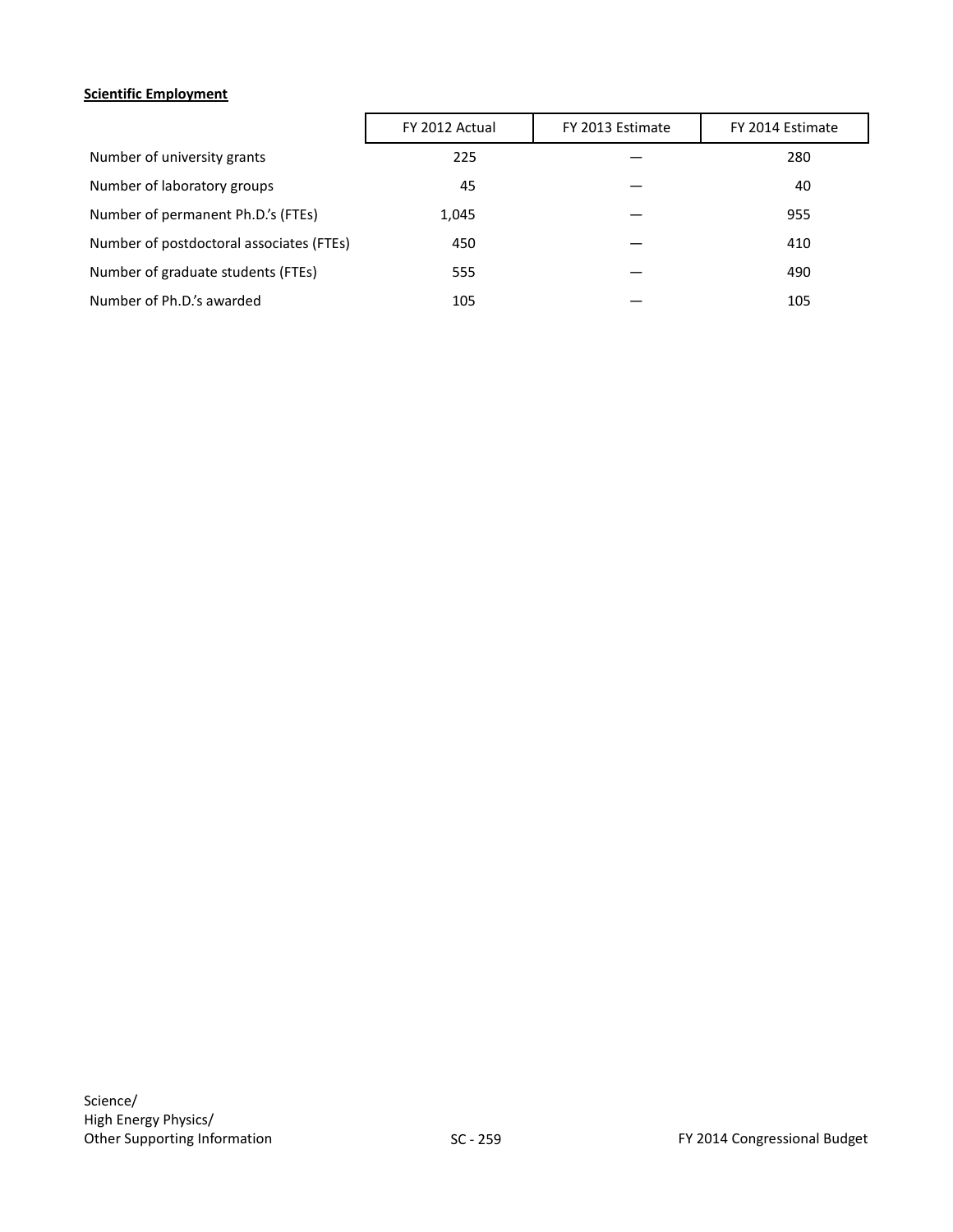**Scientific Employment**

| | FY 2012 Actual | FY 2013 Estimate | FY 2014 Estimate |
|---|---|---|---|
| Number of university grants | 225 | — | 280 |
| Number of laboratory groups | 45 | — | 40 |
| Number of permanent Ph.D.'s (FTEs) | 1,045 | — | 955 |
| Number of postdoctoral associates (FTEs) | 450 | — | 410 |
| Number of graduate students (FTEs) | 555 | — | 490 |
| Number of Ph.D.'s awarded | 105 | — | 105 |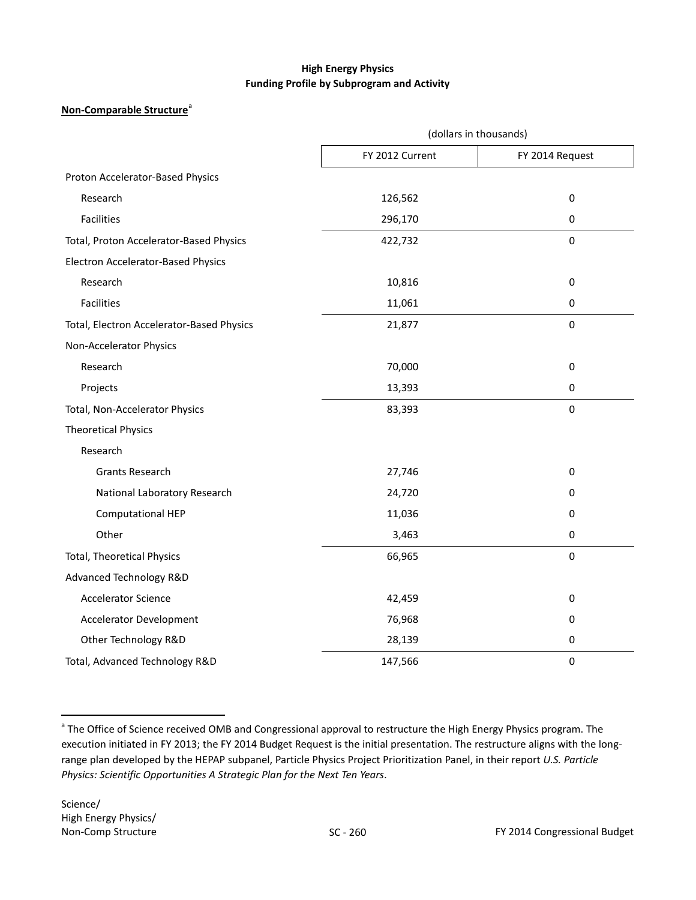**High Energy Physics**
**Funding Profile by Subprogram and Activity**

**Non-Comparable Structure**[a]

| | (dollars in thousands) | |
|---|---|---|
| | FY 2012 Current | FY 2014 Request |
| Proton Accelerator-Based Physics | | |
| Research | 126,562 | 0 |
| Facilities | 296,170 | 0 |
| Total, Proton Accelerator-Based Physics | 422,732 | 0 |
| Electron Accelerator-Based Physics | | |
| Research | 10,816 | 0 |
| Facilities | 11,061 | 0 |
| Total, Electron Accelerator-Based Physics | 21,877 | 0 |
| Non-Accelerator Physics | | |
| Research | 70,000 | 0 |
| Projects | 13,393 | 0 |
| Total, Non-Accelerator Physics | 83,393 | 0 |
| Theoretical Physics | | |
| Research | | |
| Grants Research | 27,746 | 0 |
| National Laboratory Research | 24,720 | 0 |
| Computational HEP | 11,036 | 0 |
| Other | 3,463 | 0 |
| Total, Theoretical Physics | 66,965 | 0 |
| Advanced Technology R&D | | |
| Accelerator Science | 42,459 | 0 |
| Accelerator Development | 76,968 | 0 |
| Other Technology R&D | 28,139 | 0 |
| Total, Advanced Technology R&D | 147,566 | 0 |

[a] The Office of Science received OMB and Congressional approval to restructure the High Energy Physics program. The execution initiated in FY 2013; the FY 2014 Budget Request is the initial presentation. The restructure aligns with the long-range plan developed by the HEPAP subpanel, Particle Physics Project Prioritization Panel, in their report *U.S. Particle Physics: Scientific Opportunities A Strategic Plan for the Next Ten Years*.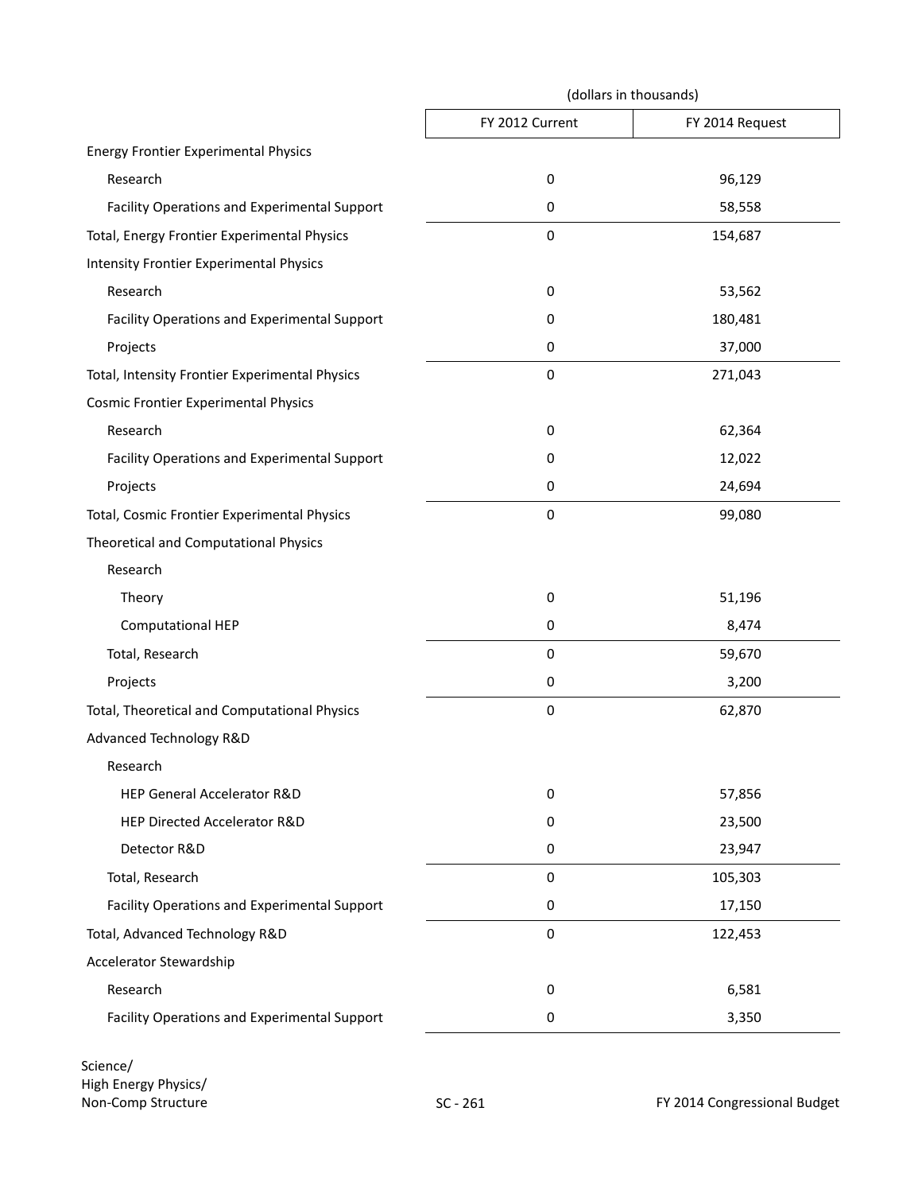| | (dollars in thousands) | |
|---|---|---|
| | FY 2012 Current | FY 2014 Request |
| Energy Frontier Experimental Physics | | |
| Research | 0 | 96,129 |
| Facility Operations and Experimental Support | 0 | 58,558 |
| Total, Energy Frontier Experimental Physics | 0 | 154,687 |
| Intensity Frontier Experimental Physics | | |
| Research | 0 | 53,562 |
| Facility Operations and Experimental Support | 0 | 180,481 |
| Projects | 0 | 37,000 |
| Total, Intensity Frontier Experimental Physics | 0 | 271,043 |
| Cosmic Frontier Experimental Physics | | |
| Research | 0 | 62,364 |
| Facility Operations and Experimental Support | 0 | 12,022 |
| Projects | 0 | 24,694 |
| Total, Cosmic Frontier Experimental Physics | 0 | 99,080 |
| Theoretical and Computational Physics | | |
| Research | | |
| Theory | 0 | 51,196 |
| Computational HEP | 0 | 8,474 |
| Total, Research | 0 | 59,670 |
| Projects | 0 | 3,200 |
| Total, Theoretical and Computational Physics | 0 | 62,870 |
| Advanced Technology R&D | | |
| Research | | |
| HEP General Accelerator R&D | 0 | 57,856 |
| HEP Directed Accelerator R&D | 0 | 23,500 |
| Detector R&D | 0 | 23,947 |
| Total, Research | 0 | 105,303 |
| Facility Operations and Experimental Support | 0 | 17,150 |
| Total, Advanced Technology R&D | 0 | 122,453 |
| Accelerator Stewardship | | |
| Research | 0 | 6,581 |
| Facility Operations and Experimental Support | 0 | 3,350 |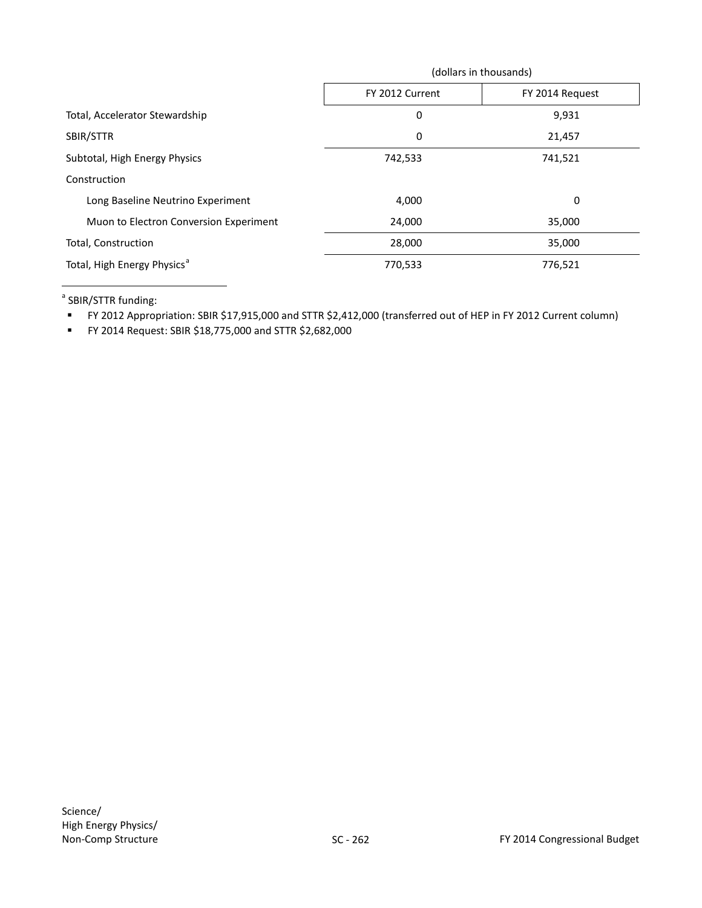| | (dollars in thousands) | |
|---|---|---|
| | FY 2012 Current | FY 2014 Request |
| Total, Accelerator Stewardship | 0 | 9,931 |
| SBIR/STTR | 0 | 21,457 |
| Subtotal, High Energy Physics | 742,533 | 741,521 |
| Construction | | |
| Long Baseline Neutrino Experiment | 4,000 | 0 |
| Muon to Electron Conversion Experiment | 24,000 | 35,000 |
| Total, Construction | 28,000 | 35,000 |
| Total, High Energy Physics[a] | 770,533 | 776,521 |

[a] SBIR/STTR funding:

- FY 2012 Appropriation: SBIR $17,915,000 and STTR $2,412,000 (transferred out of HEP in FY 2012 Current column)
- FY 2014 Request: SBIR $18,775,000 and STTR $2,682,000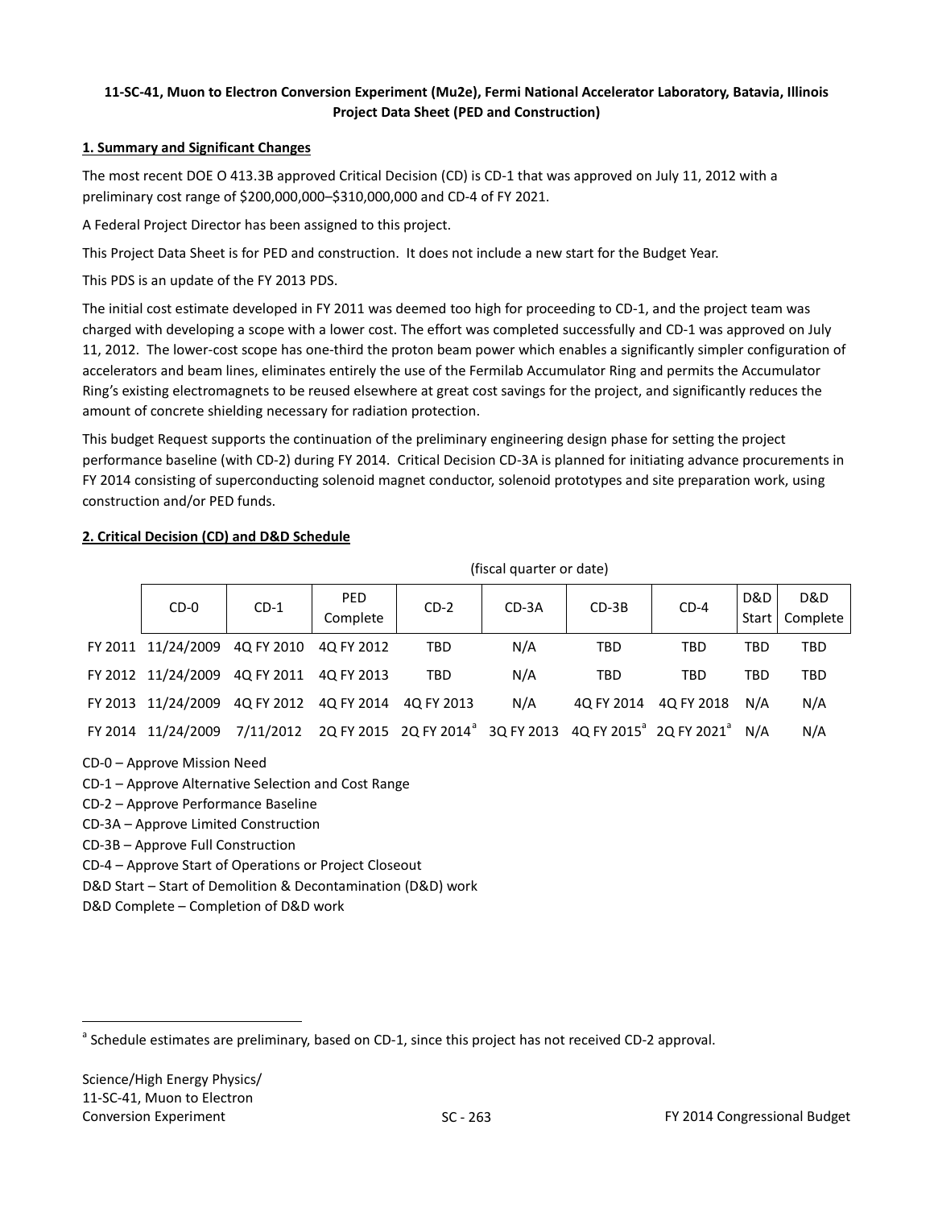**11-SC-41, Muon to Electron Conversion Experiment (Mu2e), Fermi National Accelerator Laboratory, Batavia, Illinois Project Data Sheet (PED and Construction)**

## 1. Summary and Significant Changes

The most recent DOE O 413.3B approved Critical Decision (CD) is CD-1 that was approved on July 11, 2012 with a preliminary cost range of $200,000,000–$310,000,000 and CD-4 of FY 2021.

A Federal Project Director has been assigned to this project.

This Project Data Sheet is for PED and construction. It does not include a new start for the Budget Year.

This PDS is an update of the FY 2013 PDS.

The initial cost estimate developed in FY 2011 was deemed too high for proceeding to CD-1, and the project team was charged with developing a scope with a lower cost. The effort was completed successfully and CD-1 was approved on July 11, 2012. The lower-cost scope has one-third the proton beam power which enables a significantly simpler configuration of accelerators and beam lines, eliminates entirely the use of the Fermilab Accumulator Ring and permits the Accumulator Ring's existing electromagnets to be reused elsewhere at great cost savings for the project, and significantly reduces the amount of concrete shielding necessary for radiation protection.

This budget Request supports the continuation of the preliminary engineering design phase for setting the project performance baseline (with CD-2) during FY 2014. Critical Decision CD-3A is planned for initiating advance procurements in FY 2014 consisting of superconducting solenoid magnet conductor, solenoid prototypes and site preparation work, using construction and/or PED funds.

## 2. Critical Decision (CD) and D&D Schedule

(fiscal quarter or date)

| | CD-0 | CD-1 | PED Complete | CD-2 | CD-3A | CD-3B | CD-4 | D&D Start | D&D Complete |
|---|---|---|---|---|---|---|---|---|---|
| FY 2011 | 11/24/2009 | 4Q FY 2010 | 4Q FY 2012 | TBD | N/A | TBD | TBD | TBD | TBD |
| FY 2012 | 11/24/2009 | 4Q FY 2011 | 4Q FY 2013 | TBD | N/A | TBD | TBD | TBD | TBD |
| FY 2013 | 11/24/2009 | 4Q FY 2012 | 4Q FY 2014 | 4Q FY 2013 | N/A | 4Q FY 2014 | 4Q FY 2018 | N/A | N/A |
| FY 2014 | 11/24/2009 | 7/11/2012 | 2Q FY 2015 | 2Q FY 2014[a] | 3Q FY 2013 | 4Q FY 2015[a] | 2Q FY 2021[a] | N/A | N/A |

CD-0 – Approve Mission Need

CD-1 – Approve Alternative Selection and Cost Range

CD-2 – Approve Performance Baseline

CD-3A – Approve Limited Construction

CD-3B – Approve Full Construction

CD-4 – Approve Start of Operations or Project Closeout

D&D Start – Start of Demolition & Decontamination (D&D) work

D&D Complete – Completion of D&D work

[a] Schedule estimates are preliminary, based on CD-1, since this project has not received CD-2 approval.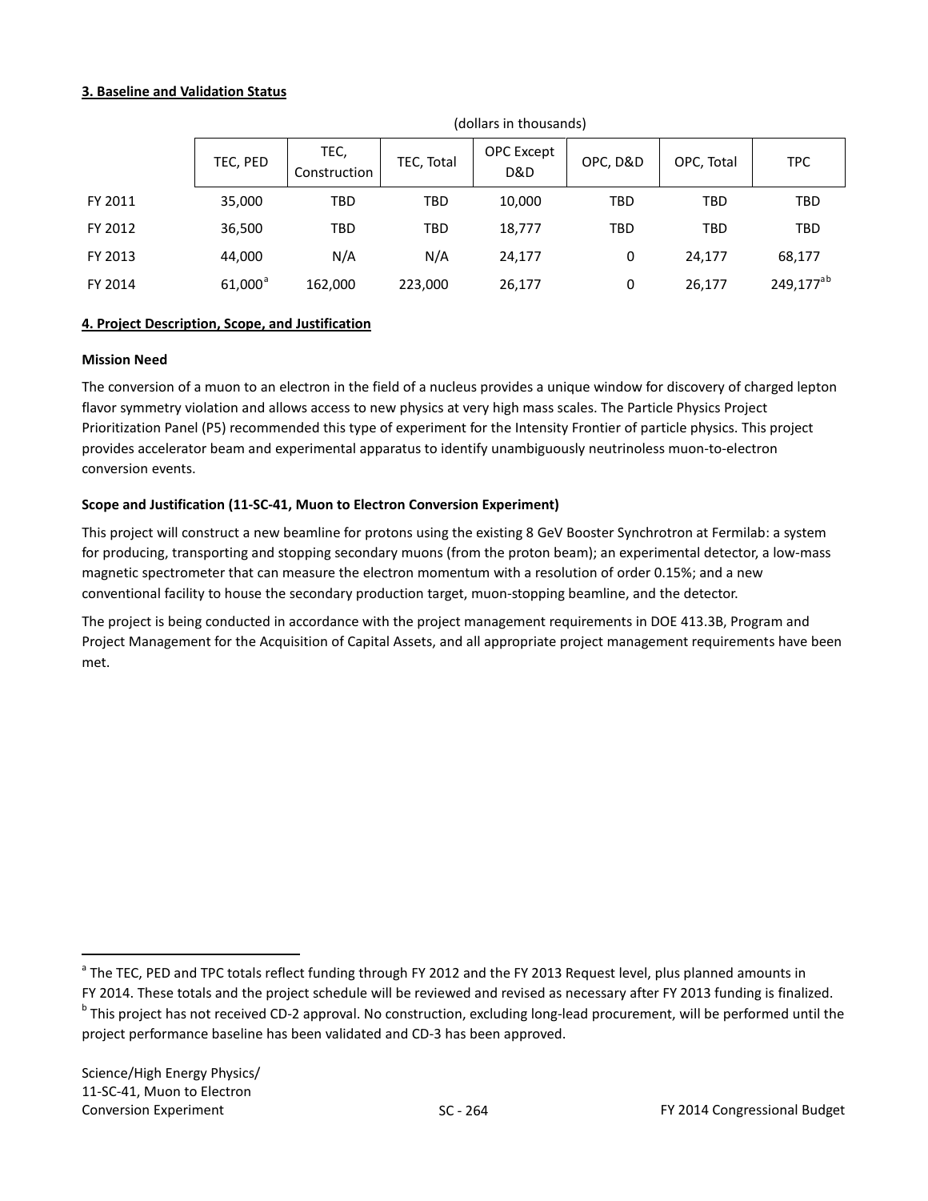**3. Baseline and Validation Status**

(dollars in thousands)

| | TEC, PED | TEC, Construction | TEC, Total | OPC Except D&D | OPC, D&D | OPC, Total | TPC |
|---|---|---|---|---|---|---|---|
| FY 2011 | 35,000 | TBD | TBD | 10,000 | TBD | TBD | TBD |
| FY 2012 | 36,500 | TBD | TBD | 18,777 | TBD | TBD | TBD |
| FY 2013 | 44,000 | N/A | N/A | 24,177 | 0 | 24,177 | 68,177 |
| FY 2014 | 61,000[a] | 162,000 | 223,000 | 26,177 | 0 | 26,177 | 249,177[ab] |

**4. Project Description, Scope, and Justification**

**Mission Need**

The conversion of a muon to an electron in the field of a nucleus provides a unique window for discovery of charged lepton flavor symmetry violation and allows access to new physics at very high mass scales. The Particle Physics Project Prioritization Panel (P5) recommended this type of experiment for the Intensity Frontier of particle physics. This project provides accelerator beam and experimental apparatus to identify unambiguously neutrinoless muon-to-electron conversion events.

**Scope and Justification (11-SC-41, Muon to Electron Conversion Experiment)**

This project will construct a new beamline for protons using the existing 8 GeV Booster Synchrotron at Fermilab: a system for producing, transporting and stopping secondary muons (from the proton beam); an experimental detector, a low-mass magnetic spectrometer that can measure the electron momentum with a resolution of order 0.15%; and a new conventional facility to house the secondary production target, muon-stopping beamline, and the detector.

The project is being conducted in accordance with the project management requirements in DOE 413.3B, Program and Project Management for the Acquisition of Capital Assets, and all appropriate project management requirements have been met.

---

[a] The TEC, PED and TPC totals reflect funding through FY 2012 and the FY 2013 Request level, plus planned amounts in FY 2014. These totals and the project schedule will be reviewed and revised as necessary after FY 2013 funding is finalized.

[b] This project has not received CD-2 approval. No construction, excluding long-lead procurement, will be performed until the project performance baseline has been validated and CD-3 has been approved.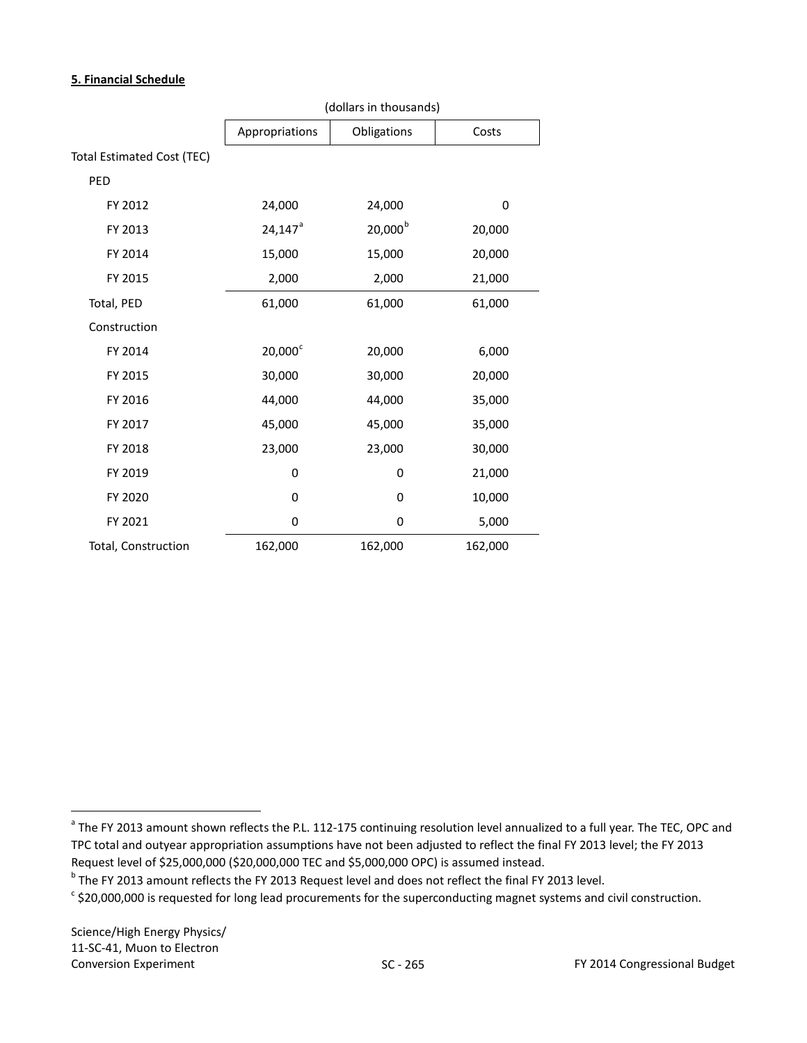**5. Financial Schedule**

| | (dollars in thousands) | | |
|---|---|---|---|
| | Appropriations | Obligations | Costs |
| Total Estimated Cost (TEC) | | | |
| PED | | | |
| FY 2012 | 24,000 | 24,000 | 0 |
| FY 2013 | 24,147[a] | 20,000[b] | 20,000 |
| FY 2014 | 15,000 | 15,000 | 20,000 |
| FY 2015 | 2,000 | 2,000 | 21,000 |
| Total, PED | 61,000 | 61,000 | 61,000 |
| Construction | | | |
| FY 2014 | 20,000[c] | 20,000 | 6,000 |
| FY 2015 | 30,000 | 30,000 | 20,000 |
| FY 2016 | 44,000 | 44,000 | 35,000 |
| FY 2017 | 45,000 | 45,000 | 35,000 |
| FY 2018 | 23,000 | 23,000 | 30,000 |
| FY 2019 | 0 | 0 | 21,000 |
| FY 2020 | 0 | 0 | 10,000 |
| FY 2021 | 0 | 0 | 5,000 |
| Total, Construction | 162,000 | 162,000 | 162,000 |

[a] The FY 2013 amount shown reflects the P.L. 112-175 continuing resolution level annualized to a full year. The TEC, OPC and TPC total and outyear appropriation assumptions have not been adjusted to reflect the final FY 2013 level; the FY 2013 Request level of $25,000,000 ($20,000,000 TEC and $5,000,000 OPC) is assumed instead.

[b] The FY 2013 amount reflects the FY 2013 Request level and does not reflect the final FY 2013 level.

[c] $20,000,000 is requested for long lead procurements for the superconducting magnet systems and civil construction.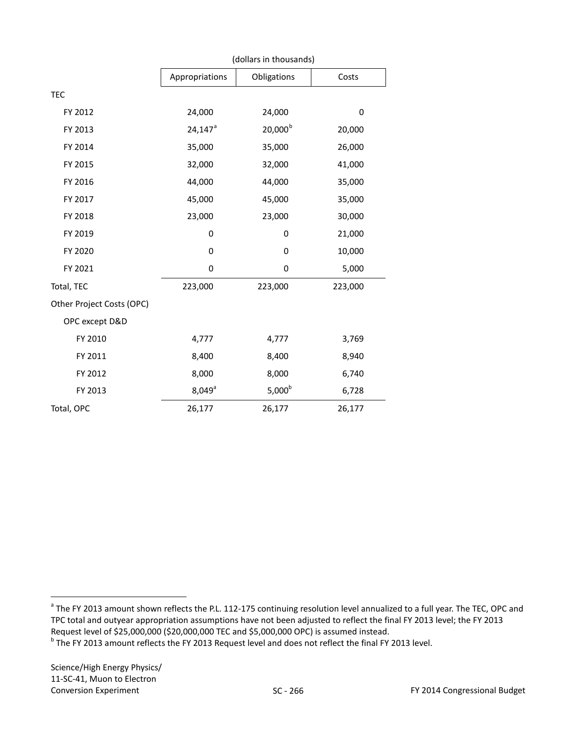(dollars in thousands)

| | Appropriations | Obligations | Costs |
|---|---|---|---|
| TEC | | | |
| FY 2012 | 24,000 | 24,000 | 0 |
| FY 2013 | 24,147[a] | 20,000[b] | 20,000 |
| FY 2014 | 35,000 | 35,000 | 26,000 |
| FY 2015 | 32,000 | 32,000 | 41,000 |
| FY 2016 | 44,000 | 44,000 | 35,000 |
| FY 2017 | 45,000 | 45,000 | 35,000 |
| FY 2018 | 23,000 | 23,000 | 30,000 |
| FY 2019 | 0 | 0 | 21,000 |
| FY 2020 | 0 | 0 | 10,000 |
| FY 2021 | 0 | 0 | 5,000 |
| Total, TEC | 223,000 | 223,000 | 223,000 |
| Other Project Costs (OPC) | | | |
| OPC except D&D | | | |
| FY 2010 | 4,777 | 4,777 | 3,769 |
| FY 2011 | 8,400 | 8,400 | 8,940 |
| FY 2012 | 8,000 | 8,000 | 6,740 |
| FY 2013 | 8,049[a] | 5,000[b] | 6,728 |
| Total, OPC | 26,177 | 26,177 | 26,177 |

[a] The FY 2013 amount shown reflects the P.L. 112-175 continuing resolution level annualized to a full year. The TEC, OPC and TPC total and outyear appropriation assumptions have not been adjusted to reflect the final FY 2013 level; the FY 2013 Request level of $25,000,000 ($20,000,000 TEC and $5,000,000 OPC) is assumed instead.

[b] The FY 2013 amount reflects the FY 2013 Request level and does not reflect the final FY 2013 level.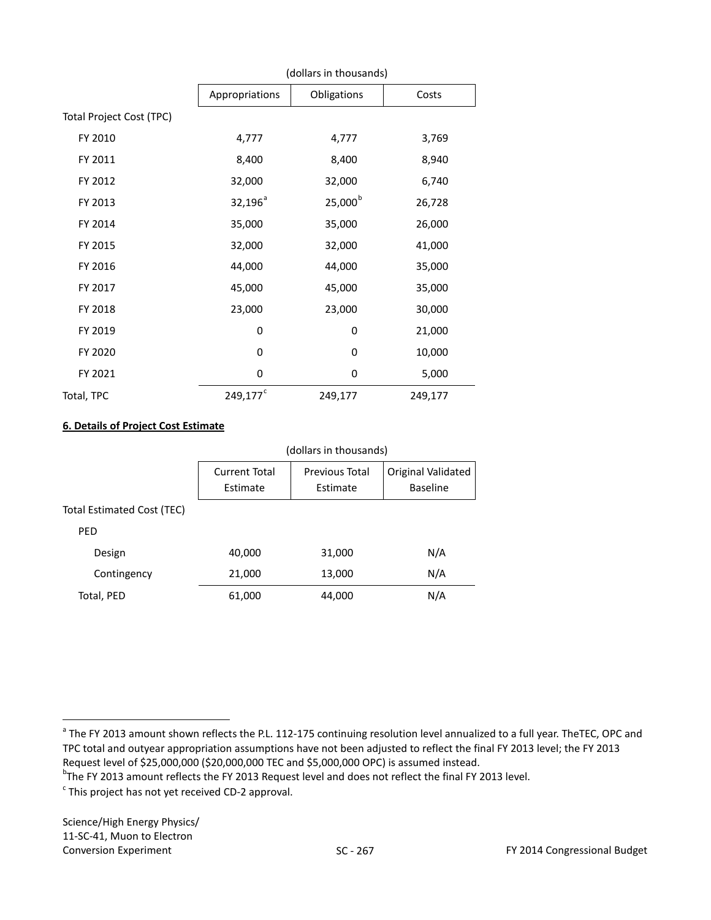(dollars in thousands)

| | Appropriations | Obligations | Costs |
|---|---|---|---|
| Total Project Cost (TPC) | | | |
| FY 2010 | 4,777 | 4,777 | 3,769 |
| FY 2011 | 8,400 | 8,400 | 8,940 |
| FY 2012 | 32,000 | 32,000 | 6,740 |
| FY 2013 | 32,196[a] | 25,000[b] | 26,728 |
| FY 2014 | 35,000 | 35,000 | 26,000 |
| FY 2015 | 32,000 | 32,000 | 41,000 |
| FY 2016 | 44,000 | 44,000 | 35,000 |
| FY 2017 | 45,000 | 45,000 | 35,000 |
| FY 2018 | 23,000 | 23,000 | 30,000 |
| FY 2019 | 0 | 0 | 21,000 |
| FY 2020 | 0 | 0 | 10,000 |
| FY 2021 | 0 | 0 | 5,000 |
| Total, TPC | 249,177[c] | 249,177 | 249,177 |

**6. Details of Project Cost Estimate**

(dollars in thousands)

| | Current Total Estimate | Previous Total Estimate | Original Validated Baseline |
|---|---|---|---|
| Total Estimated Cost (TEC) | | | |
| PED | | | |
| Design | 40,000 | 31,000 | N/A |
| Contingency | 21,000 | 13,000 | N/A |
| Total, PED | 61,000 | 44,000 | N/A |

[a] The FY 2013 amount shown reflects the P.L. 112-175 continuing resolution level annualized to a full year. TheTEC, OPC and TPC total and outyear appropriation assumptions have not been adjusted to reflect the final FY 2013 level; the FY 2013 Request level of $25,000,000 ($20,000,000 TEC and $5,000,000 OPC) is assumed instead.

[b] The FY 2013 amount reflects the FY 2013 Request level and does not reflect the final FY 2013 level.

[c] This project has not yet received CD-2 approval.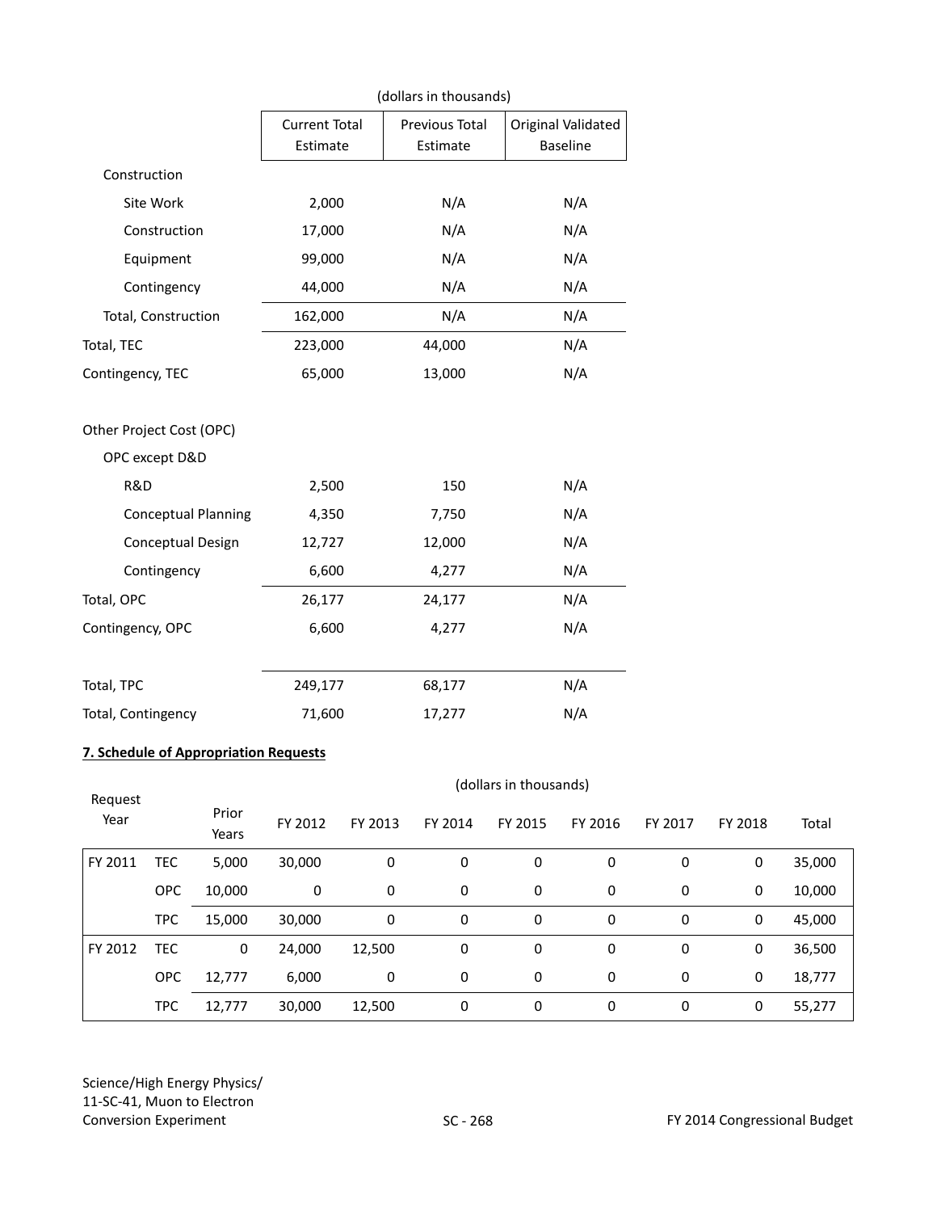(dollars in thousands)

| | Current Total Estimate | Previous Total Estimate | Original Validated Baseline |
|---|---|---|---|
| Construction | | | |
| Site Work | 2,000 | N/A | N/A |
| Construction | 17,000 | N/A | N/A |
| Equipment | 99,000 | N/A | N/A |
| Contingency | 44,000 | N/A | N/A |
| Total, Construction | 162,000 | N/A | N/A |
| Total, TEC | 223,000 | 44,000 | N/A |
| Contingency, TEC | 65,000 | 13,000 | N/A |
| | | | |
| Other Project Cost (OPC) | | | |
| OPC except D&D | | | |
| R&D | 2,500 | 150 | N/A |
| Conceptual Planning | 4,350 | 7,750 | N/A |
| Conceptual Design | 12,727 | 12,000 | N/A |
| Contingency | 6,600 | 4,277 | N/A |
| Total, OPC | 26,177 | 24,177 | N/A |
| Contingency, OPC | 6,600 | 4,277 | N/A |
| | | | |
| Total, TPC | 249,177 | 68,177 | N/A |
| Total, Contingency | 71,600 | 17,277 | N/A |

**7. Schedule of Appropriation Requests**

(dollars in thousands)

| Request Year | | Prior Years | FY 2012 | FY 2013 | FY 2014 | FY 2015 | FY 2016 | FY 2017 | FY 2018 | Total |
|---|---|---|---|---|---|---|---|---|---|---|
| FY 2011 | TEC | 5,000 | 30,000 | 0 | 0 | 0 | 0 | 0 | 0 | 35,000 |
| | OPC | 10,000 | 0 | 0 | 0 | 0 | 0 | 0 | 0 | 10,000 |
| | TPC | 15,000 | 30,000 | 0 | 0 | 0 | 0 | 0 | 0 | 45,000 |
| FY 2012 | TEC | 0 | 24,000 | 12,500 | 0 | 0 | 0 | 0 | 0 | 36,500 |
| | OPC | 12,777 | 6,000 | 0 | 0 | 0 | 0 | 0 | 0 | 18,777 |
| | TPC | 12,777 | 30,000 | 12,500 | 0 | 0 | 0 | 0 | 0 | 55,277 |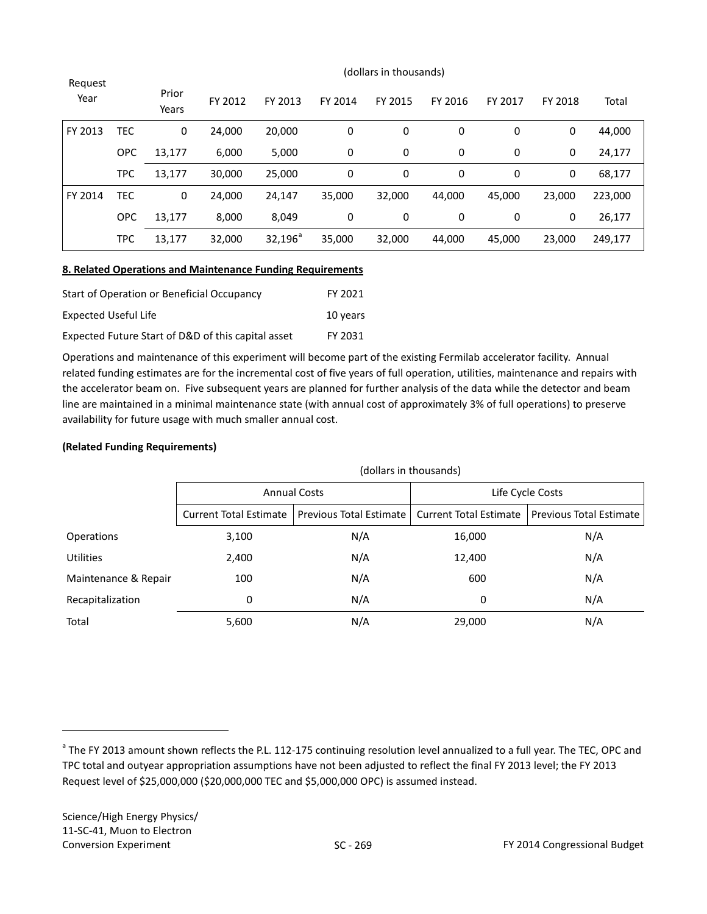| Request Year | | (dollars in thousands) Prior Years | FY 2012 | FY 2013 | FY 2014 | FY 2015 | FY 2016 | FY 2017 | FY 2018 | Total |
|---|---|---|---|---|---|---|---|---|---|---|
| FY 2013 | TEC | 0 | 24,000 | 20,000 | 0 | 0 | 0 | 0 | 0 | 44,000 |
| | OPC | 13,177 | 6,000 | 5,000 | 0 | 0 | 0 | 0 | 0 | 24,177 |
| | TPC | 13,177 | 30,000 | 25,000 | 0 | 0 | 0 | 0 | 0 | 68,177 |
| FY 2014 | TEC | 0 | 24,000 | 24,147 | 35,000 | 32,000 | 44,000 | 45,000 | 23,000 | 223,000 |
| | OPC | 13,177 | 8,000 | 8,049 | 0 | 0 | 0 | 0 | 0 | 26,177 |
| | TPC | 13,177 | 32,000 | 32,196[a] | 35,000 | 32,000 | 44,000 | 45,000 | 23,000 | 249,177 |

**8. Related Operations and Maintenance Funding Requirements**

| | |
|---|---|
| Start of Operation or Beneficial Occupancy | FY 2021 |
| Expected Useful Life | 10 years |
| Expected Future Start of D&D of this capital asset | FY 2031 |

Operations and maintenance of this experiment will become part of the existing Fermilab accelerator facility. Annual related funding estimates are for the incremental cost of five years of full operation, utilities, maintenance and repairs with the accelerator beam on. Five subsequent years are planned for further analysis of the data while the detector and beam line are maintained in a minimal maintenance state (with annual cost of approximately 3% of full operations) to preserve availability for future usage with much smaller annual cost.

**(Related Funding Requirements)**

(dollars in thousands)

| | Annual Costs | | Life Cycle Costs | |
|---|---|---|---|---|
| | Current Total Estimate | Previous Total Estimate | Current Total Estimate | Previous Total Estimate |
| Operations | 3,100 | N/A | 16,000 | N/A |
| Utilities | 2,400 | N/A | 12,400 | N/A |
| Maintenance & Repair | 100 | N/A | 600 | N/A |
| Recapitalization | 0 | N/A | 0 | N/A |
| Total | 5,600 | N/A | 29,000 | N/A |

[a] The FY 2013 amount shown reflects the P.L. 112-175 continuing resolution level annualized to a full year. The TEC, OPC and TPC total and outyear appropriation assumptions have not been adjusted to reflect the final FY 2013 level; the FY 2013 Request level of $25,000,000 ($20,000,000 TEC and $5,000,000 OPC) is assumed instead.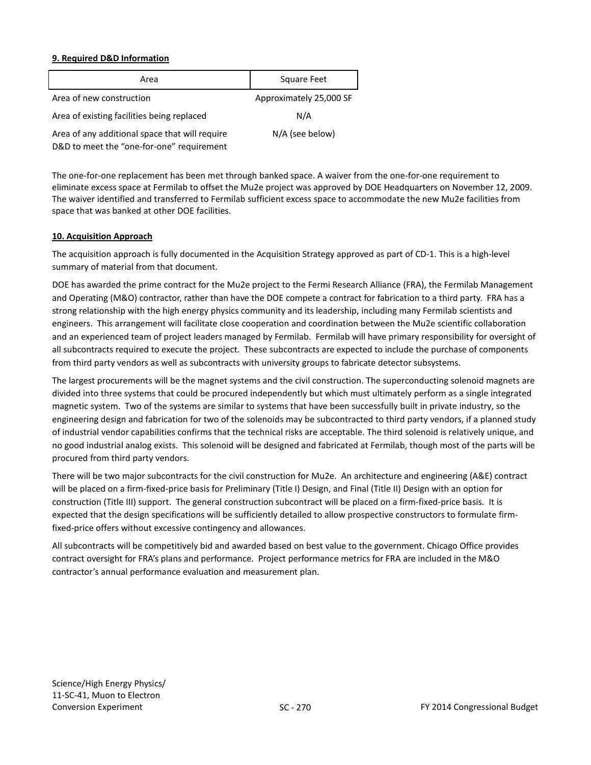**9. Required D&D Information**

| Area | Square Feet |
|---|---|
| Area of new construction | Approximately 25,000 SF |
| Area of existing facilities being replaced | N/A |
| Area of any additional space that will require D&D to meet the "one-for-one" requirement | N/A (see below) |

The one-for-one replacement has been met through banked space. A waiver from the one-for-one requirement to eliminate excess space at Fermilab to offset the Mu2e project was approved by DOE Headquarters on November 12, 2009. The waiver identified and transferred to Fermilab sufficient excess space to accommodate the new Mu2e facilities from space that was banked at other DOE facilities.

**10. Acquisition Approach**

The acquisition approach is fully documented in the Acquisition Strategy approved as part of CD-1. This is a high-level summary of material from that document.

DOE has awarded the prime contract for the Mu2e project to the Fermi Research Alliance (FRA), the Fermilab Management and Operating (M&O) contractor, rather than have the DOE compete a contract for fabrication to a third party. FRA has a strong relationship with the high energy physics community and its leadership, including many Fermilab scientists and engineers. This arrangement will facilitate close cooperation and coordination between the Mu2e scientific collaboration and an experienced team of project leaders managed by Fermilab. Fermilab will have primary responsibility for oversight of all subcontracts required to execute the project. These subcontracts are expected to include the purchase of components from third party vendors as well as subcontracts with university groups to fabricate detector subsystems.

The largest procurements will be the magnet systems and the civil construction. The superconducting solenoid magnets are divided into three systems that could be procured independently but which must ultimately perform as a single integrated magnetic system. Two of the systems are similar to systems that have been successfully built in private industry, so the engineering design and fabrication for two of the solenoids may be subcontracted to third party vendors, if a planned study of industrial vendor capabilities confirms that the technical risks are acceptable. The third solenoid is relatively unique, and no good industrial analog exists. This solenoid will be designed and fabricated at Fermilab, though most of the parts will be procured from third party vendors.

There will be two major subcontracts for the civil construction for Mu2e. An architecture and engineering (A&E) contract will be placed on a firm-fixed-price basis for Preliminary (Title I) Design, and Final (Title II) Design with an option for construction (Title III) support. The general construction subcontract will be placed on a firm-fixed-price basis. It is expected that the design specifications will be sufficiently detailed to allow prospective constructors to formulate firm-fixed-price offers without excessive contingency and allowances.

All subcontracts will be competitively bid and awarded based on best value to the government. Chicago Office provides contract oversight for FRA's plans and performance. Project performance metrics for FRA are included in the M&O contractor's annual performance evaluation and measurement plan.